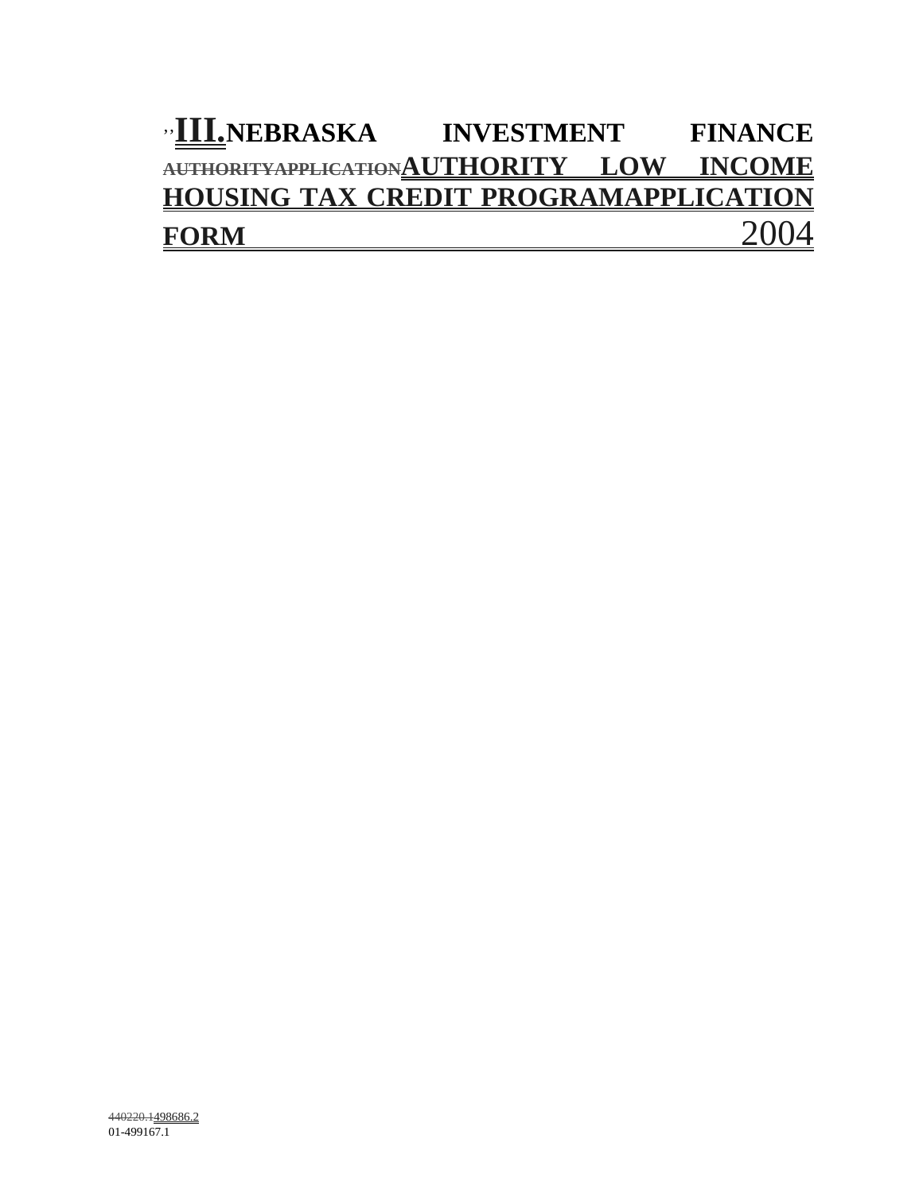# ''III.NEBRASKA INVESTMENT FINANCE ~~AUTHORITYAPPLICATION~~AUTHORITY LOW INCOME HOUSING TAX CREDIT PROGRAMAPPLICATION FORM 2004

~~440220.1~~498686.2
01-499167.1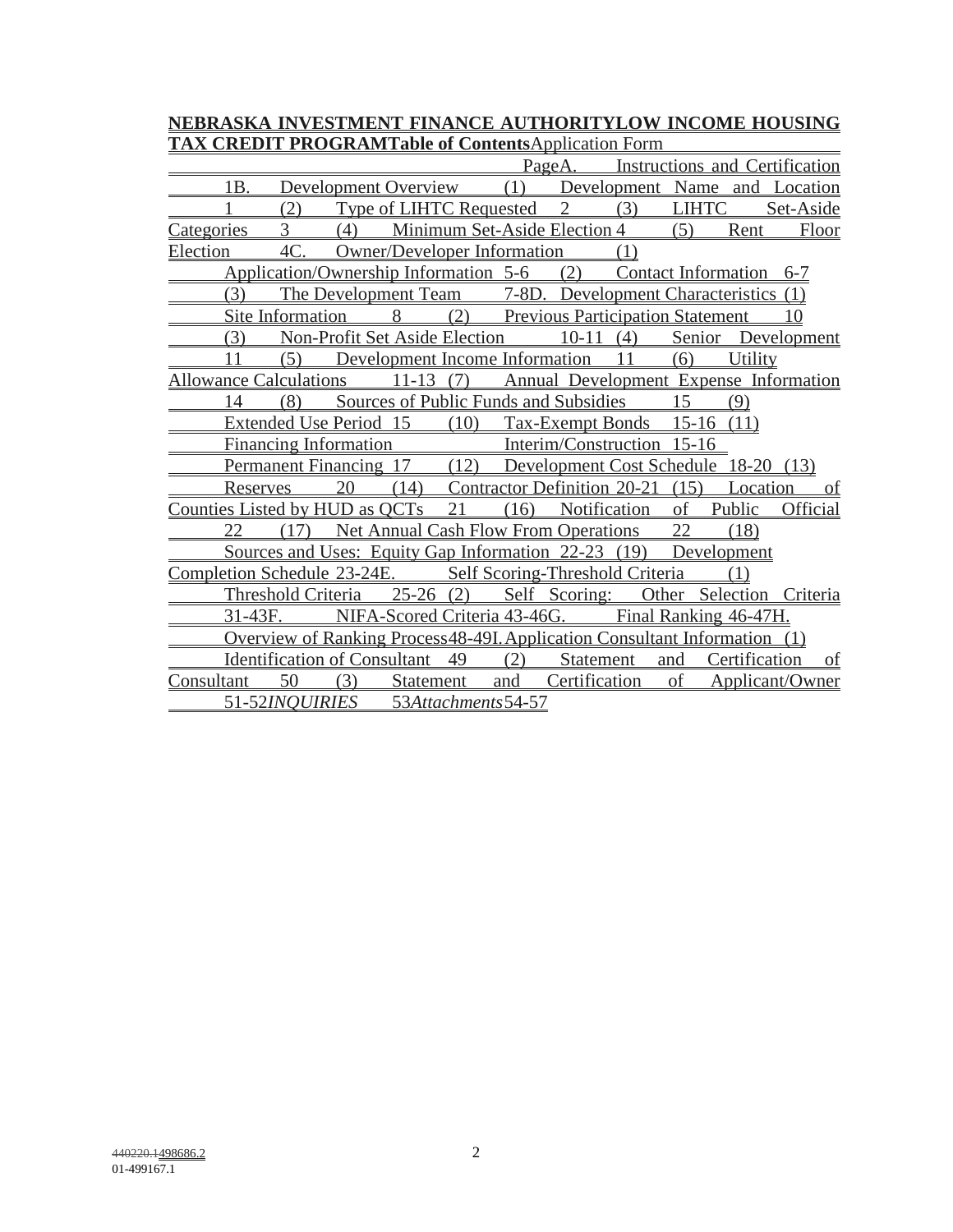**NEBRASKA INVESTMENT FINANCE AUTHORITY**

**LOW INCOME HOUSING TAX CREDIT PROGRAM**

**Table of Contents**

Application Form

| | Page |
|---|---|
| A. Instructions and Certification | 1 |
| B. Development Overview | |
| (1) Development Name and Location | 1 |
| (2) Type of LIHTC Requested | 2 |
| (3) LIHTC Set-Aside Categories | 3 |
| (4) Minimum Set-Aside Election | 4 |
| (5) Rent Floor Election | 4 |
| C. Owner/Developer Information | |
| (1) Application/Ownership Information | 5-6 |
| (2) Contact Information | 6-7 |
| (3) The Development Team | 7-8 |
| D. Development Characteristics | |
| (1) Site Information | 8 |
| (2) Previous Participation Statement | 10 |
| (3) Non-Profit Set Aside Election | 10-11 |
| (4) Senior Development | 11 |
| (5) Development Income Information | 11 |
| (6) Utility Allowance Calculations | 11-13 |
| (7) Annual Development Expense Information | 14 |
| (8) Sources of Public Funds and Subsidies | 15 |
| (9) Extended Use Period | 15 |
| (10) Tax-Exempt Bonds | 15-16 |
| (11) Financing Information Interim/Construction | 15-16 |
| Permanent Financing | 17 |
| (12) Development Cost Schedule | 18-20 |
| (13) Reserves | 20 |
| (14) Contractor Definition | 20-21 |
| (15) Location of Counties Listed by HUD as QCTs | 21 |
| (16) Notification of Public Official | 22 |
| (17) Net Annual Cash Flow From Operations | 22 |
| (18) Sources and Uses: Equity Gap Information | 22-23 |
| (19) Development Completion Schedule | 23-24 |
| E. Self Scoring-Threshold Criteria | |
| (1) Threshold Criteria | 25-26 |
| (2) Self Scoring: Other Selection Criteria | 31-43 |
| F. NIFA-Scored Criteria | 43-46 |
| G. Final Ranking | 46-47 |
| H. Overview of Ranking Process | 48-49 |
| I. Application Consultant Information | |
| (1) Identification of Consultant | 49 |
| (2) Statement and Certification of Consultant | 50 |
| (3) Statement and Certification of Applicant/Owner | 51-52 |
| *INQUIRIES* | 53 |
| *Attachments* | 54-57 |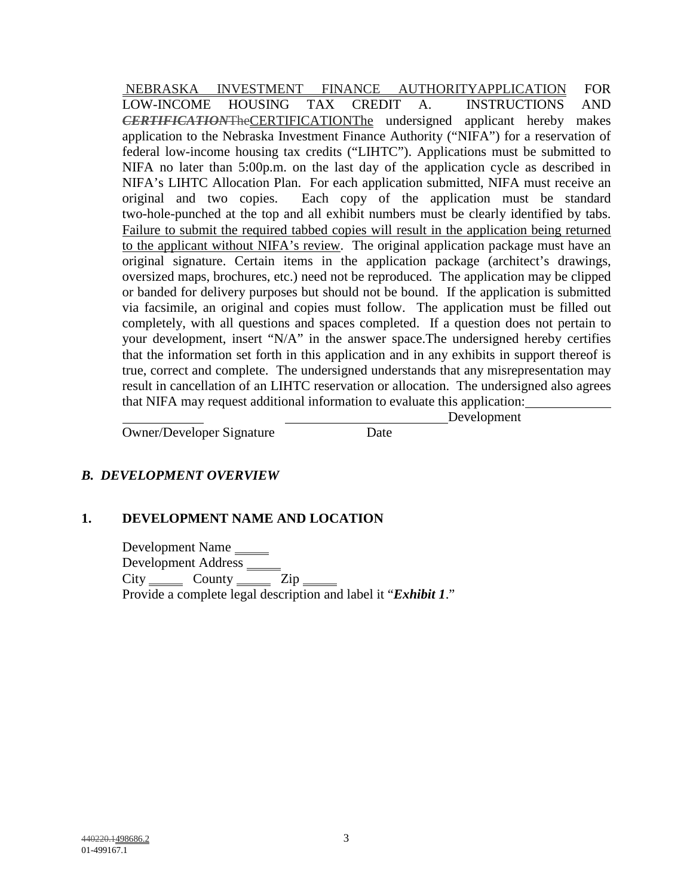NEBRASKA INVESTMENT FINANCE AUTHORITYAPPLICATION FOR LOW-INCOME HOUSING TAX CREDIT A. INSTRUCTIONS AND ***CERTIFICATION***TheCERTIFICATIONThe undersigned applicant hereby makes application to the Nebraska Investment Finance Authority ("NIFA") for a reservation of federal low-income housing tax credits ("LIHTC"). Applications must be submitted to NIFA no later than 5:00p.m. on the last day of the application cycle as described in NIFA's LIHTC Allocation Plan. For each application submitted, NIFA must receive an original and two copies. Each copy of the application must be standard two-hole-punched at the top and all exhibit numbers must be clearly identified by tabs. Failure to submit the required tabbed copies will result in the application being returned to the applicant without NIFA's review. The original application package must have an original signature. Certain items in the application package (architect's drawings, oversized maps, brochures, etc.) need not be reproduced. The application may be clipped or banded for delivery purposes but should not be bound. If the application is submitted via facsimile, an original and copies must follow. The application must be filled out completely, with all questions and spaces completed. If a question does not pertain to your development, insert "N/A" in the answer space.The undersigned hereby certifies that the information set forth in this application and in any exhibits in support thereof is true, correct and complete. The undersigned understands that any misrepresentation may result in cancellation of an LIHTC reservation or allocation. The undersigned also agrees that NIFA may request additional information to evaluate this application:\_\_\_\_\_\_\_\_\_\_\_\_

\_\_\_\_\_\_\_\_\_\_\_\_ \_\_\_\_\_\_\_\_\_\_\_\_\_\_\_\_\_\_\_\_\_\_\_\_ Development

Owner/Developer Signature Date

## *B. DEVELOPMENT OVERVIEW*

### 1. DEVELOPMENT NAME AND LOCATION

Development Name \_\_\_\_\_

Development Address \_\_\_\_\_

City \_\_\_\_\_ County \_\_\_\_\_ Zip \_\_\_\_\_

Provide a complete legal description and label it "***Exhibit 1***."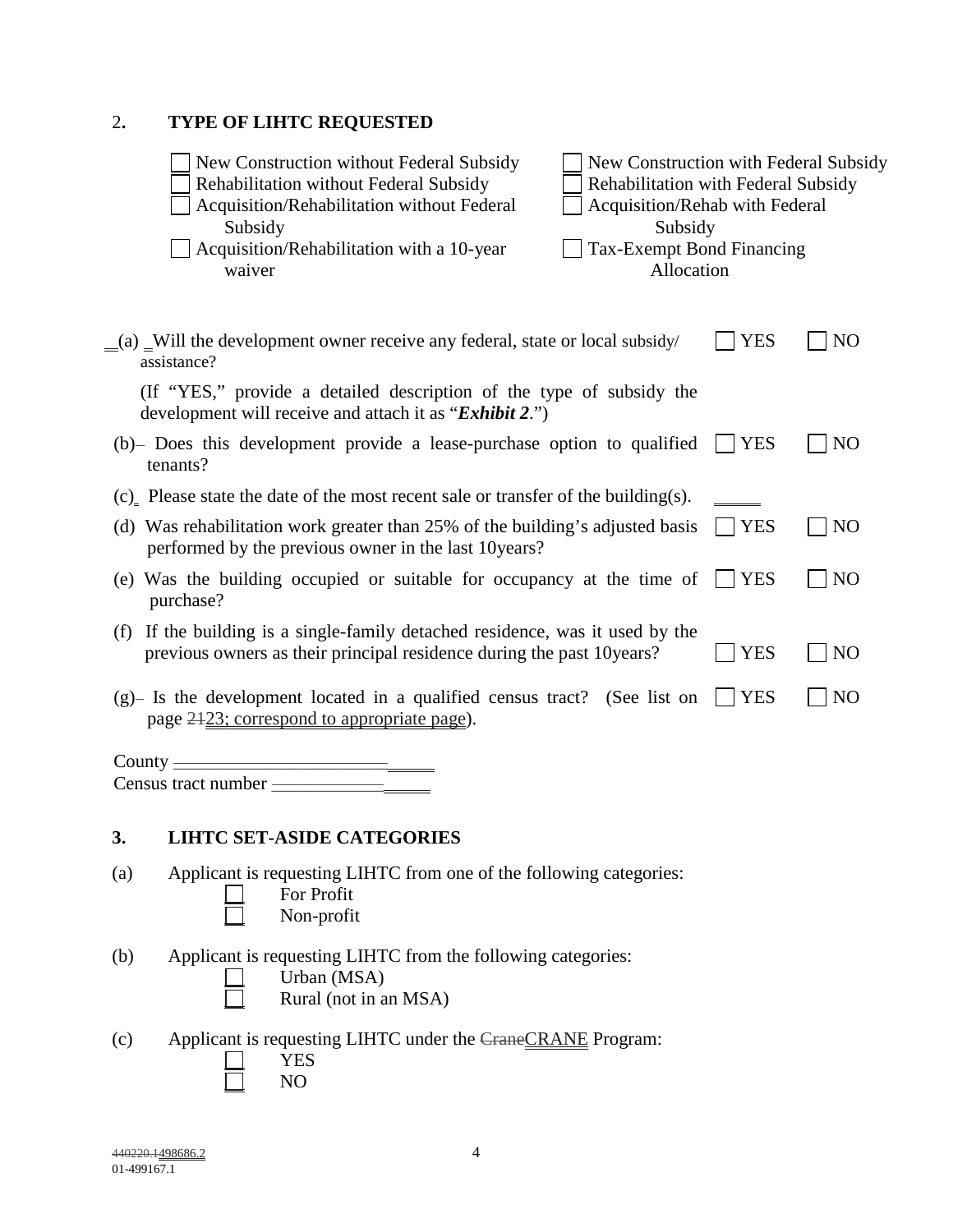## 2. TYPE OF LIHTC REQUESTED

- ☐ New Construction without Federal Subsidy
- ☐ Rehabilitation without Federal Subsidy
- ☐ Acquisition/Rehabilitation without Federal Subsidy
- ☐ Acquisition/Rehabilitation with a 10-year waiver
- ☐ New Construction with Federal Subsidy
- ☐ Rehabilitation with Federal Subsidy
- ☐ Acquisition/Rehab with Federal Subsidy
- ☐ Tax-Exempt Bond Financing Allocation

| Question | | |
|---|---|---|
| (a) Will the development owner receive any federal, state or local subsidy/ assistance? | ☐ YES | ☐ NO |
| (If "YES," provide a detailed description of the type of subsidy the development will receive and attach it as "***Exhibit 2***.") | | |
| (b) Does this development provide a lease-purchase option to qualified tenants? | ☐ YES | ☐ NO |
| (c) Please state the date of the most recent sale or transfer of the building(s). | _____ | |
| (d) Was rehabilitation work greater than 25% of the building's adjusted basis performed by the previous owner in the last 10years? | ☐ YES | ☐ NO |
| (e) Was the building occupied or suitable for occupancy at the time of purchase? | ☐ YES | ☐ NO |
| (f) If the building is a single-family detached residence, was it used by the previous owners as their principal residence during the past 10years? | ☐ YES | ☐ NO |
| (g) Is the development located in a qualified census tract? (See list on page ~~21~~23; correspond to appropriate page). | ☐ YES | ☐ NO |

County ______________________________

Census tract number ____________________

## 3. LIHTC SET-ASIDE CATEGORIES

(a) Applicant is requesting LIHTC from one of the following categories:

- ☐ For Profit
- ☐ Non-profit

(b) Applicant is requesting LIHTC from the following categories:

- ☐ Urban (MSA)
- ☐ Rural (not in an MSA)

(c) Applicant is requesting LIHTC under the ~~Crane~~CRANE Program:

- ☐ YES
- ☐ NO

~~440220.1~~498686.2
01-499167.1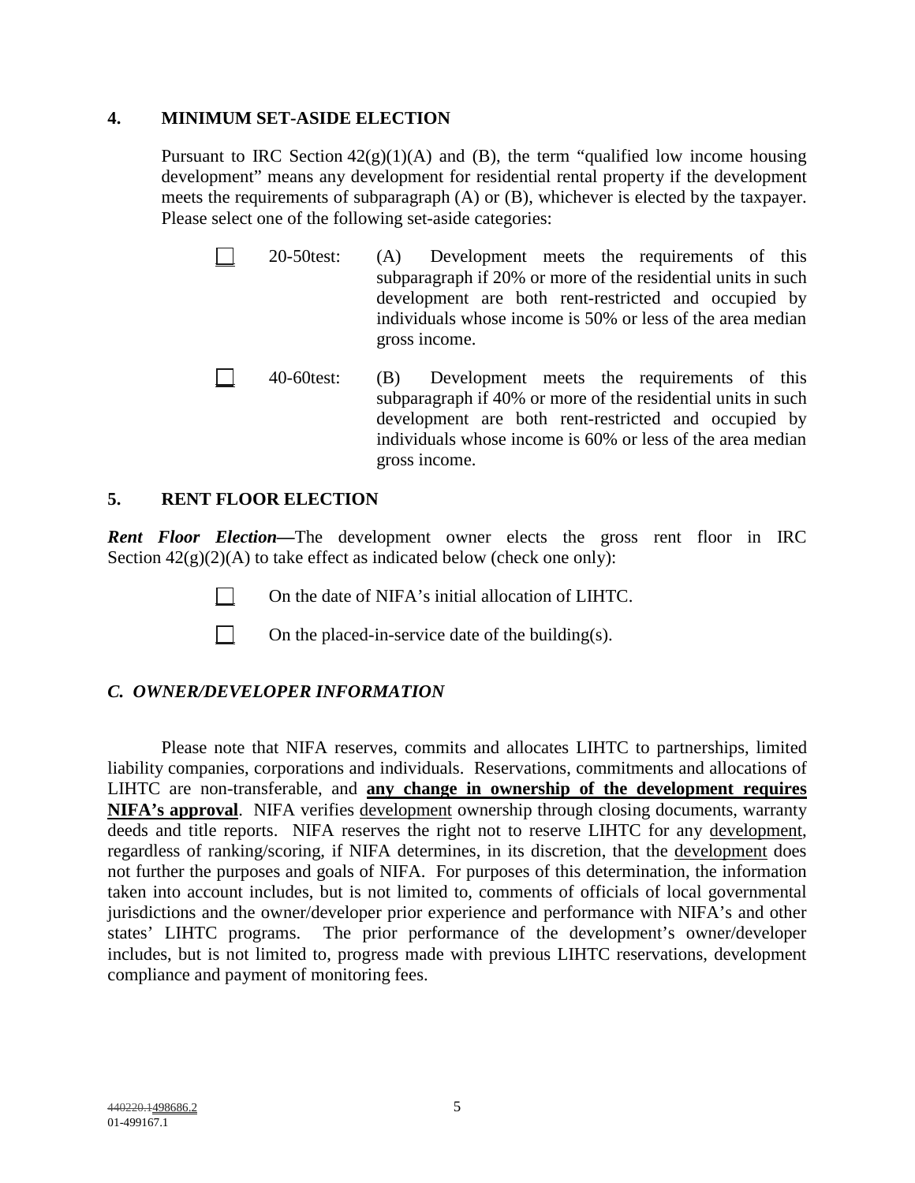## 4. MINIMUM SET-ASIDE ELECTION

Pursuant to IRC Section 42(g)(1)(A) and (B), the term "qualified low income housing development" means any development for residential rental property if the development meets the requirements of subparagraph (A) or (B), whichever is elected by the taxpayer. Please select one of the following set-aside categories:

- ☐ 20-50test: (A) Development meets the requirements of this subparagraph if 20% or more of the residential units in such development are both rent-restricted and occupied by individuals whose income is 50% or less of the area median gross income.

- ☐ 40-60test: (B) Development meets the requirements of this subparagraph if 40% or more of the residential units in such development are both rent-restricted and occupied by individuals whose income is 60% or less of the area median gross income.

## 5. RENT FLOOR ELECTION

***Rent Floor Election*****—**The development owner elects the gross rent floor in IRC Section 42(g)(2)(A) to take effect as indicated below (check one only):

- ☐ On the date of NIFA's initial allocation of LIHTC.
- ☐ On the placed-in-service date of the building(s).

## *C. OWNER/DEVELOPER INFORMATION*

Please note that NIFA reserves, commits and allocates LIHTC to partnerships, limited liability companies, corporations and individuals. Reservations, commitments and allocations of LIHTC are non-transferable, and **any change in ownership of the development requires NIFA's approval**. NIFA verifies development ownership through closing documents, warranty deeds and title reports. NIFA reserves the right not to reserve LIHTC for any development, regardless of ranking/scoring, if NIFA determines, in its discretion, that the development does not further the purposes and goals of NIFA. For purposes of this determination, the information taken into account includes, but is not limited to, comments of officials of local governmental jurisdictions and the owner/developer prior experience and performance with NIFA's and other states' LIHTC programs. The prior performance of the development's owner/developer includes, but is not limited to, progress made with previous LIHTC reservations, development compliance and payment of monitoring fees.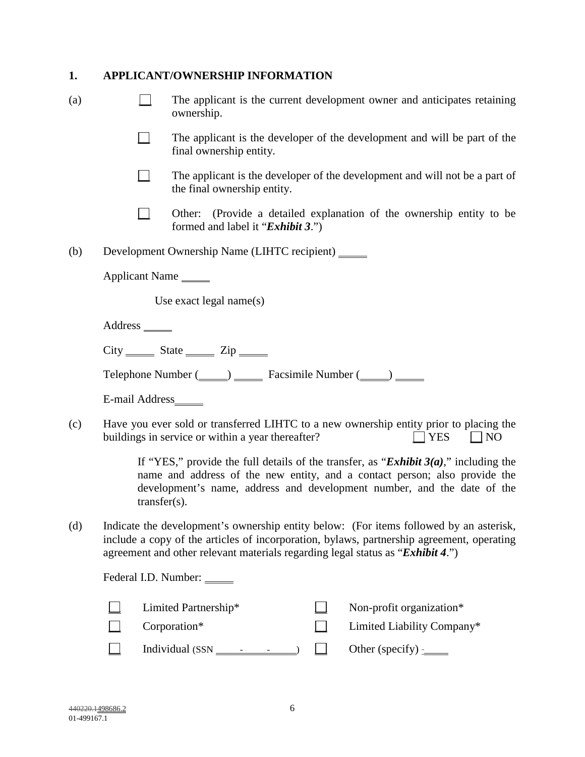## 1. APPLICANT/OWNERSHIP INFORMATION

(a)

☐ The applicant is the current development owner and anticipates retaining ownership.

☐ The applicant is the developer of the development and will be part of the final ownership entity.

☐ The applicant is the developer of the development and will not be a part of the final ownership entity.

☐ Other: (Provide a detailed explanation of the ownership entity to be formed and label it "***Exhibit 3***.")

(b) Development Ownership Name (LIHTC recipient) _____

Applicant Name _____

Use exact legal name(s)

Address _____

City _____ State _____ Zip _____

Telephone Number (_____) _____ Facsimile Number (_____) _____

E-mail Address_____

(c) Have you ever sold or transferred LIHTC to a new ownership entity prior to placing the buildings in service or within a year thereafter? ☐ YES ☐ NO

If "YES," provide the full details of the transfer, as "***Exhibit 3(a)***," including the name and address of the new entity, and a contact person; also provide the development's name, address and development number, and the date of the transfer(s).

(d) Indicate the development's ownership entity below: (For items followed by an asterisk, include a copy of the articles of incorporation, bylaws, partnership agreement, operating agreement and other relevant materials regarding legal status as "***Exhibit 4***.")

Federal I.D. Number: _____

☐ Limited Partnership*

☐ Corporation*

☐ Individual (SSN _____-_____-_____)

☐ Non-profit organization*

☐ Limited Liability Company*

☐ Other (specify) _____

~~440220.1~~498686.2
01-499167.1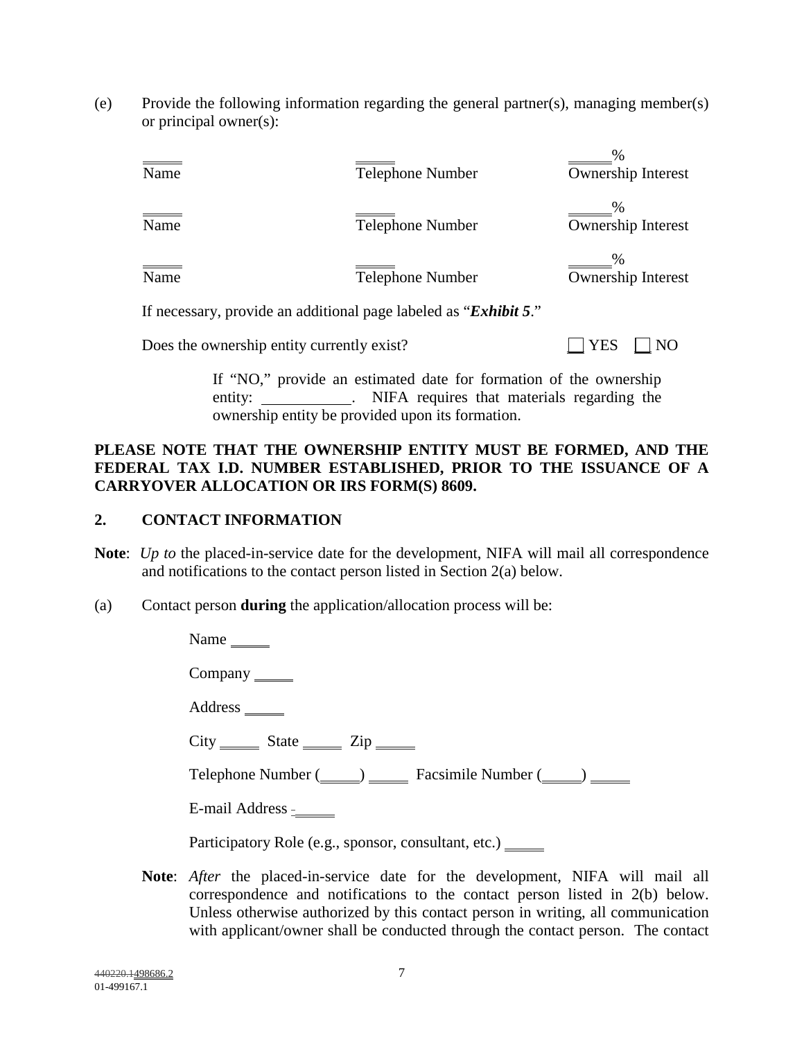(e) Provide the following information regarding the general partner(s), managing member(s) or principal owner(s):

| Name | Telephone Number | Ownership Interest |
|---|---|---|
| _____ | _____ | _____% |
| _____ | _____ | _____% |
| _____ | _____ | _____% |

If necessary, provide an additional page labeled as "***Exhibit 5***."

Does the ownership entity currently exist? ☐ YES ☐ NO

If "NO," provide an estimated date for formation of the ownership entity: ___________. NIFA requires that materials regarding the ownership entity be provided upon its formation.

**PLEASE NOTE THAT THE OWNERSHIP ENTITY MUST BE FORMED, AND THE FEDERAL TAX I.D. NUMBER ESTABLISHED, PRIOR TO THE ISSUANCE OF A CARRYOVER ALLOCATION OR IRS FORM(S) 8609.**

## 2. CONTACT INFORMATION

**Note**: *Up to* the placed-in-service date for the development, NIFA will mail all correspondence and notifications to the contact person listed in Section 2(a) below.

(a) Contact person **during** the application/allocation process will be:

Name _____

Company _____

Address _____

City _____ State _____ Zip _____

Telephone Number (_____) _____ Facsimile Number (_____) _____

E-mail Address _____

Participatory Role (e.g., sponsor, consultant, etc.) _____

**Note**: *After* the placed-in-service date for the development, NIFA will mail all correspondence and notifications to the contact person listed in 2(b) below. Unless otherwise authorized by this contact person in writing, all communication with applicant/owner shall be conducted through the contact person. The contact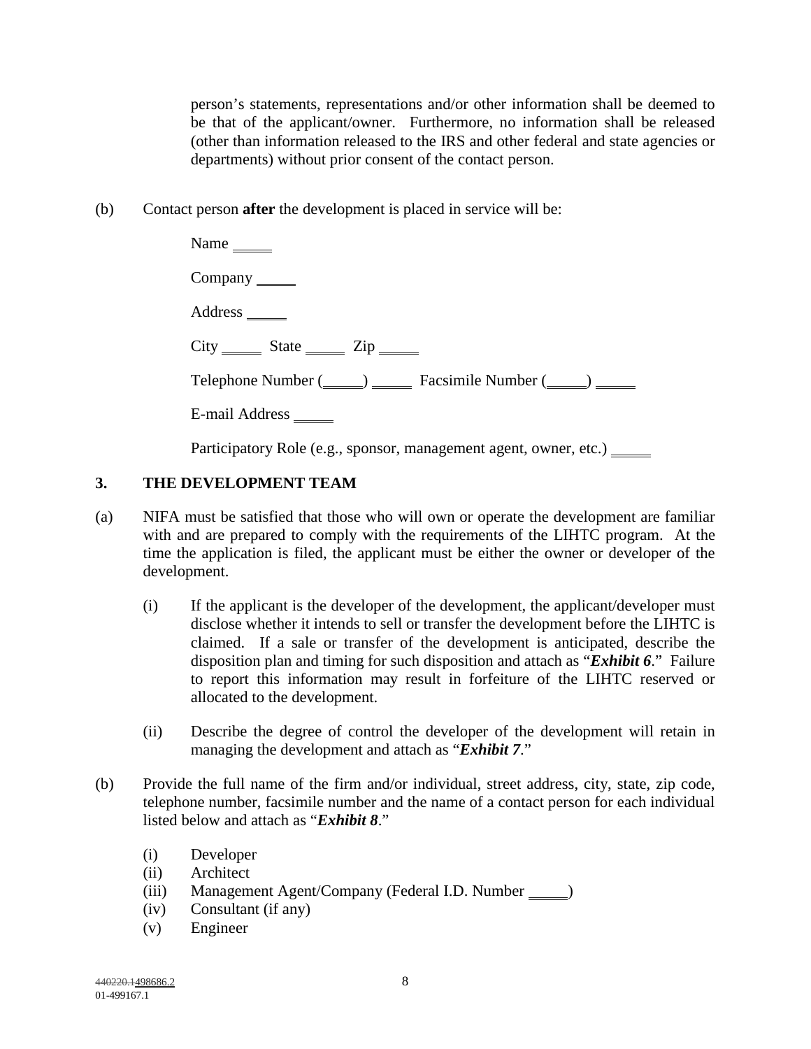person's statements, representations and/or other information shall be deemed to be that of the applicant/owner. Furthermore, no information shall be released (other than information released to the IRS and other federal and state agencies or departments) without prior consent of the contact person.

(b) Contact person **after** the development is placed in service will be:

Name _____

Company _____

Address _____

City _____ State _____ Zip _____

Telephone Number (_____) _____ Facsimile Number (_____) _____

E-mail Address _____

Participatory Role (e.g., sponsor, management agent, owner, etc.) _____

## 3. THE DEVELOPMENT TEAM

(a) NIFA must be satisfied that those who will own or operate the development are familiar with and are prepared to comply with the requirements of the LIHTC program. At the time the application is filed, the applicant must be either the owner or developer of the development.

(i) If the applicant is the developer of the development, the applicant/developer must disclose whether it intends to sell or transfer the development before the LIHTC is claimed. If a sale or transfer of the development is anticipated, describe the disposition plan and timing for such disposition and attach as "***Exhibit 6***." Failure to report this information may result in forfeiture of the LIHTC reserved or allocated to the development.

(ii) Describe the degree of control the developer of the development will retain in managing the development and attach as "***Exhibit 7***."

(b) Provide the full name of the firm and/or individual, street address, city, state, zip code, telephone number, facsimile number and the name of a contact person for each individual listed below and attach as "***Exhibit 8***."

(i) Developer
(ii) Architect
(iii) Management Agent/Company (Federal I.D. Number _____)
(iv) Consultant (if any)
(v) Engineer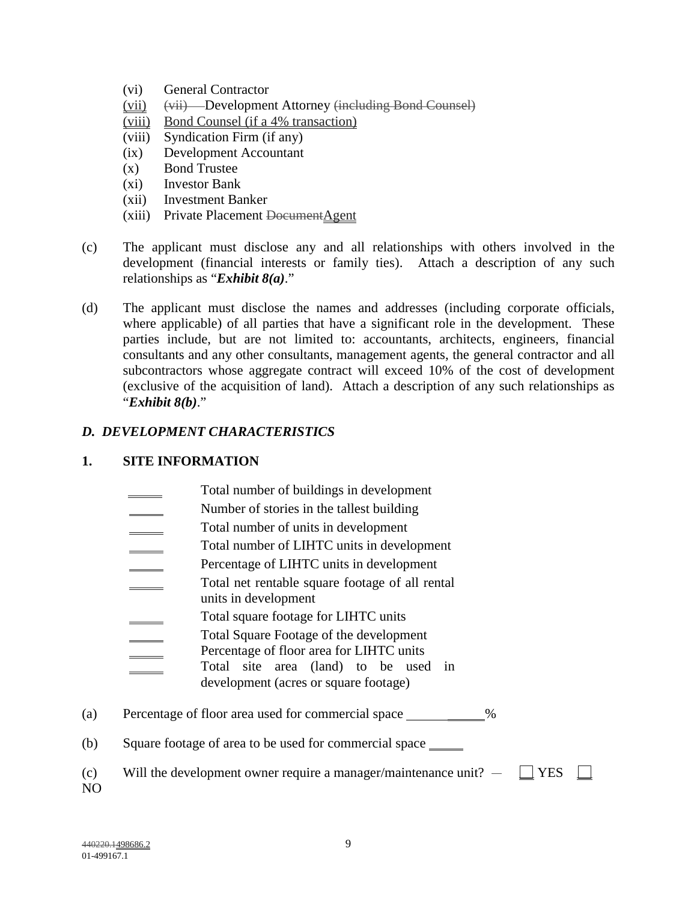(vi) General Contractor
(vii) ~~(vii)~~ Development Attorney ~~(including Bond Counsel)~~
(viii) Bond Counsel (if a 4% transaction)
(viii) Syndication Firm (if any)
(ix) Development Accountant
(x) Bond Trustee
(xi) Investor Bank
(xii) Investment Banker
(xiii) Private Placement ~~Document~~Agent

(c) The applicant must disclose any and all relationships with others involved in the development (financial interests or family ties). Attach a description of any such relationships as "***Exhibit 8(a)***."

(d) The applicant must disclose the names and addresses (including corporate officials, where applicable) of all parties that have a significant role in the development. These parties include, but are not limited to: accountants, architects, engineers, financial consultants and any other consultants, management agents, the general contractor and all subcontractors whose aggregate contract will exceed 10% of the cost of development (exclusive of the acquisition of land). Attach a description of any such relationships as "***Exhibit 8(b)***."

### *D. DEVELOPMENT CHARACTERISTICS*

### 1. SITE INFORMATION

_____ Total number of buildings in development
_____ Number of stories in the tallest building
_____ Total number of units in development
_____ Total number of LIHTC units in development
_____ Percentage of LIHTC units in development
_____ Total net rentable square footage of all rental units in development
_____ Total square footage for LIHTC units
_____ Total Square Footage of the development
_____ Percentage of floor area for LIHTC units
_____ Total site area (land) to be used in development (acres or square footage)

(a) Percentage of floor area used for commercial space ___________%

(b) Square footage of area to be used for commercial space _____

(c) Will the development owner require a manager/maintenance unit? — ☐ YES ☐ NO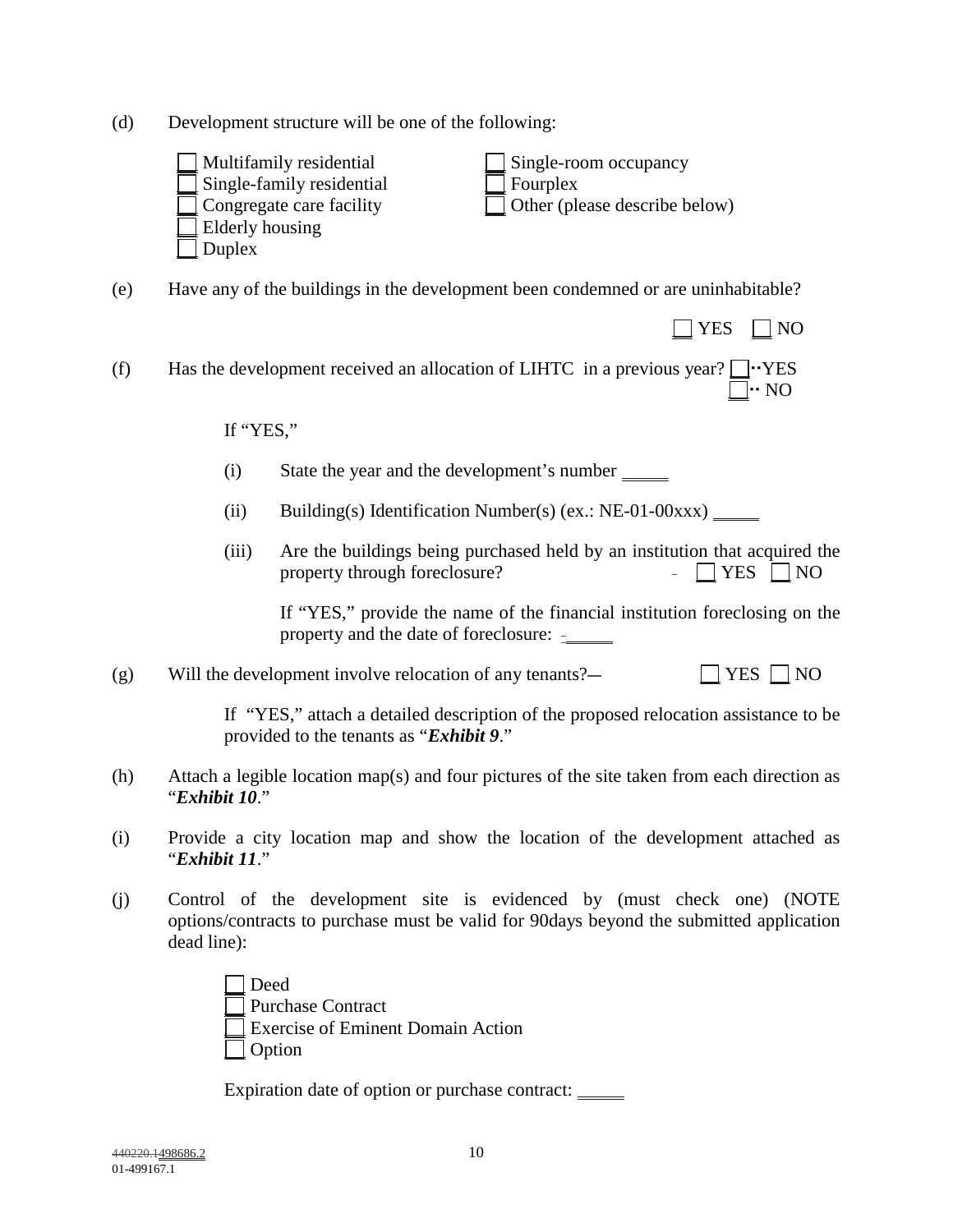(d) Development structure will be one of the following:

- ☐ Multifamily residential
- ☐ Single-family residential
- ☐ Congregate care facility
- ☐ Elderly housing
- ☐ Duplex
- ☐ Single-room occupancy
- ☐ Fourplex
- ☐ Other (please describe below)

(e) Have any of the buildings in the development been condemned or are uninhabitable?

☐ YES ☐ NO

(f) Has the development received an allocation of LIHTC in a previous year? ☐ YES ☐ NO

If "YES,"

(i) State the year and the development's number _____

(ii) Building(s) Identification Number(s) (ex.: NE-01-00xxx) _____

(iii) Are the buildings being purchased held by an institution that acquired the property through foreclosure? ☐ YES ☐ NO

If "YES," provide the name of the financial institution foreclosing on the property and the date of foreclosure: _____

(g) Will the development involve relocation of any tenants? ☐ YES ☐ NO

If "YES," attach a detailed description of the proposed relocation assistance to be provided to the tenants as "***Exhibit 9***."

(h) Attach a legible location map(s) and four pictures of the site taken from each direction as "***Exhibit 10***."

(i) Provide a city location map and show the location of the development attached as "***Exhibit 11***."

(j) Control of the development site is evidenced by (must check one) (NOTE options/contracts to purchase must be valid for 90days beyond the submitted application dead line):

- ☐ Deed
- ☐ Purchase Contract
- ☐ Exercise of Eminent Domain Action
- ☐ Option

Expiration date of option or purchase contract: _____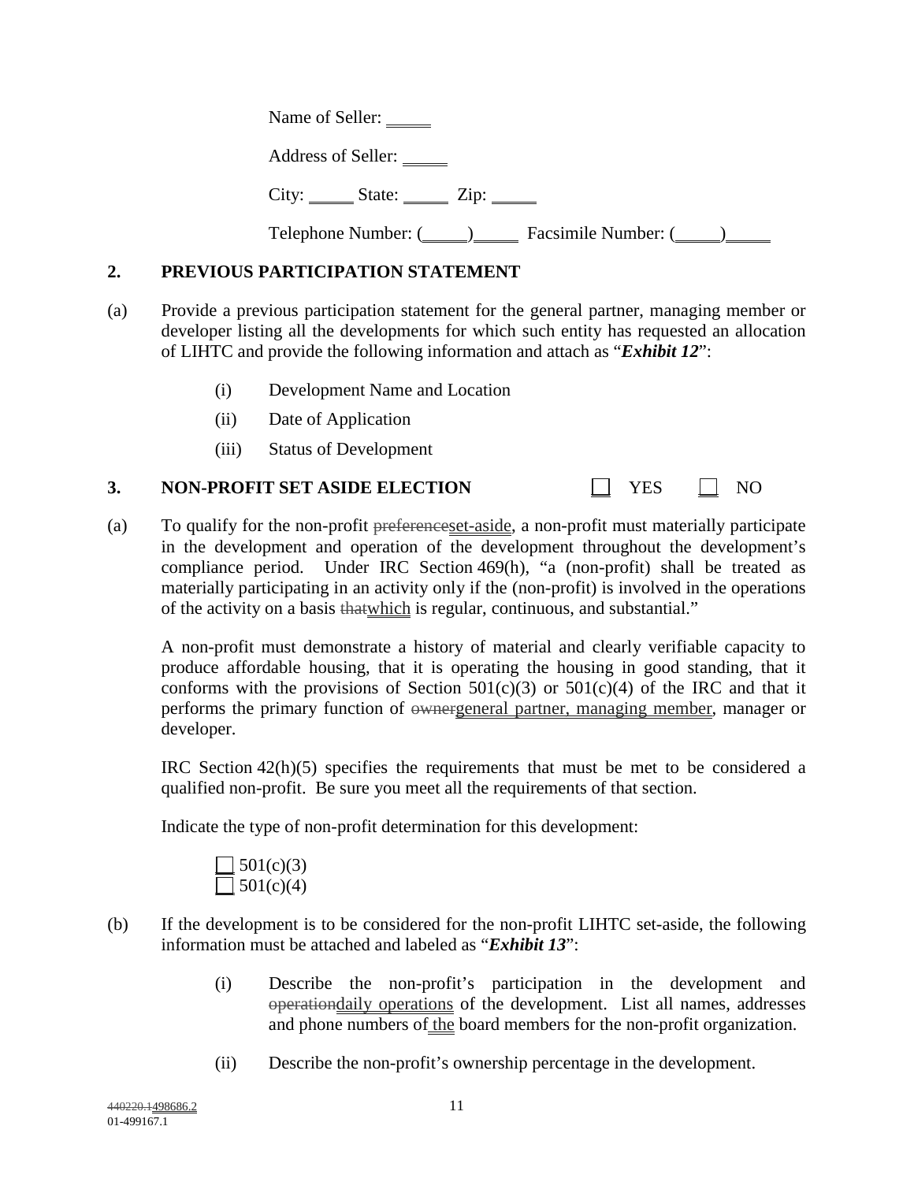Name of Seller: _____

Address of Seller: _____

City: _____ State: _____ Zip: _____

Telephone Number: (_____)_____ Facsimile Number: (_____)_____

## 2. PREVIOUS PARTICIPATION STATEMENT

(a) Provide a previous participation statement for the general partner, managing member or developer listing all the developments for which such entity has requested an allocation of LIHTC and provide the following information and attach as "***Exhibit 12***":

(i) Development Name and Location

(ii) Date of Application

(iii) Status of Development

## 3. NON-PROFIT SET ASIDE ELECTION ☐ YES ☐ NO

(a) To qualify for the non-profit ~~preference~~set-aside, a non-profit must materially participate in the development and operation of the development throughout the development's compliance period. Under IRC Section 469(h), "a (non-profit) shall be treated as materially participating in an activity only if the (non-profit) is involved in the operations of the activity on a basis ~~that~~which is regular, continuous, and substantial."

A non-profit must demonstrate a history of material and clearly verifiable capacity to produce affordable housing, that it is operating the housing in good standing, that it conforms with the provisions of Section 501(c)(3) or 501(c)(4) of the IRC and that it performs the primary function of ~~owner~~general partner, managing member, manager or developer.

IRC Section 42(h)(5) specifies the requirements that must be met to be considered a qualified non-profit. Be sure you meet all the requirements of that section.

Indicate the type of non-profit determination for this development:

☐ 501(c)(3)
☐ 501(c)(4)

(b) If the development is to be considered for the non-profit LIHTC set-aside, the following information must be attached and labeled as "***Exhibit 13***":

(i) Describe the non-profit's participation in the development and ~~operation~~daily operations of the development. List all names, addresses and phone numbers of the board members for the non-profit organization.

(ii) Describe the non-profit's ownership percentage in the development.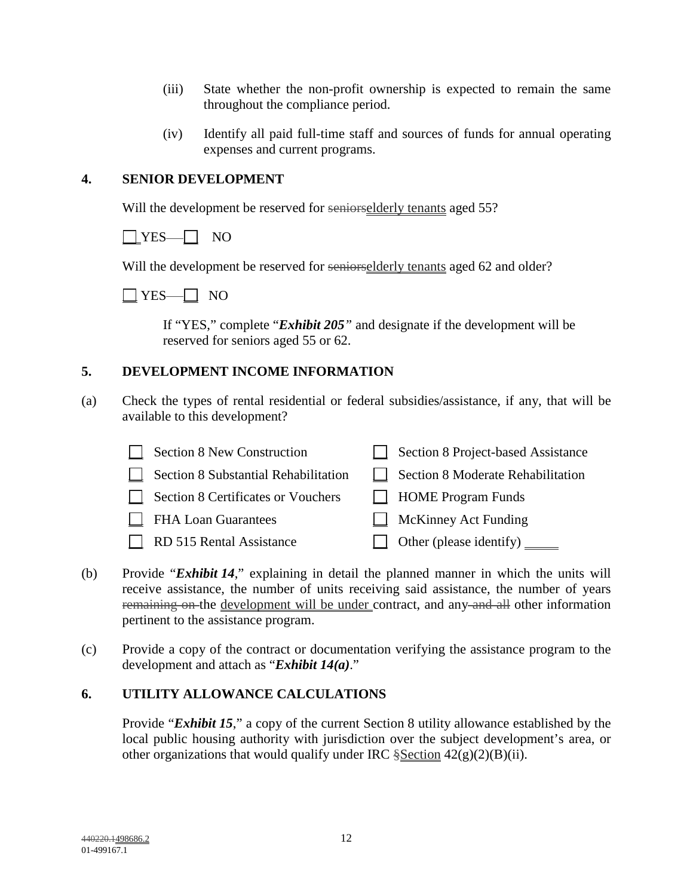(iii) State whether the non-profit ownership is expected to remain the same throughout the compliance period.

(iv) Identify all paid full-time staff and sources of funds for annual operating expenses and current programs.

**4. SENIOR DEVELOPMENT**

Will the development be reserved for ~~seniors~~elderly tenants aged 55?

☐ YES ☐ NO

Will the development be reserved for ~~seniors~~elderly tenants aged 62 and older?

☐ YES ☐ NO

If "YES," complete "***Exhibit 205***" and designate if the development will be reserved for seniors aged 55 or 62.

**5. DEVELOPMENT INCOME INFORMATION**

(a) Check the types of rental residential or federal subsidies/assistance, if any, that will be available to this development?

☐ Section 8 New Construction
☐ Section 8 Project-based Assistance
☐ Section 8 Substantial Rehabilitation
☐ Section 8 Moderate Rehabilitation
☐ Section 8 Certificates or Vouchers
☐ HOME Program Funds
☐ FHA Loan Guarantees
☐ McKinney Act Funding
☐ RD 515 Rental Assistance
☐ Other (please identify) _____

(b) Provide "***Exhibit 14***," explaining in detail the planned manner in which the units will receive assistance, the number of units receiving said assistance, the number of years ~~remaining on~~ the development will be under contract, and any ~~and all~~ other information pertinent to the assistance program.

(c) Provide a copy of the contract or documentation verifying the assistance program to the development and attach as "***Exhibit 14(a)***."

**6. UTILITY ALLOWANCE CALCULATIONS**

Provide "***Exhibit 15***," a copy of the current Section 8 utility allowance established by the local public housing authority with jurisdiction over the subject development's area, or other organizations that would qualify under IRC ~~§~~Section 42(g)(2)(B)(ii).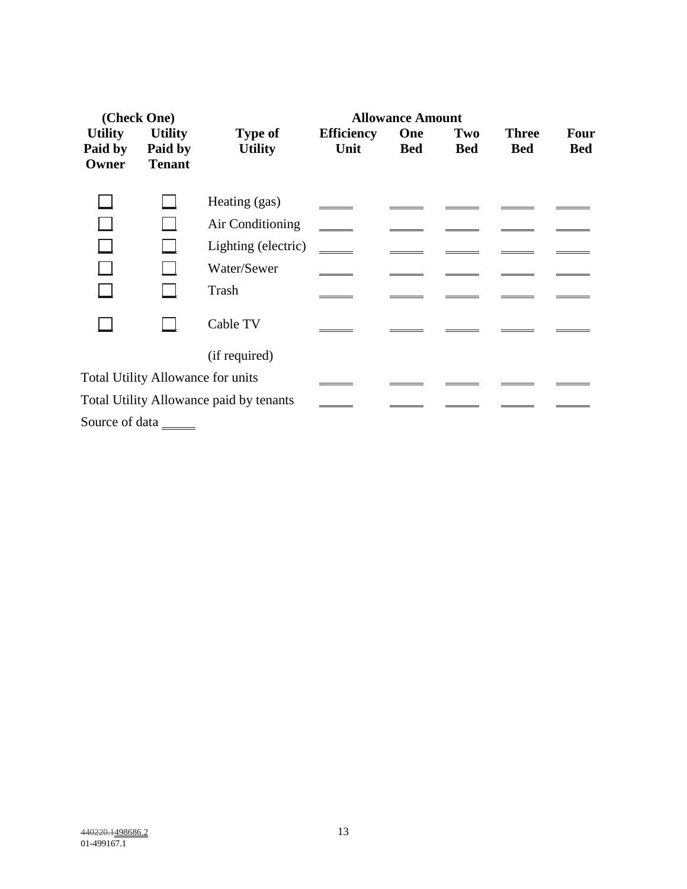| (Check One) | | | Allowance Amount | | | | |
|---|---|---|---|---|---|---|---|
| **Utility Paid by Owner** | **Utility Paid by Tenant** | **Type of Utility** | **Efficiency Unit** | **One Bed** | **Two Bed** | **Three Bed** | **Four Bed** |
| ☐ | ☐ | Heating (gas) | _____ | _____ | _____ | _____ | _____ |
| ☐ | ☐ | Air Conditioning | _____ | _____ | _____ | _____ | _____ |
| ☐ | ☐ | Lighting (electric) | _____ | _____ | _____ | _____ | _____ |
| ☐ | ☐ | Water/Sewer | _____ | _____ | _____ | _____ | _____ |
| ☐ | ☐ | Trash | _____ | _____ | _____ | _____ | _____ |
| ☐ | ☐ | Cable TV (if required) | _____ | _____ | _____ | _____ | _____ |
| Total Utility Allowance for units | | | _____ | _____ | _____ | _____ | _____ |
| Total Utility Allowance paid by tenants | | | _____ | _____ | _____ | _____ | _____ |

Source of data _____

~~440220.1~~498686.2
01-499167.1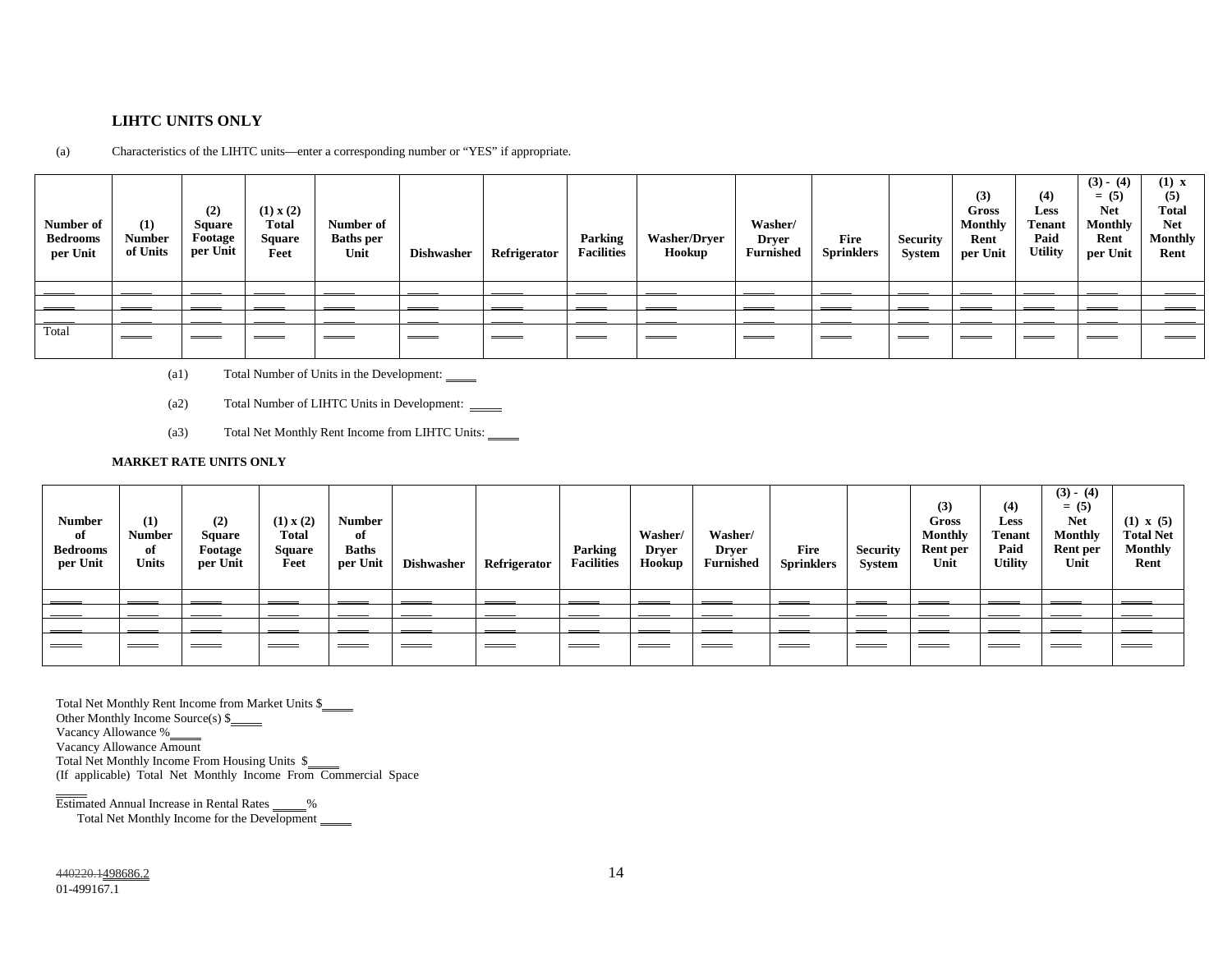**LIHTC UNITS ONLY**

(a) Characteristics of the LIHTC units—enter a corresponding number or "YES" if appropriate.

| Number of Bedrooms per Unit | (1) Number of Units | (2) Square Footage per Unit | (1) x (2) Total Square Feet | Number of Baths per Unit | Dishwasher | Refrigerator | Parking Facilities | Washer/Dryer Hookup | Washer/ Dryer Furnished | Fire Sprinklers | Security System | (3) Gross Monthly Rent per Unit | (4) Less Tenant Paid Utility | (3) - (4) = (5) Net Monthly Rent per Unit | (1) x (5) Total Net Monthly Rent |
|---|---|---|---|---|---|---|---|---|---|---|---|---|---|---|---|
| _____ | _____ | _____ | _____ | _____ | _____ | _____ | _____ | _____ | _____ | _____ | _____ | _____ | _____ | _____ | _____ |
| _____ | _____ | _____ | _____ | _____ | _____ | _____ | _____ | _____ | _____ | _____ | _____ | _____ | _____ | _____ | _____ |
| _____ | _____ | _____ | _____ | _____ | _____ | _____ | _____ | _____ | _____ | _____ | _____ | _____ | _____ | _____ | _____ |
| Total | _____ | _____ | _____ | _____ | _____ | _____ | _____ | _____ | _____ | _____ | _____ | _____ | _____ | _____ | _____ |

(a1) Total Number of Units in the Development: _____

(a2) Total Number of LIHTC Units in Development: _____

(a3) Total Net Monthly Rent Income from LIHTC Units: _____

**MARKET RATE UNITS ONLY**

| Number of Bedrooms per Unit | (1) Number of Units | (2) Square Footage per Unit | (1) x (2) Total Square Feet | Number of Baths per Unit | Dishwasher | Refrigerator | Parking Facilities | Washer/ Dryer Hookup | Washer/ Dryer Furnished | Fire Sprinklers | Security System | (3) Gross Monthly Rent per Unit | (4) Less Tenant Paid Utility | (3) - (4) = (5) Net Monthly Rent per Unit | (1) x (5) Total Net Monthly Rent |
|---|---|---|---|---|---|---|---|---|---|---|---|---|---|---|---|
| _____ | _____ | _____ | _____ | _____ | _____ | _____ | _____ | _____ | _____ | _____ | _____ | _____ | _____ | _____ | _____ |
| _____ | _____ | _____ | _____ | _____ | _____ | _____ | _____ | _____ | _____ | _____ | _____ | _____ | _____ | _____ | _____ |
| _____ | _____ | _____ | _____ | _____ | _____ | _____ | _____ | _____ | _____ | _____ | _____ | _____ | _____ | _____ | _____ |
| _____ | _____ | _____ | _____ | _____ | _____ | _____ | _____ | _____ | _____ | _____ | _____ | _____ | _____ | _____ | _____ |

Total Net Monthly Rent Income from Market Units $_____
Other Monthly Income Source(s) $_____
Vacancy Allowance %_____
Vacancy Allowance Amount
Total Net Monthly Income From Housing Units $_____
(If applicable) Total Net Monthly Income From Commercial Space _____
Estimated Annual Increase in Rental Rates _____%
Total Net Monthly Income for the Development _____

~~440220.1~~498686.2
01-499167.1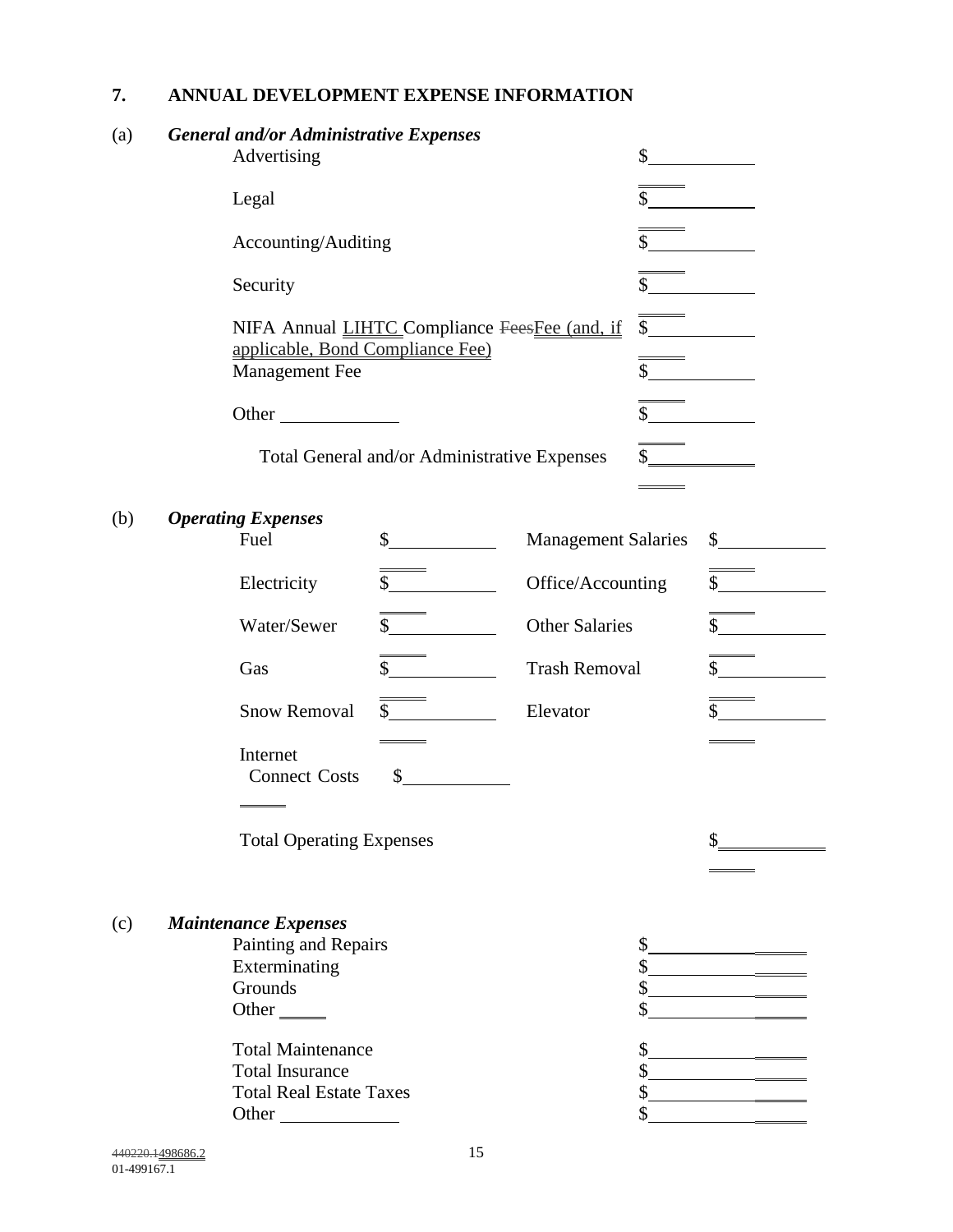## 7. ANNUAL DEVELOPMENT EXPENSE INFORMATION

### (a) *General and/or Administrative Expenses*

| | |
|---|---|
| Advertising | $ |
| Legal | $ |
| Accounting/Auditing | $ |
| Security | $ |
| NIFA Annual LIHTC Compliance ~~Fees~~Fee (and, if applicable, Bond Compliance Fee) | $ |
| Management Fee | $ |
| Other ____________ | $ |
| Total General and/or Administrative Expenses | $ |

### (b) *Operating Expenses*

| | | | |
|---|---|---|---|
| Fuel | $ | Management Salaries | $ |
| Electricity | $ | Office/Accounting | $ |
| Water/Sewer | $ | Other Salaries | $ |
| Gas | $ | Trash Removal | $ |
| Snow Removal | $ | Elevator | $ |
| Internet Connect Costs | $ | | |

Total Operating Expenses $

### (c) *Maintenance Expenses*

| | |
|---|---|
| Painting and Repairs | $ |
| Exterminating | $ |
| Grounds | $ |
| Other _____ | $ |
| Total Maintenance | $ |
| Total Insurance | $ |
| Total Real Estate Taxes | $ |
| Other ____________ | $ |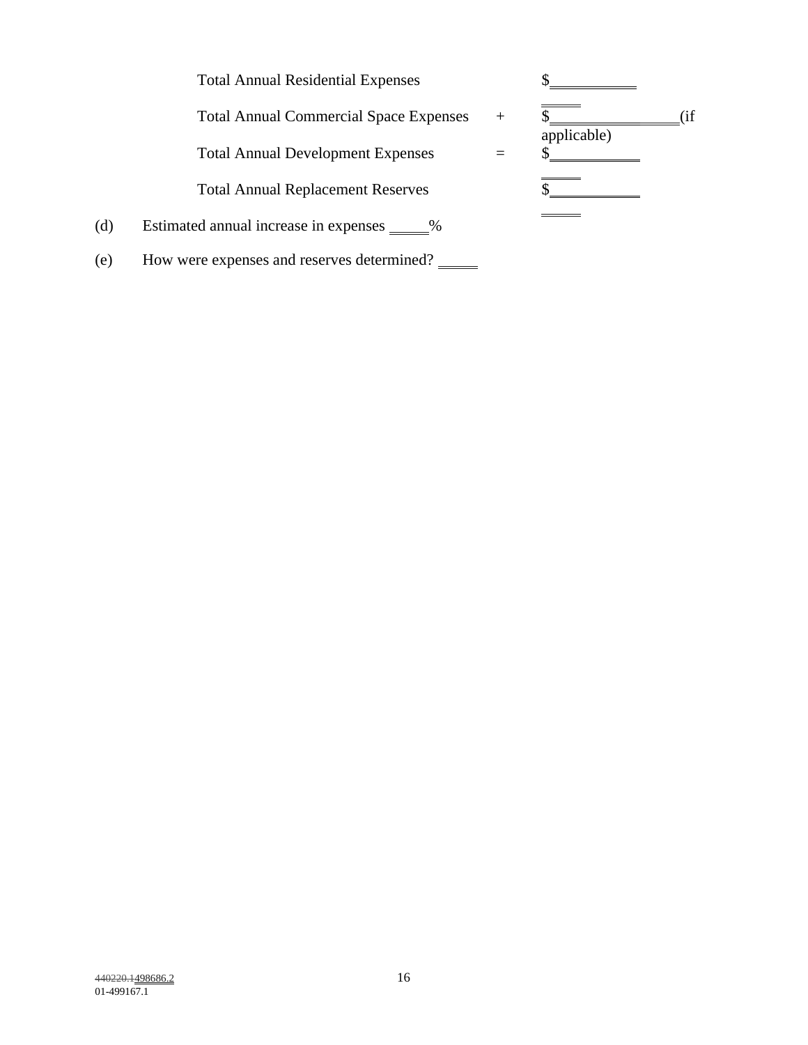| | | |
|---|---|---|
| Total Annual Residential Expenses | | $\_\_\_\_\_\_\_\_\_\_\_\_ |
| Total Annual Commercial Space Expenses | + | $\_\_\_\_\_\_\_\_\_\_\_\_\_\_\_\_(if applicable) |
| Total Annual Development Expenses | = | $\_\_\_\_\_\_\_\_\_\_\_\_ |
| Total Annual Replacement Reserves | | $\_\_\_\_\_\_\_\_\_\_\_\_ |

(d) Estimated annual increase in expenses \_\_\_\_\_%

(e) How were expenses and reserves determined? \_\_\_\_\_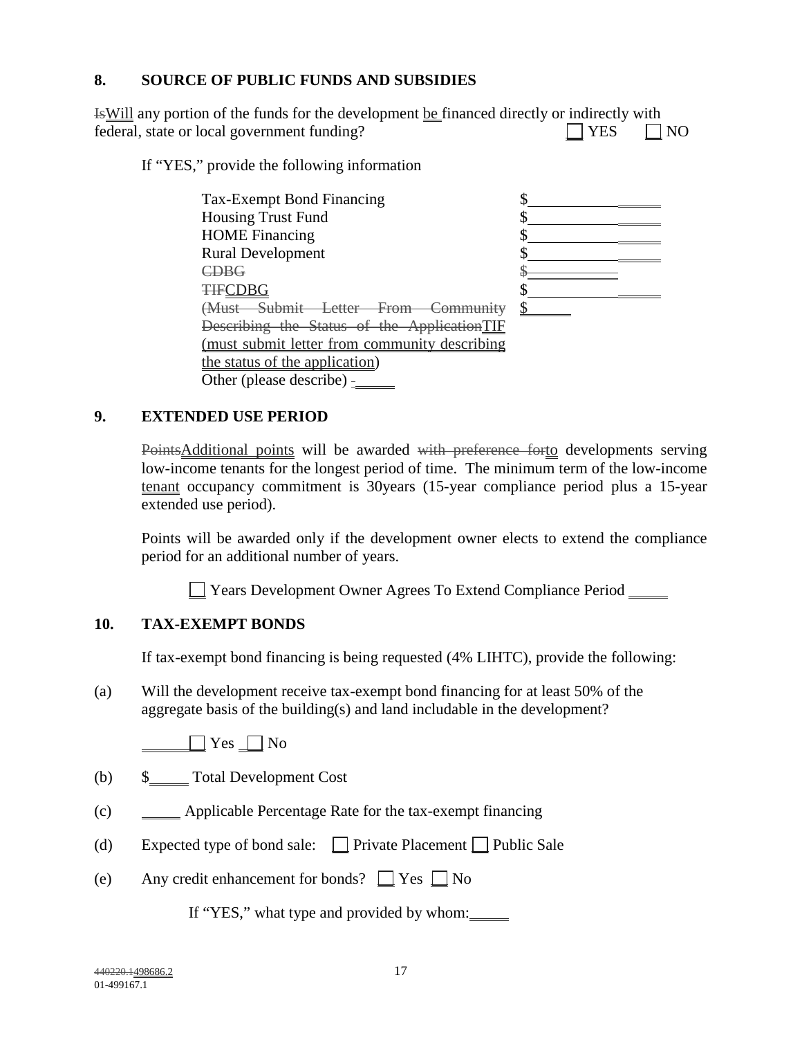## 8. SOURCE OF PUBLIC FUNDS AND SUBSIDIES

~~Is~~Will any portion of the funds for the development be financed directly or indirectly with federal, state or local government funding? ☐ YES ☐ NO

If "YES," provide the following information

| | |
|---|---|
| Tax-Exempt Bond Financing | $ |
| Housing Trust Fund | $ |
| HOME Financing | $ |
| Rural Development | $ |
| ~~CDBG~~ | ~~$~~ |
| ~~TIF~~CDBG | $ |
| ~~(Must Submit Letter From Community Describing the Status of the Application~~TIF (must submit letter from community describing the status of the application) | $ |
| Other (please describe) ______ | |

## 9. EXTENDED USE PERIOD

~~Points~~Additional points will be awarded ~~with preference for~~to developments serving low-income tenants for the longest period of time. The minimum term of the low-income tenant occupancy commitment is 30years (15-year compliance period plus a 15-year extended use period).

Points will be awarded only if the development owner elects to extend the compliance period for an additional number of years.

☐ Years Development Owner Agrees To Extend Compliance Period ______

## 10. TAX-EXEMPT BONDS

If tax-exempt bond financing is being requested (4% LIHTC), provide the following:

(a) Will the development receive tax-exempt bond financing for at least 50% of the aggregate basis of the building(s) and land includable in the development?

______ ☐ Yes ☐ No

(b) $______ Total Development Cost

(c) ______ Applicable Percentage Rate for the tax-exempt financing

(d) Expected type of bond sale: ☐ Private Placement ☐ Public Sale

(e) Any credit enhancement for bonds? ☐ Yes ☐ No

If "YES," what type and provided by whom:______

~~440220.1~~498686.2
01-499167.1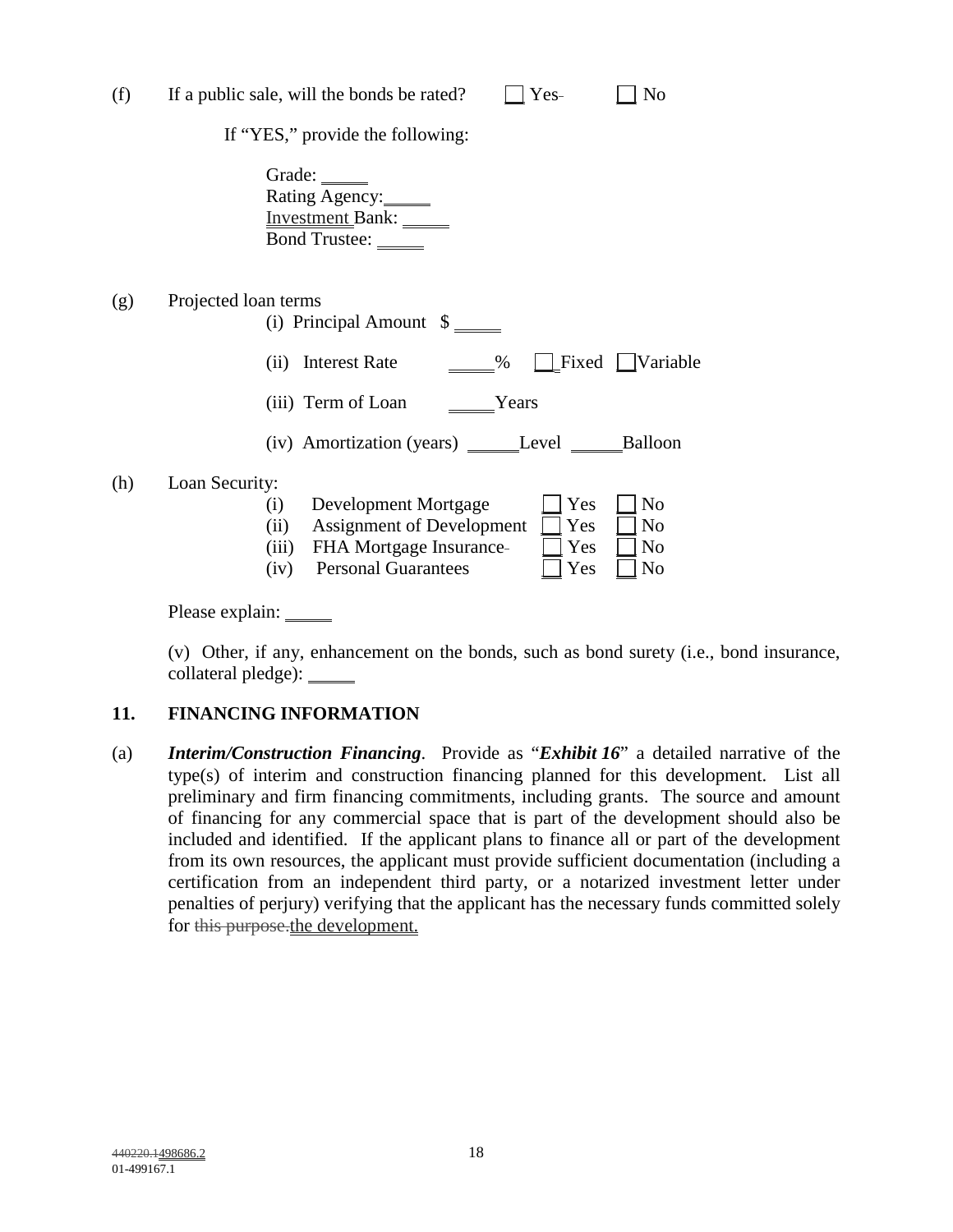(f) If a public sale, will the bonds be rated? ☐ Yes ☐ No

If "YES," provide the following:

Grade: _____
Rating Agency: _____
Investment Bank: _____
Bond Trustee: _____

(g) Projected loan terms

(i) Principal Amount $ _____

(ii) Interest Rate _____% ☐ Fixed ☐ Variable

(iii) Term of Loan _____ Years

(iv) Amortization (years) _____ Level _____ Balloon

(h) Loan Security:

(i) Development Mortgage ☐ Yes ☐ No
(ii) Assignment of Development ☐ Yes ☐ No
(iii) FHA Mortgage Insurance ☐ Yes ☐ No
(iv) Personal Guarantees ☐ Yes ☐ No

Please explain: _____

(v) Other, if any, enhancement on the bonds, such as bond surety (i.e., bond insurance, collateral pledge): _____

## 11. FINANCING INFORMATION

(a) ***Interim/Construction Financing***. Provide as "***Exhibit 16***" a detailed narrative of the type(s) of interim and construction financing planned for this development. List all preliminary and firm financing commitments, including grants. The source and amount of financing for any commercial space that is part of the development should also be included and identified. If the applicant plans to finance all or part of the development from its own resources, the applicant must provide sufficient documentation (including a certification from an independent third party, or a notarized investment letter under penalties of perjury) verifying that the applicant has the necessary funds committed solely for ~~this purpose.~~the development.

440220.1498686.2
01-499167.1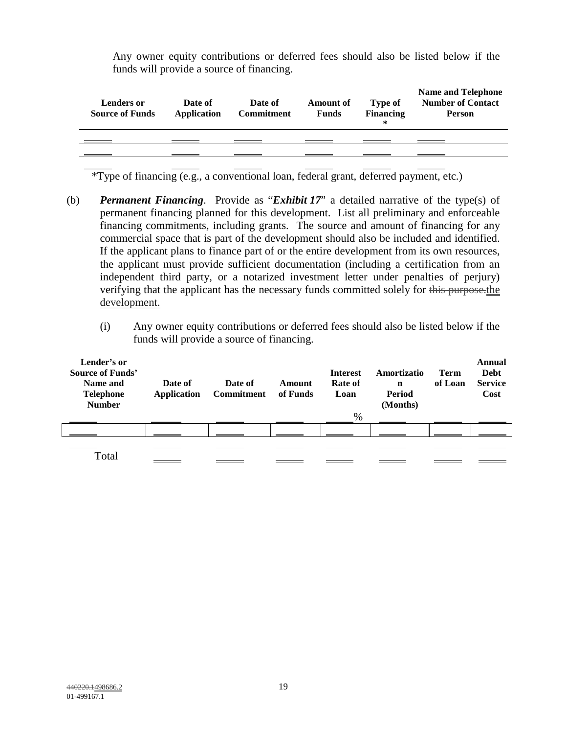Any owner equity contributions or deferred fees should also be listed below if the funds will provide a source of financing.

| Lenders or Source of Funds | Date of Application | Date of Commitment | Amount of Funds | Type of Financing * | Name and Telephone Number of Contact Person |
|---|---|---|---|---|---|
| \_\_\_\_\_ | \_\_\_\_\_ | \_\_\_\_\_ | \_\_\_\_\_ | \_\_\_\_\_ | \_\_\_\_\_ |
| \_\_\_\_\_ | \_\_\_\_\_ | \_\_\_\_\_ | \_\_\_\_\_ | \_\_\_\_\_ | \_\_\_\_\_ |
| \_\_\_\_\_ | \_\_\_\_\_ | \_\_\_\_\_ | \_\_\_\_\_ | \_\_\_\_\_ | \_\_\_\_\_ |

*Type of financing (e.g., a conventional loan, federal grant, deferred payment, etc.)

(b) ***Permanent Financing***. Provide as "***Exhibit 17***" a detailed narrative of the type(s) of permanent financing planned for this development. List all preliminary and enforceable financing commitments, including grants. The source and amount of financing for any commercial space that is part of the development should also be included and identified. If the applicant plans to finance part of or the entire development from its own resources, the applicant must provide sufficient documentation (including a certification from an independent third party, or a notarized investment letter under penalties of perjury) verifying that the applicant has the necessary funds committed solely for ~~this purpose.~~the development.

(i) Any owner equity contributions or deferred fees should also be listed below if the funds will provide a source of financing.

| Lender's or Source of Funds' Name and Telephone Number | Date of Application | Date of Commitment | Amount of Funds | Interest Rate of Loan | Amortization Period (Months) | Term of Loan | Annual Debt Service Cost |
|---|---|---|---|---|---|---|---|
| \_\_\_\_\_ | \_\_\_\_\_ | \_\_\_\_\_ | \_\_\_\_\_ | \_\_\_\_\_% | \_\_\_\_\_ | \_\_\_\_\_ | \_\_\_\_\_ |
| \_\_\_\_\_ | \_\_\_\_\_ | \_\_\_\_\_ | \_\_\_\_\_ | \_\_\_\_\_ | \_\_\_\_\_ | \_\_\_\_\_ | \_\_\_\_\_ |
| \_\_\_\_\_ | \_\_\_\_\_ | \_\_\_\_\_ | \_\_\_\_\_ | \_\_\_\_\_ | \_\_\_\_\_ | \_\_\_\_\_ | \_\_\_\_\_ |
| Total | \_\_\_\_\_ | \_\_\_\_\_ | \_\_\_\_\_ | \_\_\_\_\_ | \_\_\_\_\_ | \_\_\_\_\_ | \_\_\_\_\_ |

~~440220.1~~498686.2
01-499167.1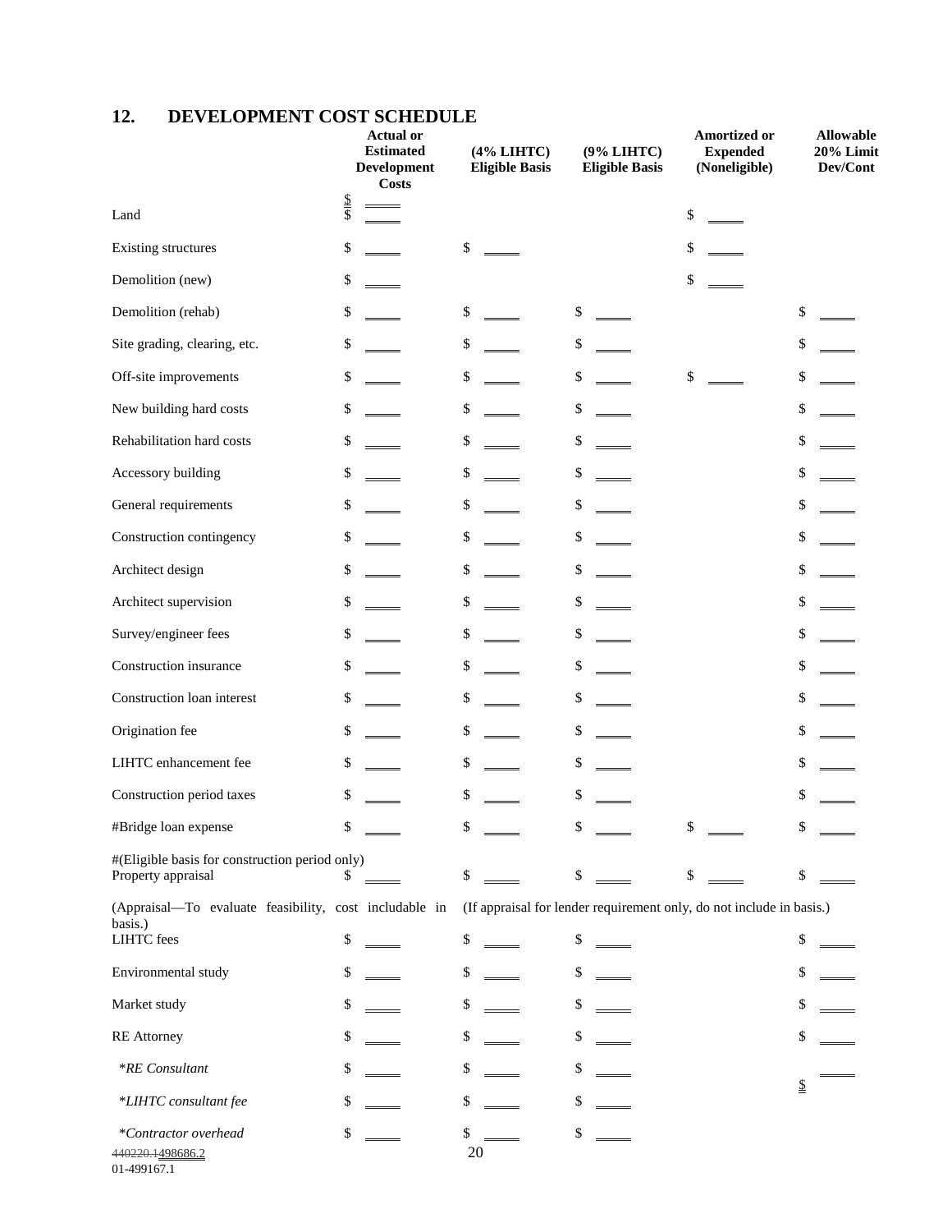## 12. DEVELOPMENT COST SCHEDULE

| | Actual or Estimated Development Costs | (4% LIHTC) Eligible Basis | (9% LIHTC) Eligible Basis | Amortized or Expended (Noneligible) | Allowable 20% Limit Dev/Cont |
|---|---|---|---|---|---|
| Land | $ ____ $ ____ | | | $ ____ | |
| Existing structures | $ ____ | $ ____ | | $ ____ | |
| Demolition (new) | $ ____ | | | $ ____ | |
| Demolition (rehab) | $ ____ | $ ____ | $ ____ | | $ ____ |
| Site grading, clearing, etc. | $ ____ | $ ____ | $ ____ | | $ ____ |
| Off-site improvements | $ ____ | $ ____ | $ ____ | $ ____ | $ ____ |
| New building hard costs | $ ____ | $ ____ | $ ____ | | $ ____ |
| Rehabilitation hard costs | $ ____ | $ ____ | $ ____ | | $ ____ |
| Accessory building | $ ____ | $ ____ | $ ____ | | $ ____ |
| General requirements | $ ____ | $ ____ | $ ____ | | $ ____ |
| Construction contingency | $ ____ | $ ____ | $ ____ | | $ ____ |
| Architect design | $ ____ | $ ____ | $ ____ | | $ ____ |
| Architect supervision | $ ____ | $ ____ | $ ____ | | $ ____ |
| Survey/engineer fees | $ ____ | $ ____ | $ ____ | | $ ____ |
| Construction insurance | $ ____ | $ ____ | $ ____ | | $ ____ |
| Construction loan interest | $ ____ | $ ____ | $ ____ | | $ ____ |
| Origination fee | $ ____ | $ ____ | $ ____ | | $ ____ |
| LIHTC enhancement fee | $ ____ | $ ____ | $ ____ | | $ ____ |
| Construction period taxes | $ ____ | $ ____ | $ ____ | | $ ____ |
| #Bridge loan expense | $ ____ | $ ____ | $ ____ | $ ____ | $ ____ |
| #(Eligible basis for construction period only) Property appraisal | $ ____ | $ ____ | $ ____ | $ ____ | $ ____ |
| (Appraisal—To evaluate feasibility, cost includable in basis.) | (If appraisal for lender requirement only, do not include in basis.) | | | | |
| LIHTC fees | $ ____ | $ ____ | $ ____ | | $ ____ |
| Environmental study | $ ____ | $ ____ | $ ____ | | $ ____ |
| Market study | $ ____ | $ ____ | $ ____ | | $ ____ |
| RE Attorney | $ ____ | $ ____ | $ ____ | | $ ____ |
| *RE Consultant* | $ ____ | $ ____ | $ ____ | | $ ____ |
| *LIHTC consultant fee* | $ ____ | $ ____ | $ ____ | | |
| *Contractor overhead* | $ ____ | $ ____ | $ ____ | | |

440220.1498686.2
01-499167.1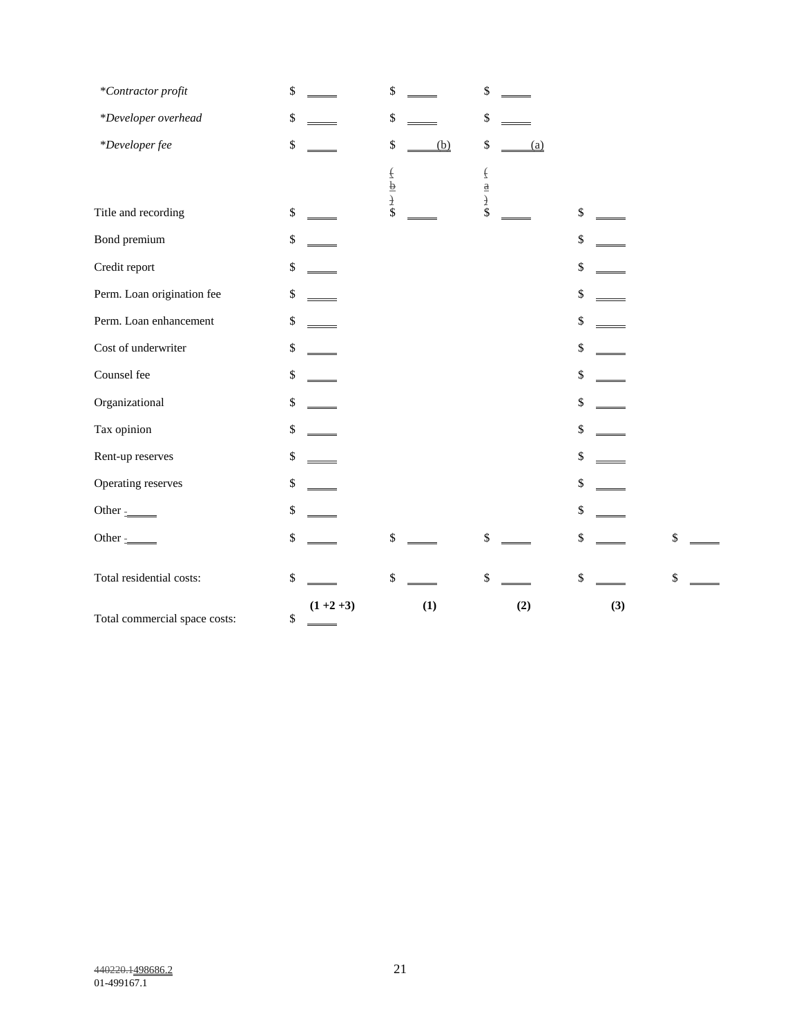| | | | | | |
|---|---|---|---|---|---|
| *\*Contractor profit* | $ ____ | $ ____ | $ ____ | | |
| *\*Developer overhead* | $ ____ | $ ____ | $ ____ | | |
| *\*Developer fee* | $ ____ | $ ____ (b) | $ ____ (a) | | |
| Title and recording | $ ____ | ~~(b)~~ $ ____ | ~~(a)~~ $ ____ | $ ____ | |
| Bond premium | $ ____ | | | $ ____ | |
| Credit report | $ ____ | | | $ ____ | |
| Perm. Loan origination fee | $ ____ | | | $ ____ | |
| Perm. Loan enhancement | $ ____ | | | $ ____ | |
| Cost of underwriter | $ ____ | | | $ ____ | |
| Counsel fee | $ ____ | | | $ ____ | |
| Organizational | $ ____ | | | $ ____ | |
| Tax opinion | $ ____ | | | $ ____ | |
| Rent-up reserves | $ ____ | | | $ ____ | |
| Operating reserves | $ ____ | | | $ ____ | |
| Other ____ | $ ____ | | | $ ____ | |
| Other ____ | $ ____ | $ ____ | $ ____ | $ ____ | $ ____ |
| Total residential costs: | $ ____ | $ ____ | $ ____ | $ ____ | $ ____ |
| | **(1 +2 +3)** | **(1)** | **(2)** | **(3)** | |
| Total commercial space costs: | $ ____ | | | | |

~~440220.1~~498686.2
01-499167.1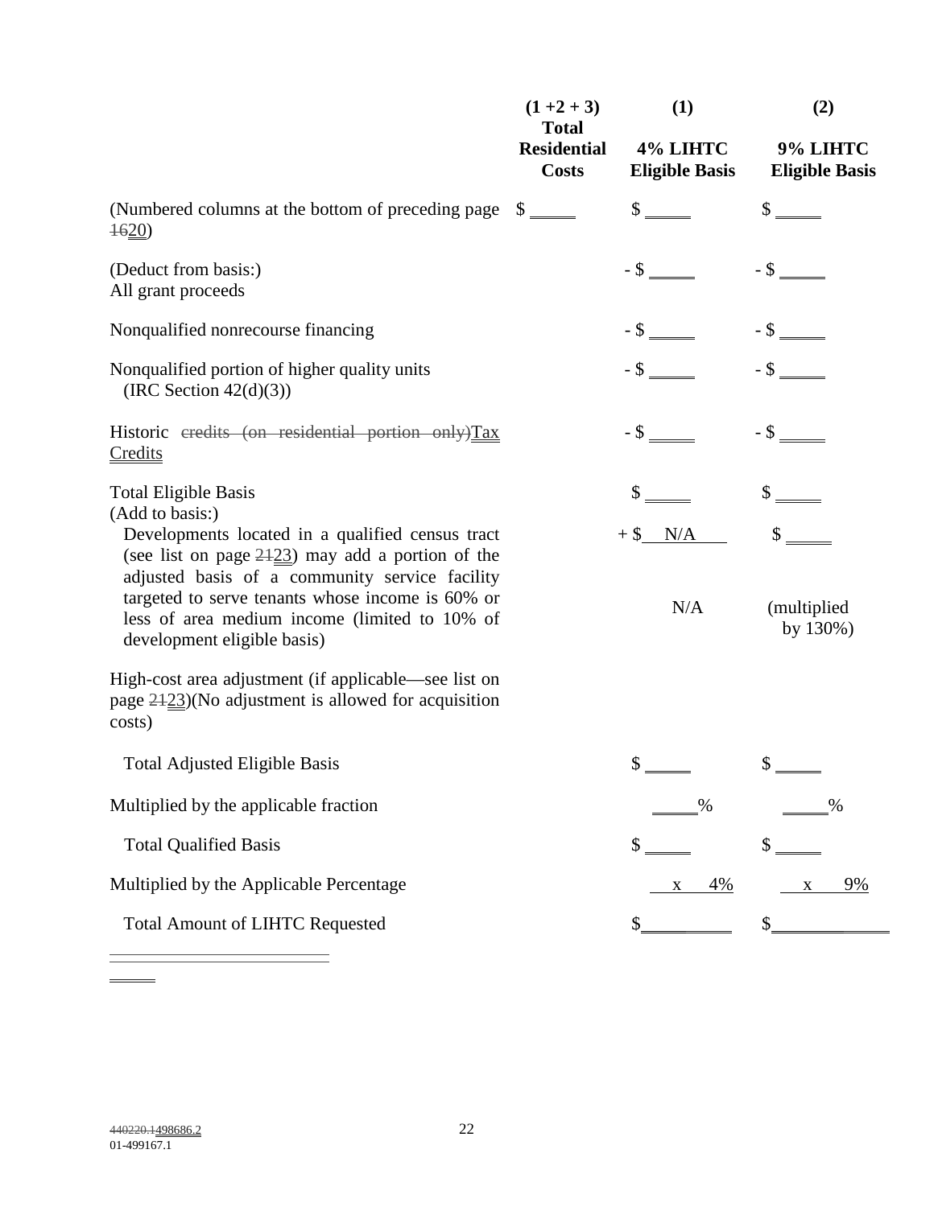| | (1 +2 + 3) Total Residential Costs | (1) 4% LIHTC Eligible Basis | (2) 9% LIHTC Eligible Basis |
|---|---|---|---|
| (Numbered columns at the bottom of preceding page ~~16~~20) | $ _____ | $ _____ | $ _____ |
| (Deduct from basis:) All grant proceeds | | - $ _____ | - $ _____ |
| Nonqualified nonrecourse financing | | - $ _____ | - $ _____ |
| Nonqualified portion of higher quality units (IRC Section 42(d)(3)) | | - $ _____ | - $ _____ |
| Historic ~~credits (on residential portion only)~~Tax Credits | | - $ _____ | - $ _____ |
| Total Eligible Basis | | $ _____ | $ _____ |
| (Add to basis:) Developments located in a qualified census tract (see list on page ~~21~~23) may add a portion of the adjusted basis of a community service facility targeted to serve tenants whose income is 60% or less of area medium income (limited to 10% of development eligible basis) | | + $ N/A | $ _____ |
| | | N/A | (multiplied by 130%) |
| High-cost area adjustment (if applicable—see list on page ~~21~~23)(No adjustment is allowed for acquisition costs) | | | |
| Total Adjusted Eligible Basis | | $ _____ | $ _____ |
| Multiplied by the applicable fraction | | _____% | _____% |
| Total Qualified Basis | | $ _____ | $ _____ |
| Multiplied by the Applicable Percentage | | x 4% | x 9% |
| Total Amount of LIHTC Requested | | $__________ | $__________ |

~~440220.1~~498686.2
01-499167.1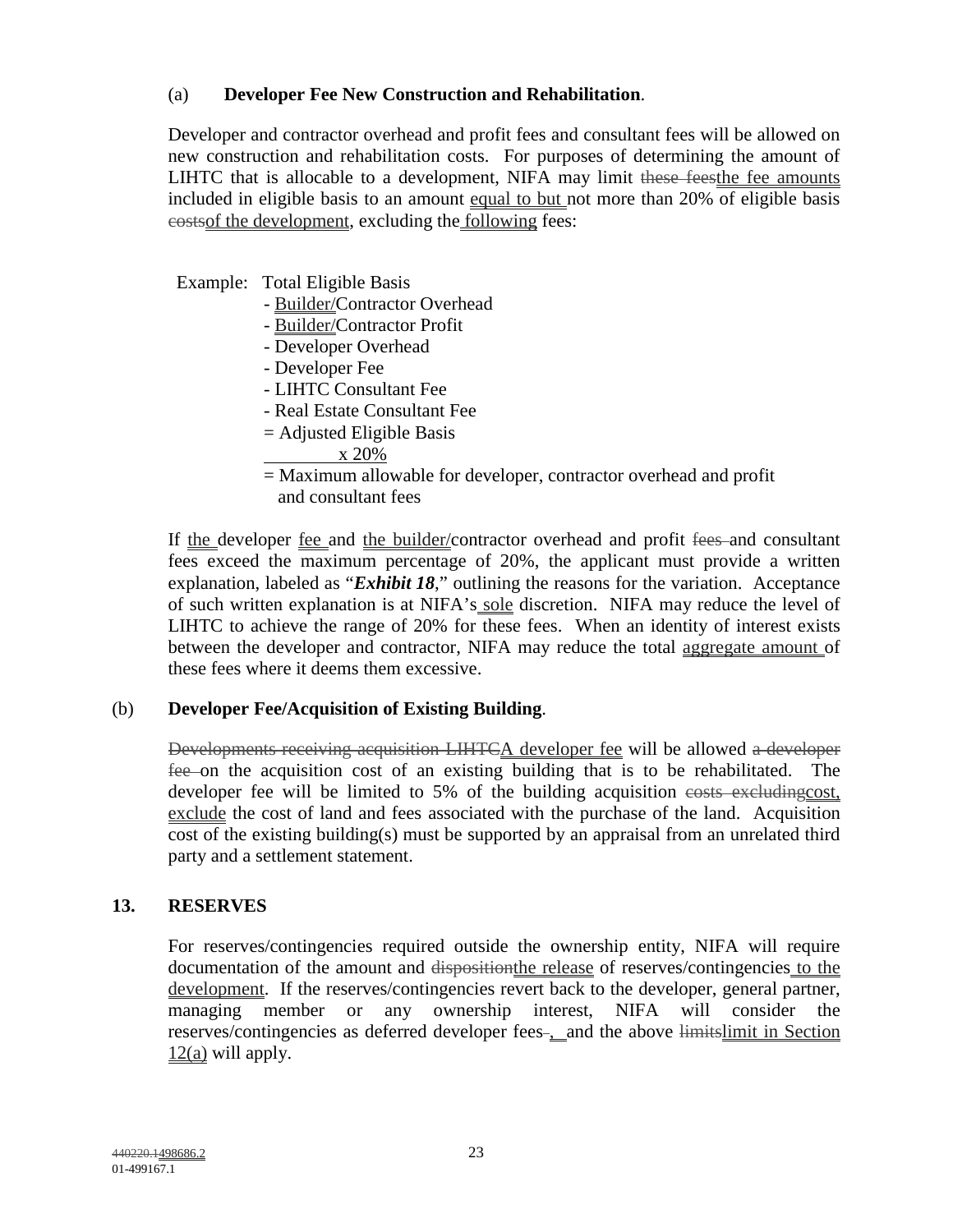(a) **Developer Fee New Construction and Rehabilitation**.

Developer and contractor overhead and profit fees and consultant fees will be allowed on new construction and rehabilitation costs. For purposes of determining the amount of LIHTC that is allocable to a development, NIFA may limit ~~these fees~~the fee amounts included in eligible basis to an amount equal to but not more than 20% of eligible basis ~~costs~~of the development, excluding the following fees:

Example: Total Eligible Basis
- Builder/Contractor Overhead
- Builder/Contractor Profit
- Developer Overhead
- Developer Fee
- LIHTC Consultant Fee
- Real Estate Consultant Fee

= Adjusted Eligible Basis
x 20%
= Maximum allowable for developer, contractor overhead and profit and consultant fees

If the developer fee and the builder/contractor overhead and profit ~~fees~~ and consultant fees exceed the maximum percentage of 20%, the applicant must provide a written explanation, labeled as "***Exhibit 18***," outlining the reasons for the variation. Acceptance of such written explanation is at NIFA's sole discretion. NIFA may reduce the level of LIHTC to achieve the range of 20% for these fees. When an identity of interest exists between the developer and contractor, NIFA may reduce the total aggregate amount of these fees where it deems them excessive.

(b) **Developer Fee/Acquisition of Existing Building**.

~~Developments receiving acquisition LIHTC~~A developer fee will be allowed ~~a developer fee~~ on the acquisition cost of an existing building that is to be rehabilitated. The developer fee will be limited to 5% of the building acquisition ~~costs excluding~~cost, exclude the cost of land and fees associated with the purchase of the land. Acquisition cost of the existing building(s) must be supported by an appraisal from an unrelated third party and a settlement statement.

## 13. RESERVES

For reserves/contingencies required outside the ownership entity, NIFA will require documentation of the amount and ~~disposition~~the release of reserves/contingencies to the development. If the reserves/contingencies revert back to the developer, general partner, managing member or any ownership interest, NIFA will consider the reserves/contingencies as deferred developer fees~~.~~, and the above ~~limits~~limit in Section 12(a) will apply.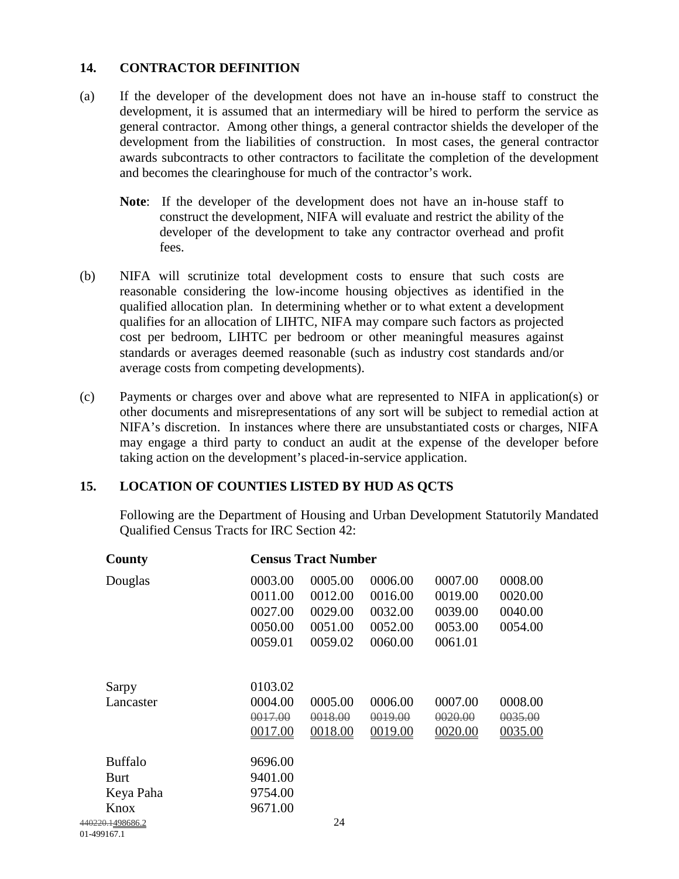## 14. CONTRACTOR DEFINITION

(a) If the developer of the development does not have an in-house staff to construct the development, it is assumed that an intermediary will be hired to perform the service as general contractor. Among other things, a general contractor shields the developer of the development from the liabilities of construction. In most cases, the general contractor awards subcontracts to other contractors to facilitate the completion of the development and becomes the clearinghouse for much of the contractor's work.

> **Note**: If the developer of the development does not have an in-house staff to construct the development, NIFA will evaluate and restrict the ability of the developer of the development to take any contractor overhead and profit fees.

(b) NIFA will scrutinize total development costs to ensure that such costs are reasonable considering the low-income housing objectives as identified in the qualified allocation plan. In determining whether or to what extent a development qualifies for an allocation of LIHTC, NIFA may compare such factors as projected cost per bedroom, LIHTC per bedroom or other meaningful measures against standards or averages deemed reasonable (such as industry cost standards and/or average costs from competing developments).

(c) Payments or charges over and above what are represented to NIFA in application(s) or other documents and misrepresentations of any sort will be subject to remedial action at NIFA's discretion. In instances where there are unsubstantiated costs or charges, NIFA may engage a third party to conduct an audit at the expense of the developer before taking action on the development's placed-in-service application.

## 15. LOCATION OF COUNTIES LISTED BY HUD AS QCTS

Following are the Department of Housing and Urban Development Statutorily Mandated Qualified Census Tracts for IRC Section 42:

| County | Census Tract Number | | | | |
|---|---|---|---|---|---|
| Douglas | 0003.00 | 0005.00 | 0006.00 | 0007.00 | 0008.00 |
| | 0011.00 | 0012.00 | 0016.00 | 0019.00 | 0020.00 |
| | 0027.00 | 0029.00 | 0032.00 | 0039.00 | 0040.00 |
| | 0050.00 | 0051.00 | 0052.00 | 0053.00 | 0054.00 |
| | 0059.01 | 0059.02 | 0060.00 | 0061.01 | |
| Sarpy | 0103.02 | | | | |
| Lancaster | 0004.00 | 0005.00 | 0006.00 | 0007.00 | 0008.00 |
| | ~~0017.00~~ | ~~0018.00~~ | ~~0019.00~~ | ~~0020.00~~ | ~~0035.00~~ |
| | 0017.00 | 0018.00 | 0019.00 | 0020.00 | 0035.00 |
| Buffalo | 9696.00 | | | | |
| Burt | 9401.00 | | | | |
| Keya Paha | 9754.00 | | | | |
| Knox | 9671.00 | | | | |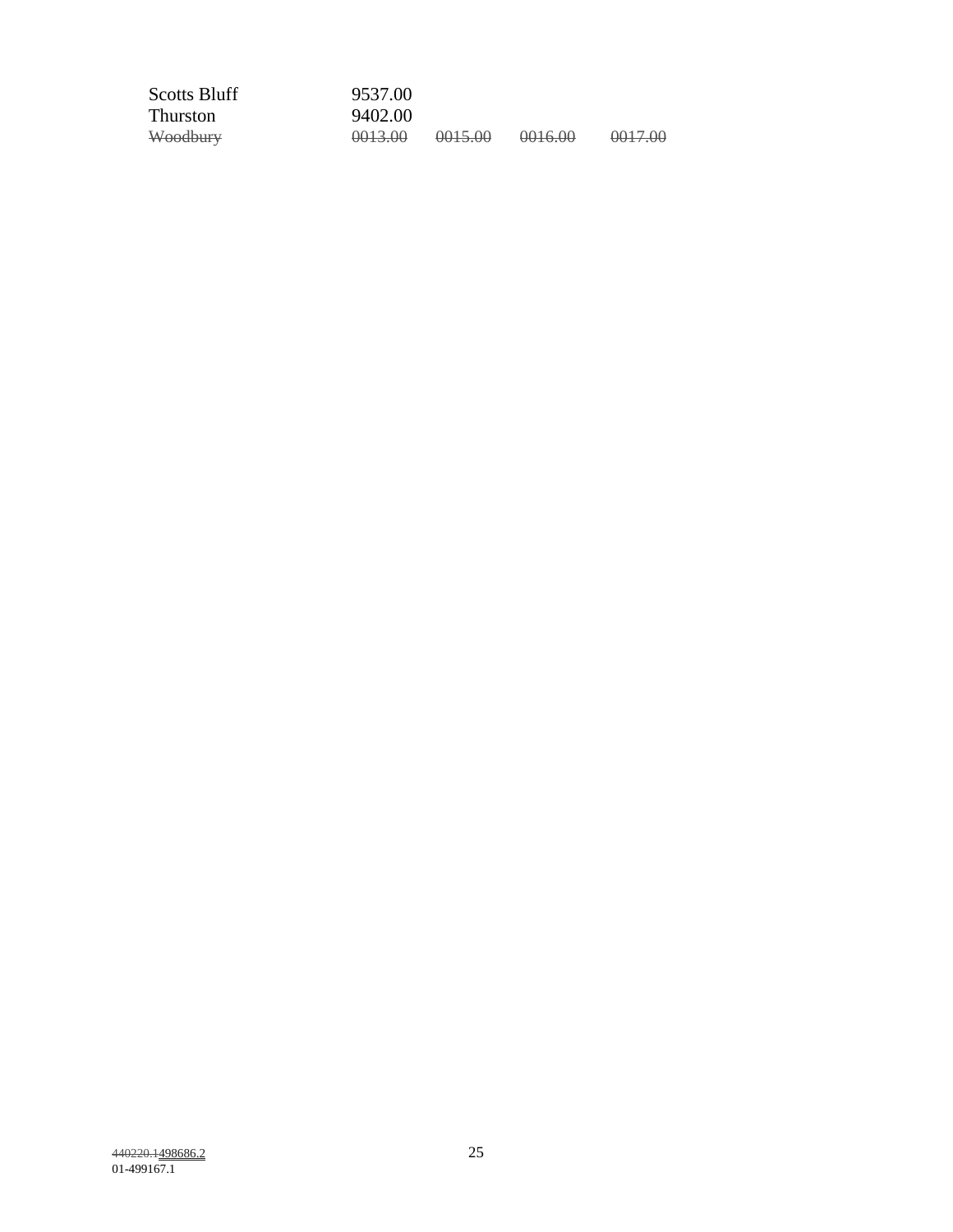| | | | | |
|---|---|---|---|---|
| Scotts Bluff | 9537.00 | | | |
| Thurston | 9402.00 | | | |
| ~~Woodbury~~ | ~~0013.00~~ | ~~0015.00~~ | ~~0016.00~~ | ~~0017.00~~ |

~~440220.1~~498686.2
01-499167.1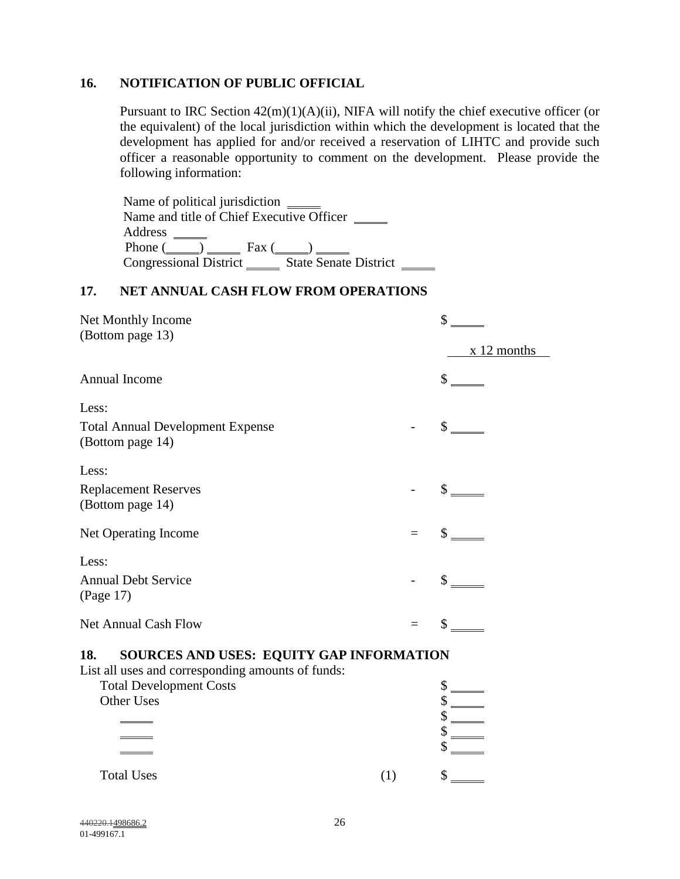## 16. NOTIFICATION OF PUBLIC OFFICIAL

Pursuant to IRC Section 42(m)(1)(A)(ii), NIFA will notify the chief executive officer (or the equivalent) of the local jurisdiction within which the development is located that the development has applied for and/or received a reservation of LIHTC and provide such officer a reasonable opportunity to comment on the development. Please provide the following information:

Name of political jurisdiction _____
Name and title of Chief Executive Officer _____
Address _____
Phone (_____) _____ Fax (_____) _____
Congressional District _____ State Senate District _____

## 17. NET ANNUAL CASH FLOW FROM OPERATIONS

| | | |
|---|---|---|
| Net Monthly Income (Bottom page 13) | | $ _____ |
| | | x 12 months |
| Annual Income | | $ _____ |
| Less: | | |
| Total Annual Development Expense (Bottom page 14) | - | $ _____ |
| Less: | | |
| Replacement Reserves (Bottom page 14) | - | $ _____ |
| Net Operating Income | = | $ _____ |
| Less: | | |
| Annual Debt Service (Page 17) | - | $ _____ |
| Net Annual Cash Flow | = | $ _____ |

## 18. SOURCES AND USES: EQUITY GAP INFORMATION

List all uses and corresponding amounts of funds:

| | | |
|---|---|---|
| Total Development Costs | | $ _____ |
| Other Uses | | $ _____ |
| _____ | | $ _____ |
| _____ | | $ _____ |
| _____ | | $ _____ |
| Total Uses | (1) | $ _____ |

~~440220.1~~498686.2
01-499167.1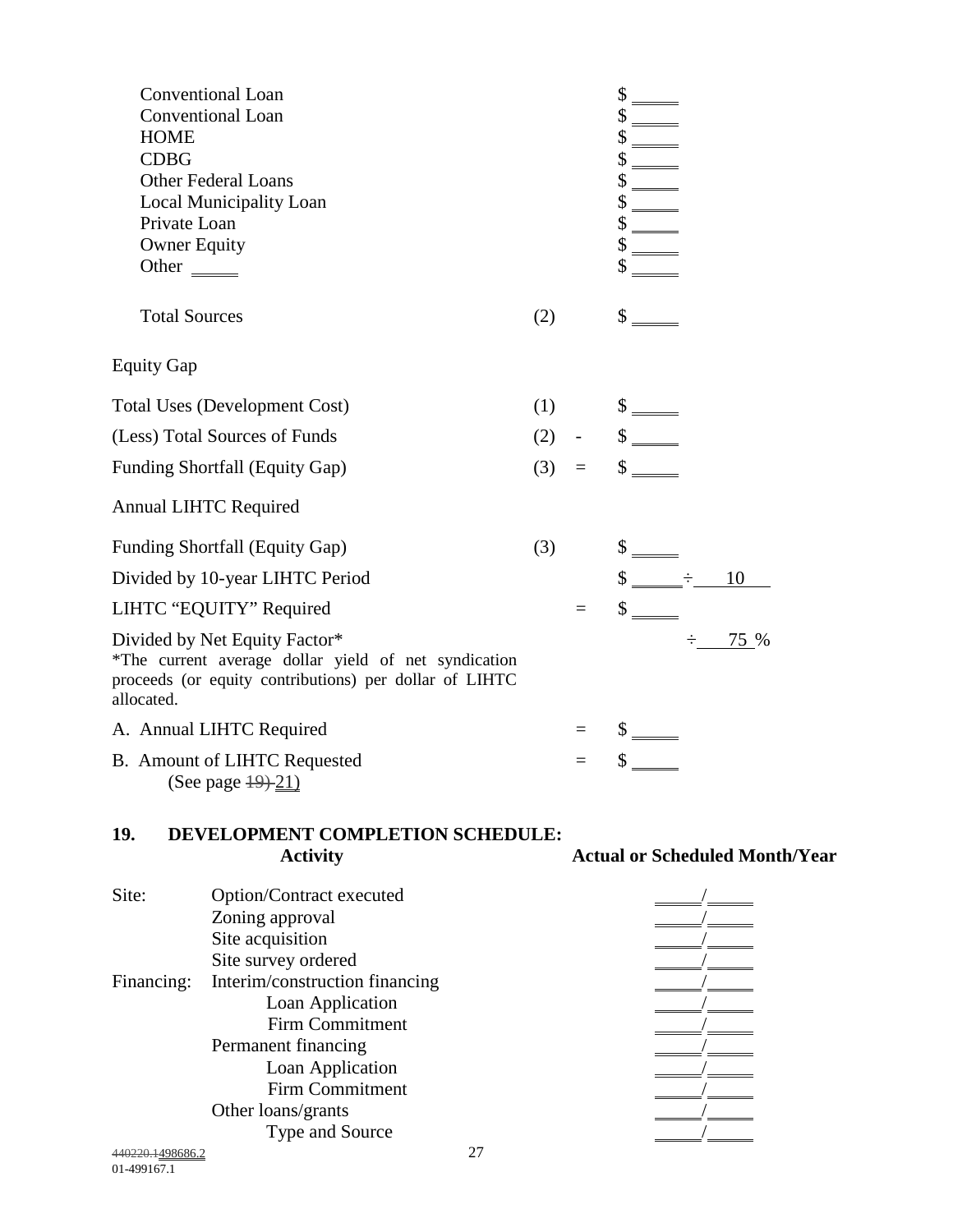| | | |
|---|---|---|
| Conventional Loan | | $ _____ |
| Conventional Loan | | $ _____ |
| HOME | | $ _____ |
| CDBG | | $ _____ |
| Other Federal Loans | | $ _____ |
| Local Municipality Loan | | $ _____ |
| Private Loan | | $ _____ |
| Owner Equity | | $ _____ |
| Other _____ | | $ _____ |
| Total Sources | (2) | $ _____ |

Equity Gap

| | | | |
|---|---|---|---|
| Total Uses (Development Cost) | (1) | | $ _____ |
| (Less) Total Sources of Funds | (2) | - | $ _____ |
| Funding Shortfall (Equity Gap) | (3) | = | $ _____ |

Annual LIHTC Required

| | | | |
|---|---|---|---|
| Funding Shortfall (Equity Gap) | (3) | | $ _____ |
| Divided by 10-year LIHTC Period | | | $ _____ ÷ 10 |
| LIHTC "EQUITY" Required | | = | $ _____ |
| Divided by Net Equity Factor*<br>*The current average dollar yield of net syndication proceeds (or equity contributions) per dollar of LIHTC allocated. | | | ÷ 75 % |
| A. Annual LIHTC Required | | = | $ _____ |
| B. Amount of LIHTC Requested (See page ~~19)~~ 21) | | = | $ _____ |

## 19. DEVELOPMENT COMPLETION SCHEDULE:

| | **Activity** | **Actual or Scheduled Month/Year** |
|---|---|---|
| Site: | Option/Contract executed | _____/_____ |
| | Zoning approval | _____/_____ |
| | Site acquisition | _____/_____ |
| | Site survey ordered | _____/_____ |
| Financing: | Interim/construction financing | _____/_____ |
| | Loan Application | _____/_____ |
| | Firm Commitment | _____/_____ |
| | Permanent financing | _____/_____ |
| | Loan Application | _____/_____ |
| | Firm Commitment | _____/_____ |
| | Other loans/grants | _____/_____ |
| | Type and Source | _____/_____ |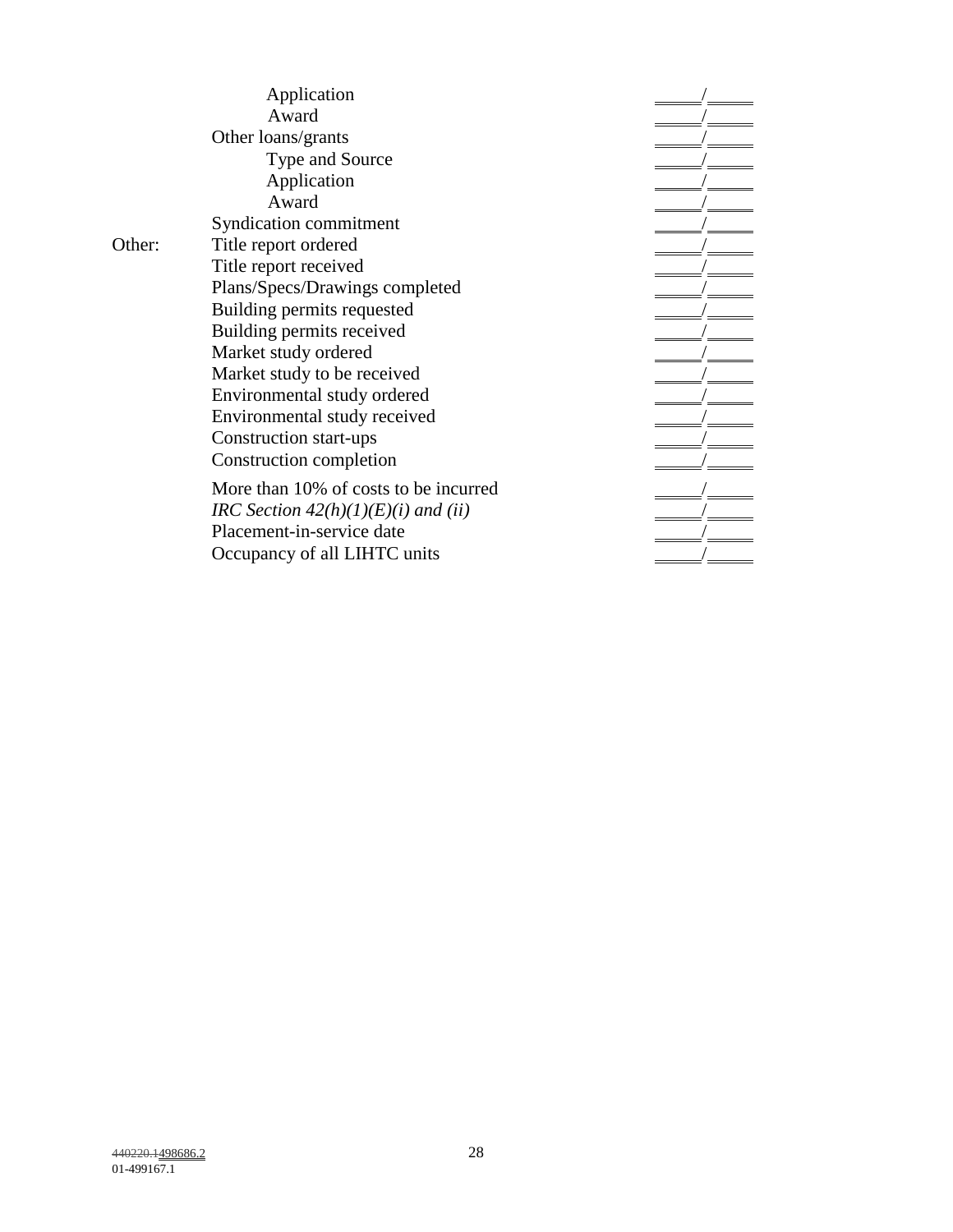| | | |
|---|---|---|
| | Application | _____/_____ |
| | Award | _____/_____ |
| | Other loans/grants | _____/_____ |
| | Type and Source | _____/_____ |
| | Application | _____/_____ |
| | Award | _____/_____ |
| | Syndication commitment | _____/_____ |
| Other: | Title report ordered | _____/_____ |
| | Title report received | _____/_____ |
| | Plans/Specs/Drawings completed | _____/_____ |
| | Building permits requested | _____/_____ |
| | Building permits received | _____/_____ |
| | Market study ordered | _____/_____ |
| | Market study to be received | _____/_____ |
| | Environmental study ordered | _____/_____ |
| | Environmental study received | _____/_____ |
| | Construction start-ups | _____/_____ |
| | Construction completion | _____/_____ |
| | More than 10% of costs to be incurred | _____/_____ |
| | *IRC Section 42(h)(1)(E)(i) and (ii)* | _____/_____ |
| | Placement-in-service date | _____/_____ |
| | Occupancy of all LIHTC units | _____/_____ |

~~440220.1~~498686.2
01-499167.1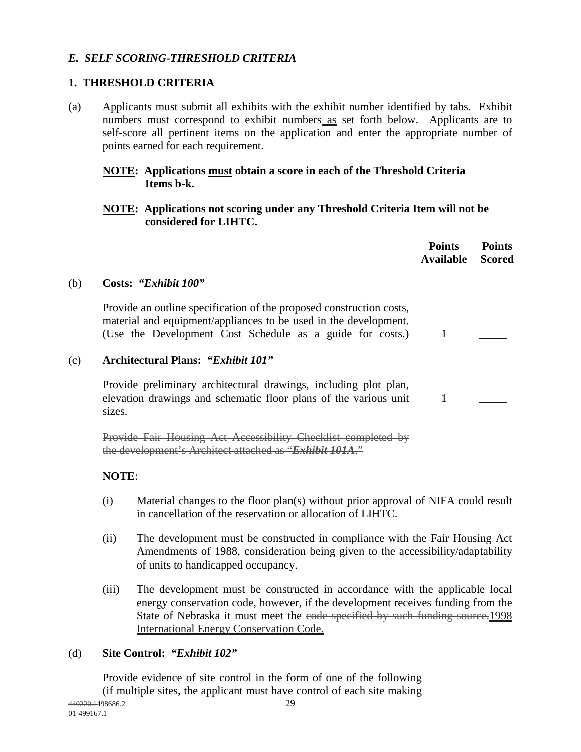*E. SELF SCORING-THRESHOLD CRITERIA*

**1. THRESHOLD CRITERIA**

(a) Applicants must submit all exhibits with the exhibit number identified by tabs. Exhibit numbers must correspond to exhibit numbers as set forth below. Applicants are to self-score all pertinent items on the application and enter the appropriate number of points earned for each requirement.

**NOTE: Applications must obtain a score in each of the Threshold Criteria Items b-k.**

**NOTE: Applications not scoring under any Threshold Criteria Item will not be considered for LIHTC.**

| | Points Available | Points Scored |
|---|---|---|
| **(b) Costs: *"Exhibit 100"*** | | |
| Provide an outline specification of the proposed construction costs, material and equipment/appliances to be used in the development. (Use the Development Cost Schedule as a guide for costs.) | 1 | _____ |
| **(c) Architectural Plans: *"Exhibit 101"*** | | |
| Provide preliminary architectural drawings, including plot plan, elevation drawings and schematic floor plans of the various unit sizes. | 1 | _____ |

~~Provide Fair Housing Act Accessibility Checklist completed by the development's Architect attached as "***Exhibit 101A***."~~

**NOTE**:

(i) Material changes to the floor plan(s) without prior approval of NIFA could result in cancellation of the reservation or allocation of LIHTC.

(ii) The development must be constructed in compliance with the Fair Housing Act Amendments of 1988, consideration being given to the accessibility/adaptability of units to handicapped occupancy.

(iii) The development must be constructed in accordance with the applicable local energy conservation code, however, if the development receives funding from the State of Nebraska it must meet the ~~code specified by such funding source.~~1998 International Energy Conservation Code.

(d) **Site Control: *"Exhibit 102"***

Provide evidence of site control in the form of one of the following (if multiple sites, the applicant must have control of each site making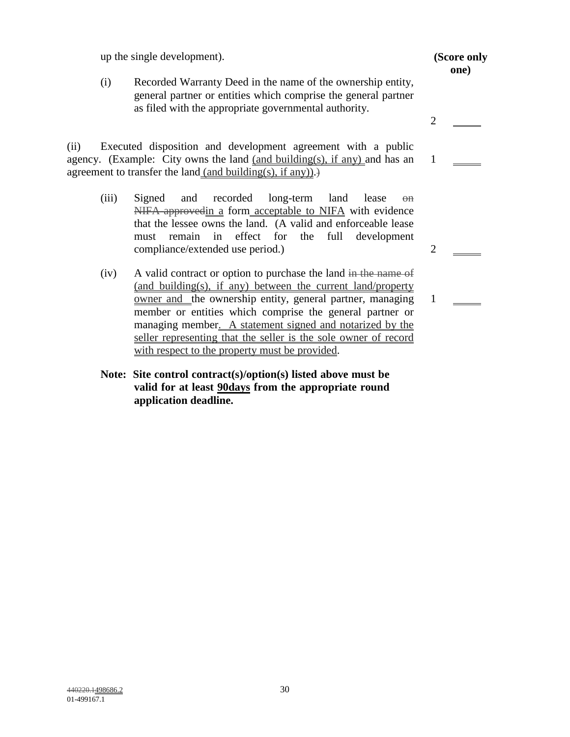up the single development).

**(Score only one)**

(i) Recorded Warranty Deed in the name of the ownership entity, general partner or entities which comprise the general partner as filed with the appropriate governmental authority. 2 _____

(ii) Executed disposition and development agreement with a public agency. (Example: City owns the land (and building(s), if any) and has an agreement to transfer the land (and building(s), if any)).) 1 _____

(iii) Signed and recorded long-term land lease ~~on NIFA approved~~in a form acceptable to NIFA with evidence that the lessee owns the land. (A valid and enforceable lease must remain in effect for the full development compliance/extended use period.) 2 _____

(iv) A valid contract or option to purchase the land ~~in the name of~~ (and building(s), if any) between the current land/property owner and the ownership entity, general partner, managing member or entities which comprise the general partner or managing member. A statement signed and notarized by the seller representing that the seller is the sole owner of record with respect to the property must be provided. 1 _____

**Note: Site control contract(s)/option(s) listed above must be valid for at least 90days from the appropriate round application deadline.**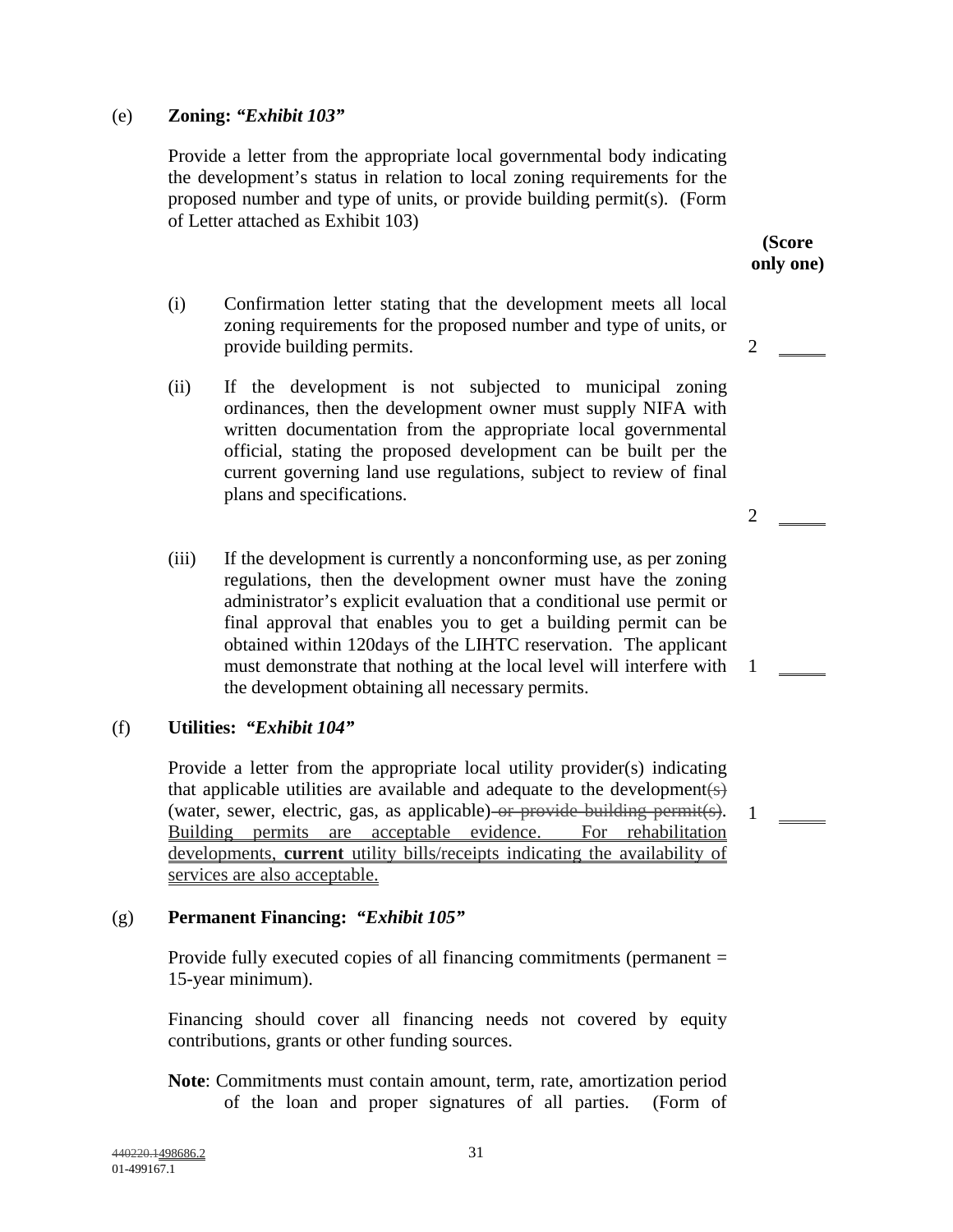(e) **Zoning: *"Exhibit 103"***

Provide a letter from the appropriate local governmental body indicating the development's status in relation to local zoning requirements for the proposed number and type of units, or provide building permit(s). (Form of Letter attached as Exhibit 103)

**(Score only one)**

(i) Confirmation letter stating that the development meets all local zoning requirements for the proposed number and type of units, or provide building permits. 2 _____

(ii) If the development is not subjected to municipal zoning ordinances, then the development owner must supply NIFA with written documentation from the appropriate local governmental official, stating the proposed development can be built per the current governing land use regulations, subject to review of final plans and specifications. 2 _____

(iii) If the development is currently a nonconforming use, as per zoning regulations, then the development owner must have the zoning administrator's explicit evaluation that a conditional use permit or final approval that enables you to get a building permit can be obtained within 120days of the LIHTC reservation. The applicant must demonstrate that nothing at the local level will interfere with the development obtaining all necessary permits. 1 _____

(f) **Utilities: *"Exhibit 104"***

Provide a letter from the appropriate local utility provider(s) indicating that applicable utilities are available and adequate to the development~~(s)~~ (water, sewer, electric, gas, as applicable)~~ or provide building permit(s)~~. Building permits are acceptable evidence. For rehabilitation developments, **current** utility bills/receipts indicating the availability of services are also acceptable. 1 _____

(g) **Permanent Financing: *"Exhibit 105"***

Provide fully executed copies of all financing commitments (permanent = 15-year minimum).

Financing should cover all financing needs not covered by equity contributions, grants or other funding sources.

**Note**: Commitments must contain amount, term, rate, amortization period of the loan and proper signatures of all parties. (Form of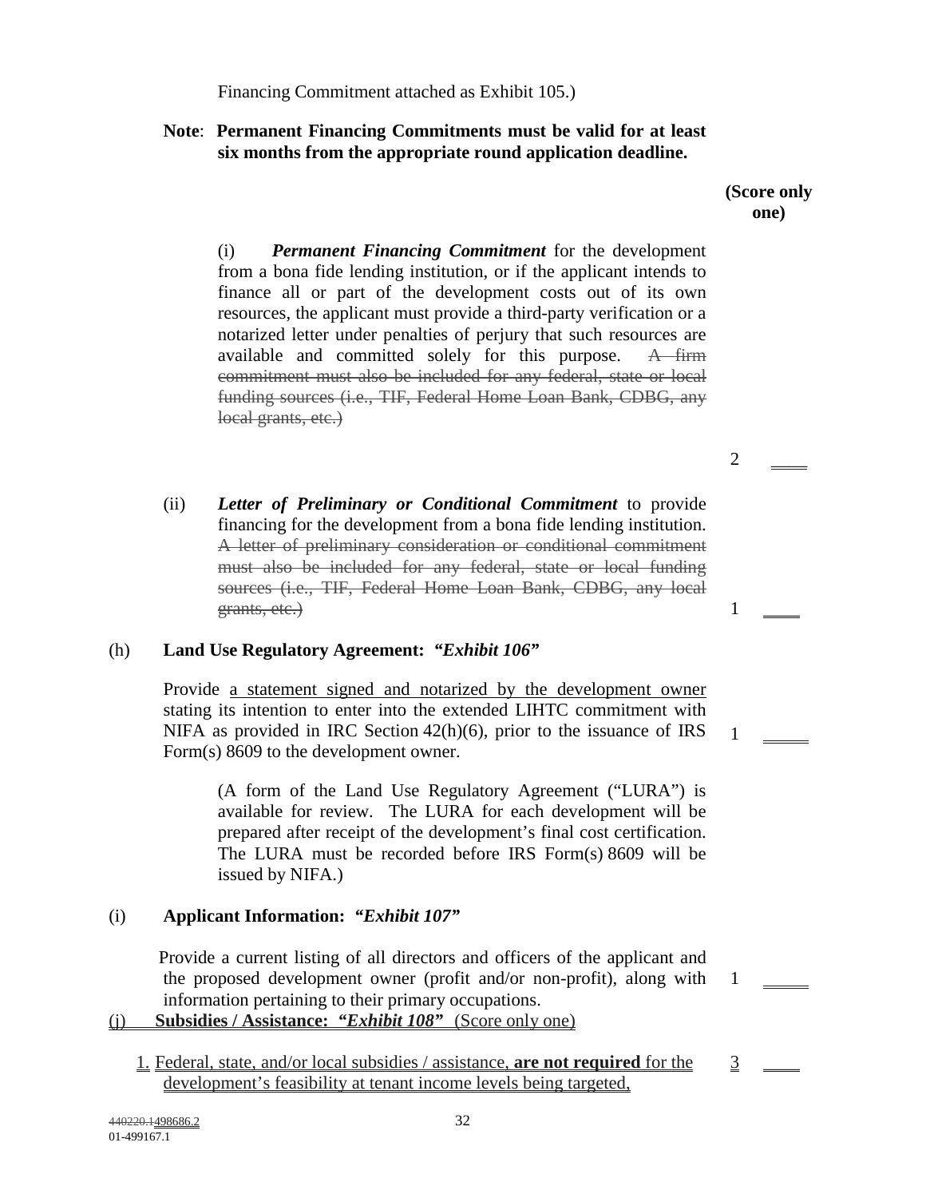Financing Commitment attached as Exhibit 105.)

**Note**: **Permanent Financing Commitments must be valid for at least six months from the appropriate round application deadline.**

**(Score only one)**

(i) ***Permanent Financing Commitment*** for the development from a bona fide lending institution, or if the applicant intends to finance all or part of the development costs out of its own resources, the applicant must provide a third-party verification or a notarized letter under penalties of perjury that such resources are available and committed solely for this purpose. ~~A firm commitment must also be included for any federal, state or local funding sources (i.e., TIF, Federal Home Loan Bank, CDBG, any local grants, etc.)~~ — 2 ____

(ii) ***Letter of Preliminary or Conditional Commitment*** to provide financing for the development from a bona fide lending institution. ~~A letter of preliminary consideration or conditional commitment must also be included for any federal, state or local funding sources (i.e., TIF, Federal Home Loan Bank, CDBG, any local grants, etc.)~~ — 1 ____

(h) **Land Use Regulatory Agreement:** ***"Exhibit 106"***

Provide a statement signed and notarized by the development owner stating its intention to enter into the extended LIHTC commitment with NIFA as provided in IRC Section 42(h)(6), prior to the issuance of IRS Form(s) 8609 to the development owner. — 1 ____

(A form of the Land Use Regulatory Agreement ("LURA") is available for review. The LURA for each development will be prepared after receipt of the development's final cost certification. The LURA must be recorded before IRS Form(s) 8609 will be issued by NIFA.)

(i) **Applicant Information:** ***"Exhibit 107"***

Provide a current listing of all directors and officers of the applicant and the proposed development owner (profit and/or non-profit), along with information pertaining to their primary occupations. — 1 ____

(j) **Subsidies / Assistance:** ***"Exhibit 108"*** (Score only one)

1. Federal, state, and/or local subsidies / assistance, **are not required** for the development's feasibility at tenant income levels being targeted, — 3 ____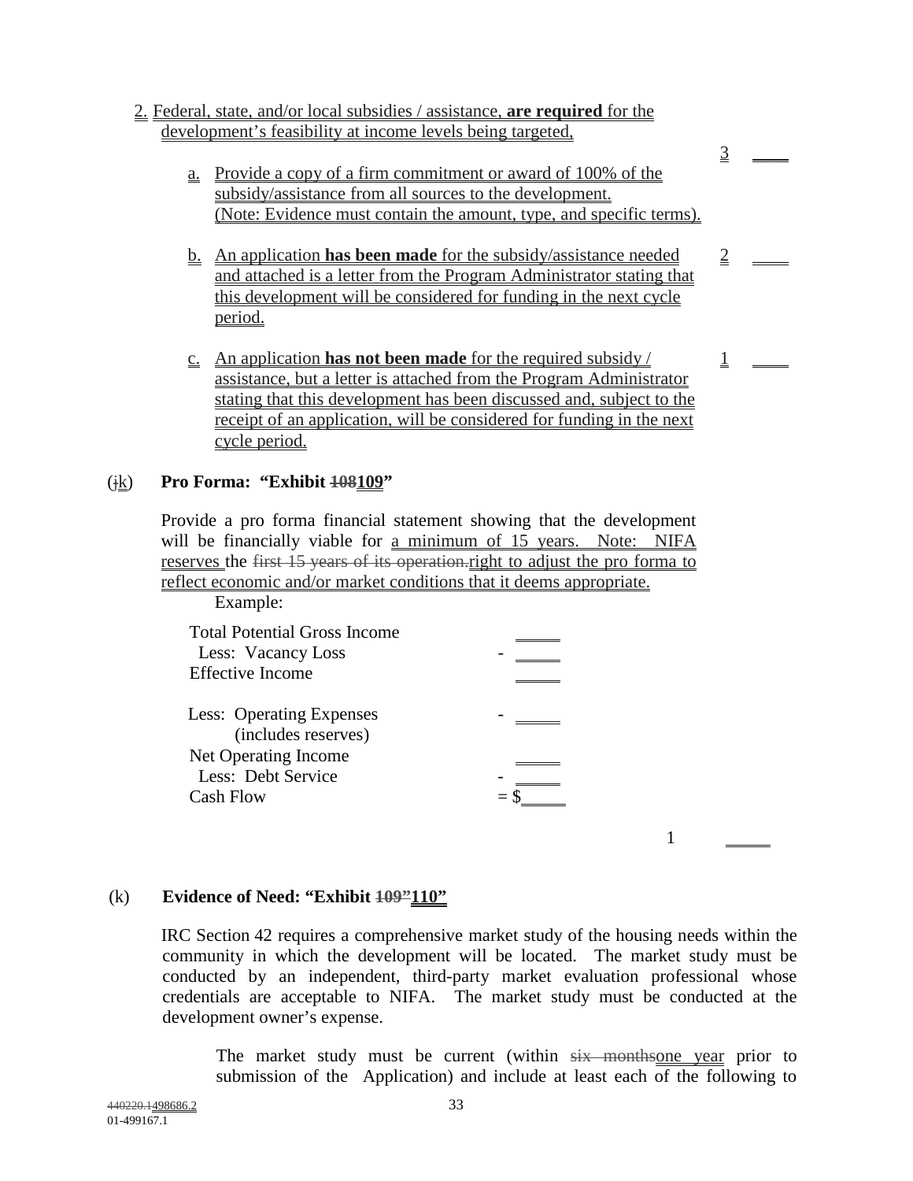2. Federal, state, and/or local subsidies / assistance, **are required** for the development's feasibility at income levels being targeted,

   a. Provide a copy of a firm commitment or award of 100% of the subsidy/assistance from all sources to the development. (Note: Evidence must contain the amount, type, and specific terms). 3 ____

   b. An application **has been made** for the subsidy/assistance needed and attached is a letter from the Program Administrator stating that this development will be considered for funding in the next cycle period. 2 ____

   c. An application **has not been made** for the required subsidy / assistance, but a letter is attached from the Program Administrator stating that this development has been discussed and, subject to the receipt of an application, will be considered for funding in the next cycle period. 1 ____

(~~j~~k) **Pro Forma: "Exhibit ~~108~~109"**

Provide a pro forma financial statement showing that the development will be financially viable for a minimum of 15 years. Note: NIFA reserves the ~~first 15 years of its operation.~~right to adjust the pro forma to reflect economic and/or market conditions that it deems appropriate.

Example:

| | | |
|---|---|---|
| Total Potential Gross Income | | _____ |
| Less: Vacancy Loss | - | _____ |
| Effective Income | | _____ |
| Less: Operating Expenses (includes reserves) | - | _____ |
| Net Operating Income | | _____ |
| Less: Debt Service | - | _____ |
| Cash Flow | = | $_____ |

1 _____

(k) **Evidence of Need: "Exhibit ~~109"~~110"**

IRC Section 42 requires a comprehensive market study of the housing needs within the community in which the development will be located. The market study must be conducted by an independent, third-party market evaluation professional whose credentials are acceptable to NIFA. The market study must be conducted at the development owner's expense.

The market study must be current (within ~~six months~~one year prior to submission of the Application) and include at least each of the following to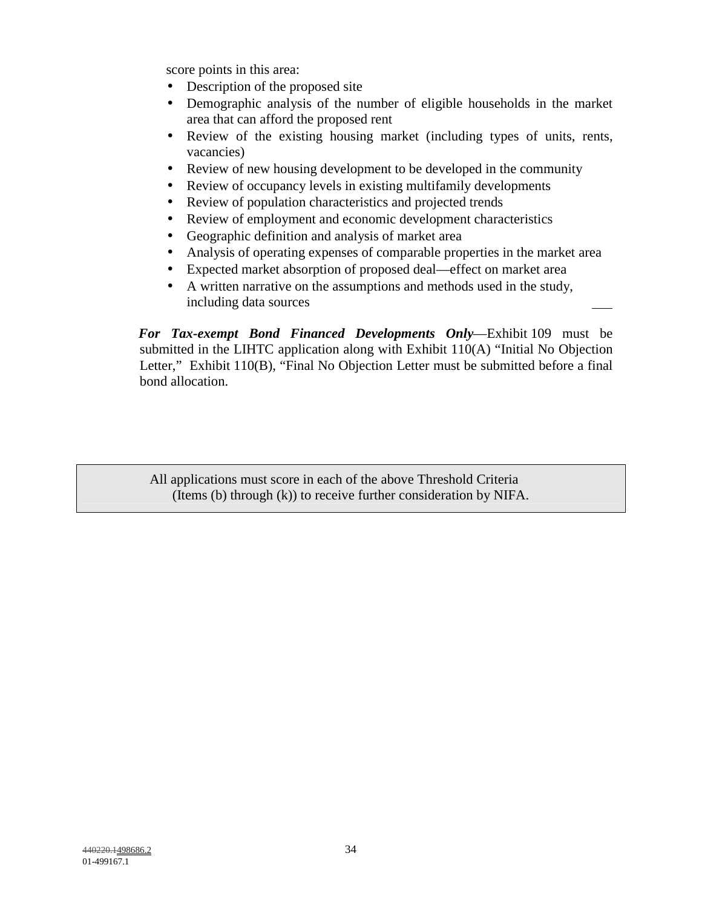score points in this area:

- Description of the proposed site
- Demographic analysis of the number of eligible households in the market area that can afford the proposed rent
- Review of the existing housing market (including types of units, rents, vacancies)
- Review of new housing development to be developed in the community
- Review of occupancy levels in existing multifamily developments
- Review of population characteristics and projected trends
- Review of employment and economic development characteristics
- Geographic definition and analysis of market area
- Analysis of operating expenses of comparable properties in the market area
- Expected market absorption of proposed deal—effect on market area
- A written narrative on the assumptions and methods used in the study, including data sources \_\_\_

***For Tax-exempt Bond Financed Developments Only***—Exhibit 109 must be submitted in the LIHTC application along with Exhibit 110(A) "Initial No Objection Letter," Exhibit 110(B), "Final No Objection Letter must be submitted before a final bond allocation.

| All applications must score in each of the above Threshold Criteria (Items (b) through (k)) to receive further consideration by NIFA. |
|---|

~~440220.1~~498686.2
01-499167.1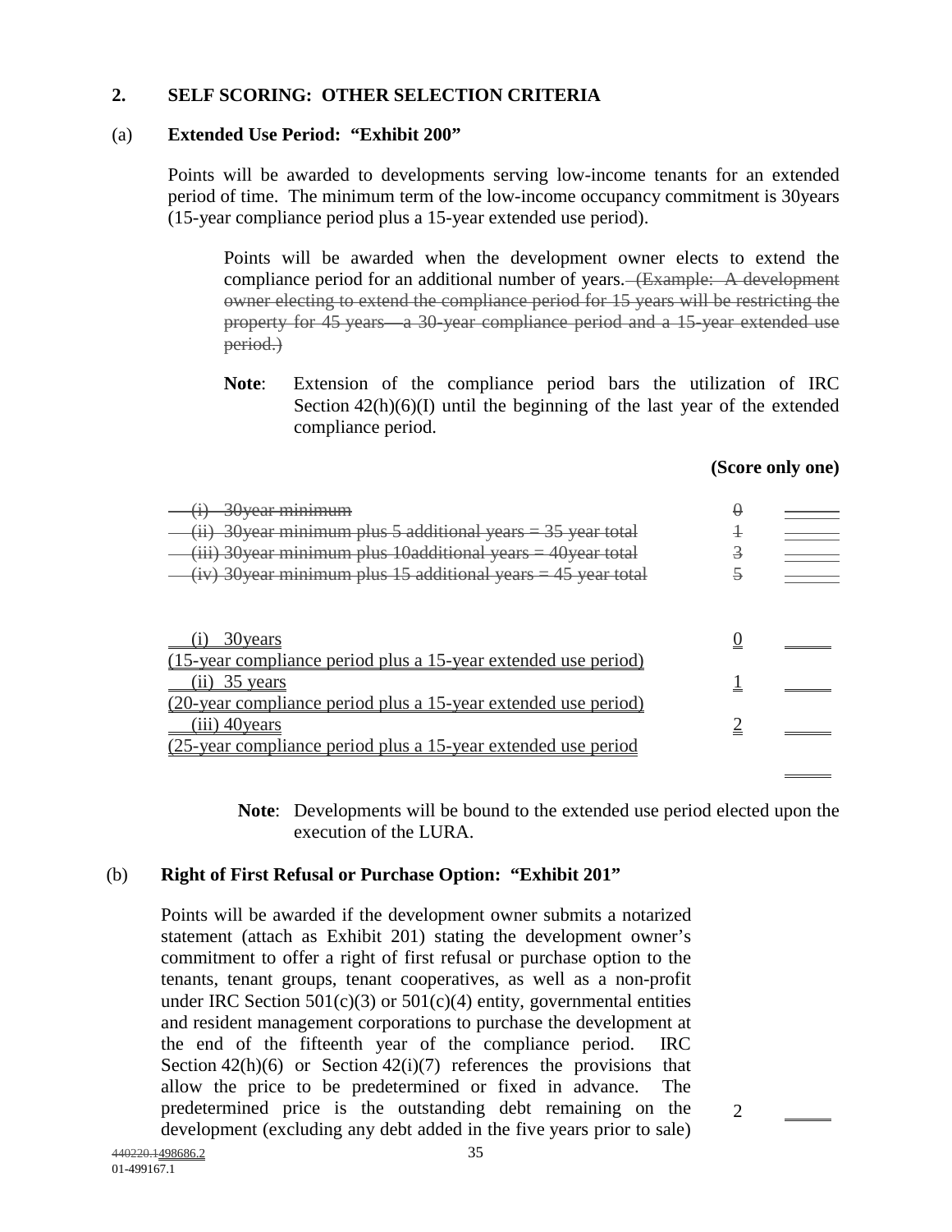## 2. SELF SCORING: OTHER SELECTION CRITERIA

### (a) Extended Use Period: "Exhibit 200"

Points will be awarded to developments serving low-income tenants for an extended period of time. The minimum term of the low-income occupancy commitment is 30years (15-year compliance period plus a 15-year extended use period).

Points will be awarded when the development owner elects to extend the compliance period for an additional number of years. ~~(Example: A development owner electing to extend the compliance period for 15 years will be restricting the property for 45 years—a 30-year compliance period and a 15-year extended use period.)~~

**Note**: Extension of the compliance period bars the utilization of IRC Section 42(h)(6)(I) until the beginning of the last year of the extended compliance period.

**(Score only one)**

| | | |
|---|---|---|
| ~~(i) 30year minimum~~ | ~~0~~ | ______ |
| ~~(ii) 30year minimum plus 5 additional years = 35 year total~~ | ~~1~~ | ______ |
| ~~(iii) 30year minimum plus 10additional years = 40year total~~ | ~~3~~ | ______ |
| ~~(iv) 30year minimum plus 15 additional years = 45 year total~~ | ~~5~~ | ______ |

| | | |
|---|---|---|
| (i) 30years (15-year compliance period plus a 15-year extended use period) | 0 | ______ |
| (ii) 35 years (20-year compliance period plus a 15-year extended use period) | 1 | ______ |
| (iii) 40years (25-year compliance period plus a 15-year extended use period | 2 | ______ |
| | | ______ |

**Note**: Developments will be bound to the extended use period elected upon the execution of the LURA.

### (b) Right of First Refusal or Purchase Option: "Exhibit 201"

Points will be awarded if the development owner submits a notarized statement (attach as Exhibit 201) stating the development owner's commitment to offer a right of first refusal or purchase option to the tenants, tenant groups, tenant cooperatives, as well as a non-profit under IRC Section 501(c)(3) or 501(c)(4) entity, governmental entities and resident management corporations to purchase the development at the end of the fifteenth year of the compliance period. IRC Section 42(h)(6) or Section 42(i)(7) references the provisions that allow the price to be predetermined or fixed in advance. The predetermined price is the outstanding debt remaining on the development (excluding any debt added in the five years prior to sale) — 2 ______

~~440220.1~~498686.2
01-499167.1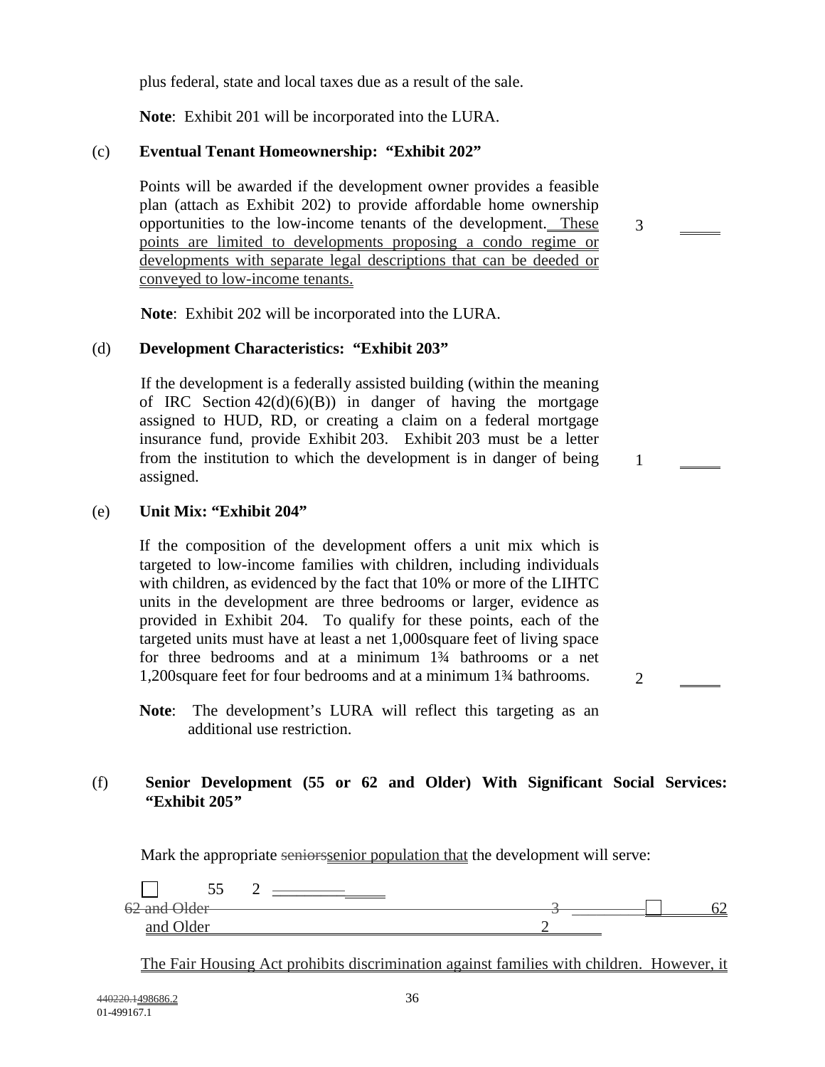plus federal, state and local taxes due as a result of the sale.

**Note**: Exhibit 201 will be incorporated into the LURA.

(c) **Eventual Tenant Homeownership: "Exhibit 202"**

Points will be awarded if the development owner provides a feasible plan (attach as Exhibit 202) to provide affordable home ownership opportunities to the low-income tenants of the development. These points are limited to developments proposing a condo regime or developments with separate legal descriptions that can be deeded or conveyed to low-income tenants. 3 _____

**Note**: Exhibit 202 will be incorporated into the LURA.

(d) **Development Characteristics: "Exhibit 203"**

If the development is a federally assisted building (within the meaning of IRC Section 42(d)(6)(B)) in danger of having the mortgage assigned to HUD, RD, or creating a claim on a federal mortgage insurance fund, provide Exhibit 203. Exhibit 203 must be a letter from the institution to which the development is in danger of being assigned. 1 _____

(e) **Unit Mix: "Exhibit 204"**

If the composition of the development offers a unit mix which is targeted to low-income families with children, including individuals with children, as evidenced by the fact that 10% or more of the LIHTC units in the development are three bedrooms or larger, evidence as provided in Exhibit 204. To qualify for these points, each of the targeted units must have at least a net 1,000square feet of living space for three bedrooms and at a minimum 1¾ bathrooms or a net 1,200square feet for four bedrooms and at a minimum 1¾ bathrooms. 2 _____

**Note**: The development's LURA will reflect this targeting as an additional use restriction.

(f) **Senior Development (55 or 62 and Older) With Significant Social Services: "Exhibit 205"**

Mark the appropriate ~~seniors~~senior population that the development will serve:

☐ 55 2 _____

~~62 and Older 3~~ _____ ☐ 62 and Older 2 _____

The Fair Housing Act prohibits discrimination against families with children. However, it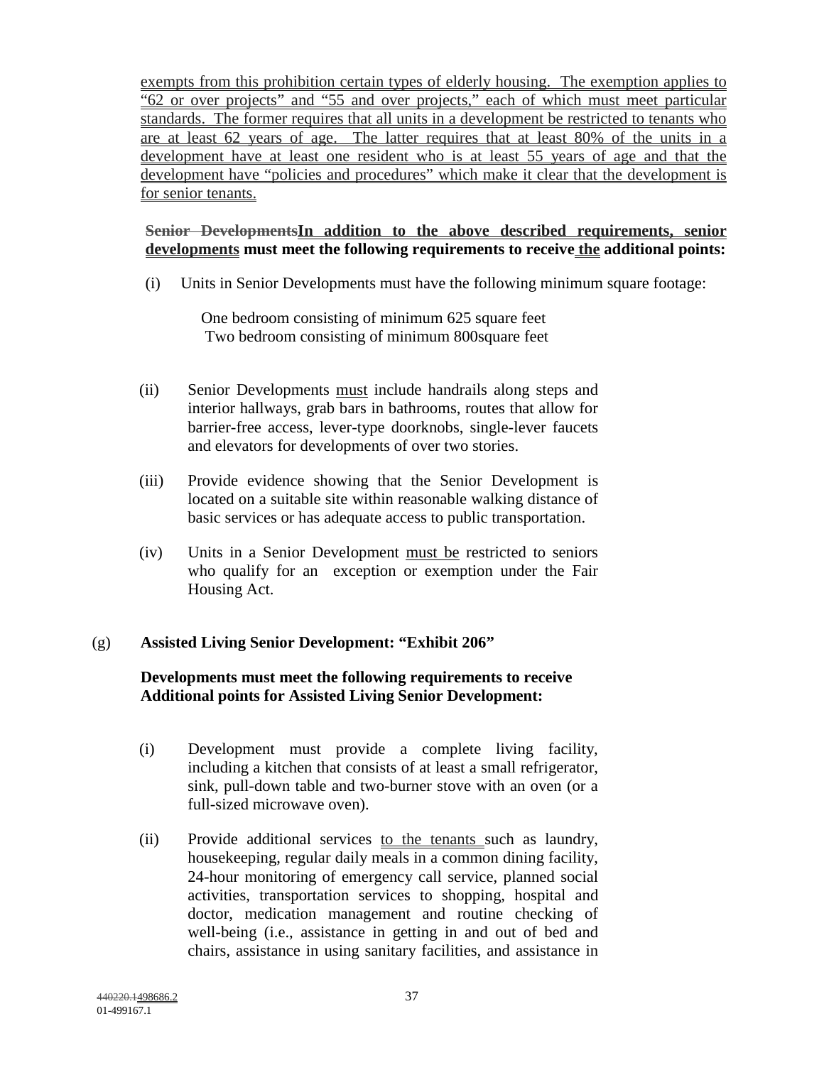exempts from this prohibition certain types of elderly housing. The exemption applies to "62 or over projects" and "55 and over projects," each of which must meet particular standards. The former requires that all units in a development be restricted to tenants who are at least 62 years of age. The latter requires that at least 80% of the units in a development have at least one resident who is at least 55 years of age and that the development have "policies and procedures" which make it clear that the development is for senior tenants.

~~**Senior Developments**~~**In addition to the above described requirements, senior developments must meet the following requirements to receive the additional points:**

(i) Units in Senior Developments must have the following minimum square footage:

One bedroom consisting of minimum 625 square feet
Two bedroom consisting of minimum 800square feet

(ii) Senior Developments must include handrails along steps and interior hallways, grab bars in bathrooms, routes that allow for barrier-free access, lever-type doorknobs, single-lever faucets and elevators for developments of over two stories.

(iii) Provide evidence showing that the Senior Development is located on a suitable site within reasonable walking distance of basic services or has adequate access to public transportation.

(iv) Units in a Senior Development must be restricted to seniors who qualify for an exception or exemption under the Fair Housing Act.

(g) **Assisted Living Senior Development: "Exhibit 206"**

**Developments must meet the following requirements to receive Additional points for Assisted Living Senior Development:**

(i) Development must provide a complete living facility, including a kitchen that consists of at least a small refrigerator, sink, pull-down table and two-burner stove with an oven (or a full-sized microwave oven).

(ii) Provide additional services to the tenants such as laundry, housekeeping, regular daily meals in a common dining facility, 24-hour monitoring of emergency call service, planned social activities, transportation services to shopping, hospital and doctor, medication management and routine checking of well-being (i.e., assistance in getting in and out of bed and chairs, assistance in using sanitary facilities, and assistance in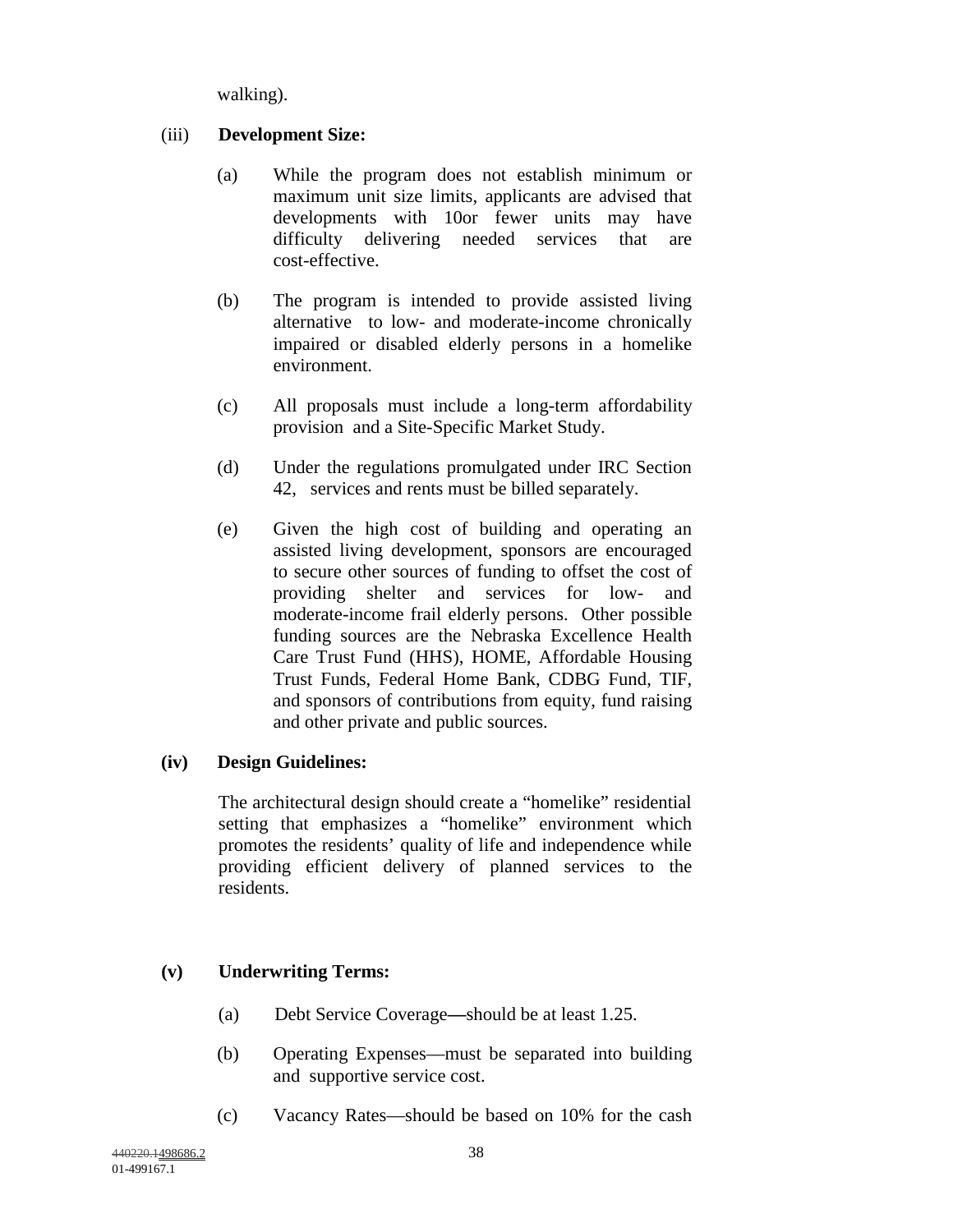walking).

(iii) **Development Size:**

(a) While the program does not establish minimum or maximum unit size limits, applicants are advised that developments with 10or fewer units may have difficulty delivering needed services that are cost-effective.

(b) The program is intended to provide assisted living alternative to low- and moderate-income chronically impaired or disabled elderly persons in a homelike environment.

(c) All proposals must include a long-term affordability provision and a Site-Specific Market Study.

(d) Under the regulations promulgated under IRC Section 42, services and rents must be billed separately.

(e) Given the high cost of building and operating an assisted living development, sponsors are encouraged to secure other sources of funding to offset the cost of providing shelter and services for low- and moderate-income frail elderly persons. Other possible funding sources are the Nebraska Excellence Health Care Trust Fund (HHS), HOME, Affordable Housing Trust Funds, Federal Home Bank, CDBG Fund, TIF, and sponsors of contributions from equity, fund raising and other private and public sources.

**(iv) Design Guidelines:**

The architectural design should create a "homelike" residential setting that emphasizes a "homelike" environment which promotes the residents' quality of life and independence while providing efficient delivery of planned services to the residents.

**(v) Underwriting Terms:**

(a) Debt Service Coverage—should be at least 1.25.

(b) Operating Expenses—must be separated into building and supportive service cost.

(c) Vacancy Rates—should be based on 10% for the cash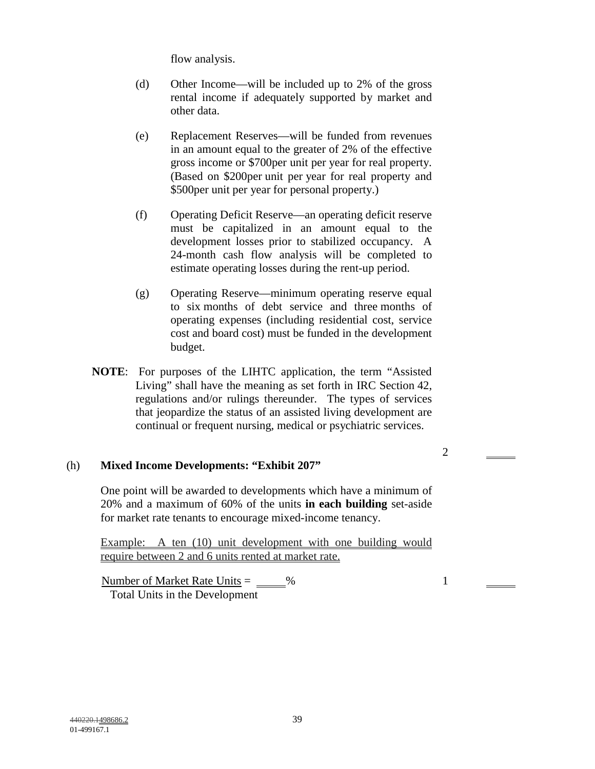flow analysis.

(d) Other Income—will be included up to 2% of the gross rental income if adequately supported by market and other data.

(e) Replacement Reserves—will be funded from revenues in an amount equal to the greater of 2% of the effective gross income or $700per unit per year for real property. (Based on $200per unit per year for real property and $500per unit per year for personal property.)

(f) Operating Deficit Reserve—an operating deficit reserve must be capitalized in an amount equal to the development losses prior to stabilized occupancy. A 24-month cash flow analysis will be completed to estimate operating losses during the rent-up period.

(g) Operating Reserve—minimum operating reserve equal to six months of debt service and three months of operating expenses (including residential cost, service cost and board cost) must be funded in the development budget.

**NOTE**: For purposes of the LIHTC application, the term "Assisted Living" shall have the meaning as set forth in IRC Section 42, regulations and/or rulings thereunder. The types of services that jeopardize the status of an assisted living development are continual or frequent nursing, medical or psychiatric services.

2 \_\_\_\_\_

(h) **Mixed Income Developments: "Exhibit 207"**

One point will be awarded to developments which have a minimum of 20% and a maximum of 60% of the units **in each building** set-aside for market rate tenants to encourage mixed-income tenancy.

Example: A ten (10) unit development with one building would require between 2 and 6 units rented at market rate.

Number of Market Rate Units = \_\_\_\_\_%
Total Units in the Development

1 \_\_\_\_\_

440220.1498686.2
01-499167.1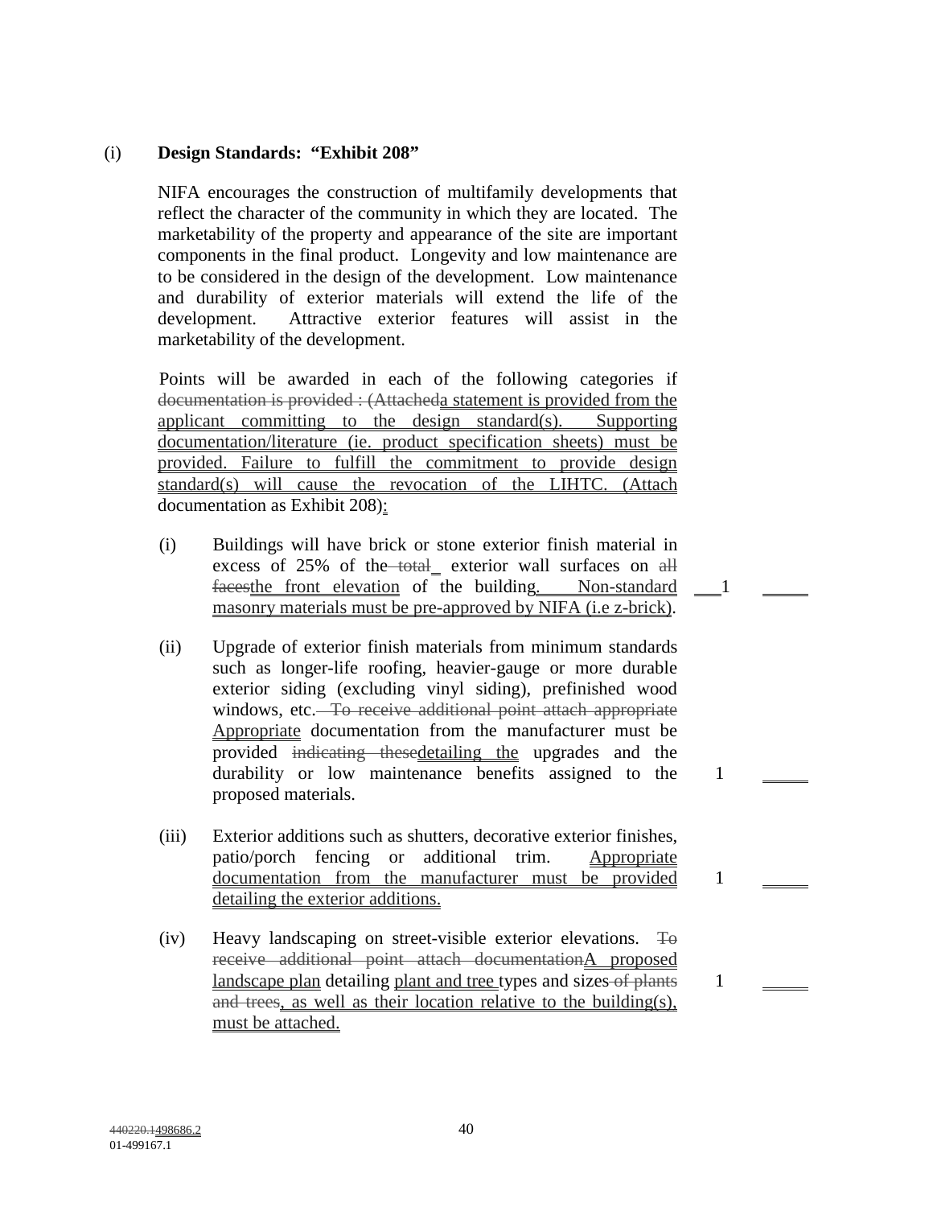(i) **Design Standards: "Exhibit 208"**

NIFA encourages the construction of multifamily developments that reflect the character of the community in which they are located. The marketability of the property and appearance of the site are important components in the final product. Longevity and low maintenance are to be considered in the design of the development. Low maintenance and durability of exterior materials will extend the life of the development. Attractive exterior features will assist in the marketability of the development.

Points will be awarded in each of the following categories if ~~documentation is provided : (Attached~~a statement is provided from the applicant committing to the design standard(s). Supporting documentation/literature (ie. product specification sheets) must be provided. Failure to fulfill the commitment to provide design standard(s) will cause the revocation of the LIHTC. (Attach documentation as Exhibit 208):

| | | Points | |
|---|---|---|---|
| (i) | Buildings will have brick or stone exterior finish material in excess of 25% of the ~~total~~ exterior wall surfaces on ~~all faces~~the front elevation of the building. Non-standard masonry materials must be pre-approved by NIFA (i.e z-brick). | 1 | _____ |
| (ii) | Upgrade of exterior finish materials from minimum standards such as longer-life roofing, heavier-gauge or more durable exterior siding (excluding vinyl siding), prefinished wood windows, etc. ~~To receive additional point attach appropriate~~ Appropriate documentation from the manufacturer must be provided ~~indicating these~~detailing the upgrades and the durability or low maintenance benefits assigned to the proposed materials. | 1 | _____ |
| (iii) | Exterior additions such as shutters, decorative exterior finishes, patio/porch fencing or additional trim. Appropriate documentation from the manufacturer must be provided detailing the exterior additions. | 1 | _____ |
| (iv) | Heavy landscaping on street-visible exterior elevations. ~~To receive additional point attach documentation~~A proposed landscape plan detailing plant and tree types and sizes ~~of plants and trees~~, as well as their location relative to the building(s), must be attached. | 1 | _____ |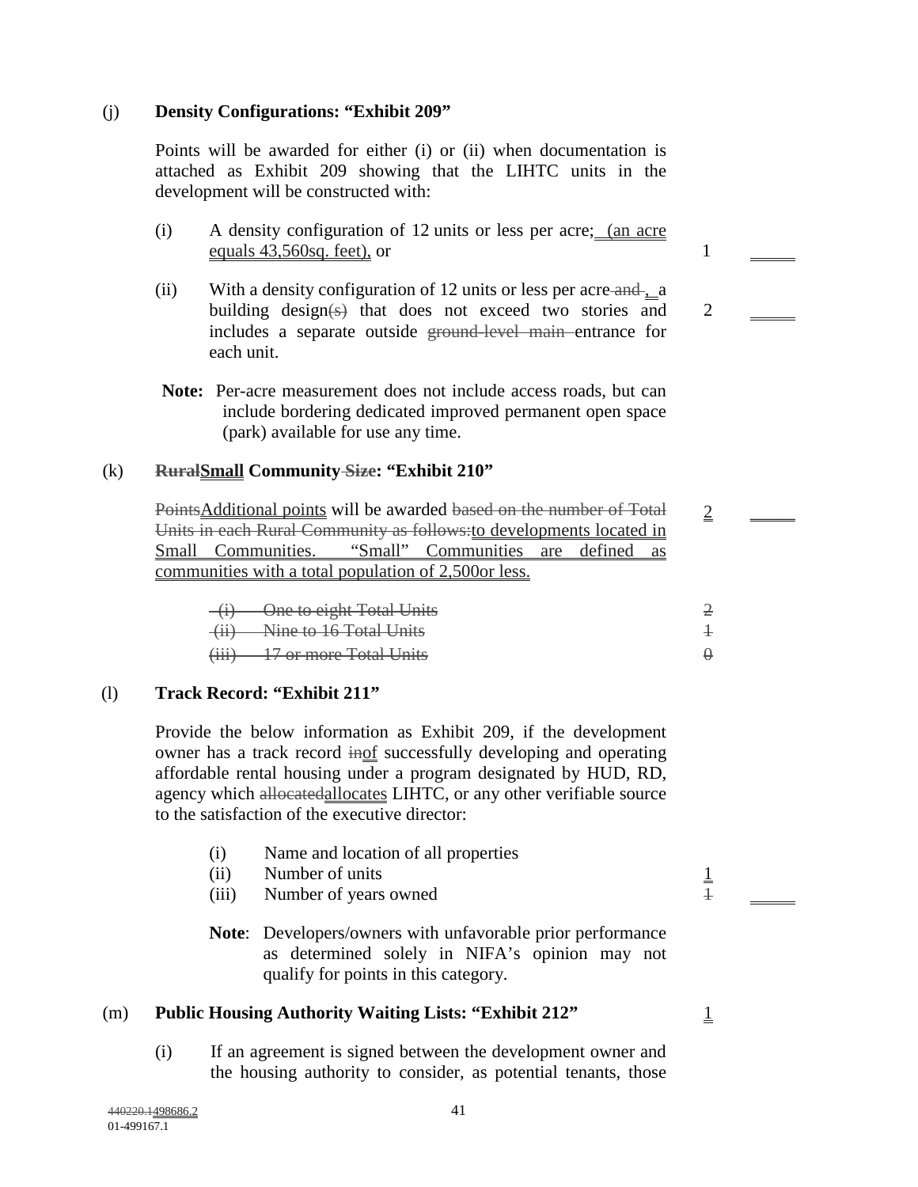(j) **Density Configurations: "Exhibit 209"**

Points will be awarded for either (i) or (ii) when documentation is attached as Exhibit 209 showing that the LIHTC units in the development will be constructed with:

(i) A density configuration of 12 units or less per acre; (an acre equals 43,560sq. feet), or — 1 ____

(ii) With a density configuration of 12 units or less per acre ~~and~~ , a building design~~(s)~~ that does not exceed two stories and includes a separate outside ~~ground-level main~~ entrance for each unit. — 2 ____

**Note:** Per-acre measurement does not include access roads, but can include bordering dedicated improved permanent open space (park) available for use any time.

(k) **~~Rural~~Small Community ~~Size~~: "Exhibit 210"**

~~Points~~Additional points will be awarded ~~based on the number of Total Units in each Rural Community as follows:~~to developments located in Small Communities. "Small" Communities are defined as communities with a total population of 2,500or less. — 2 ____

~~(i) One to eight Total Units — 2~~
~~(ii) Nine to 16 Total Units — 1~~
~~(iii) 17 or more Total Units — 0~~

(l) **Track Record: "Exhibit 211"**

Provide the below information as Exhibit 209, if the development owner has a track record ~~in~~of successfully developing and operating affordable rental housing under a program designated by HUD, RD, agency which ~~allocated~~allocates LIHTC, or any other verifiable source to the satisfaction of the executive director:

(i) Name and location of all properties
(ii) Number of units — 1
(iii) Number of years owned — ~~1~~ ____

**Note**: Developers/owners with unfavorable prior performance as determined solely in NIFA's opinion may not qualify for points in this category.

(m) **Public Housing Authority Waiting Lists: "Exhibit 212"** — 1

(i) If an agreement is signed between the development owner and the housing authority to consider, as potential tenants, those

~~440220.1~~498686.2
01-499167.1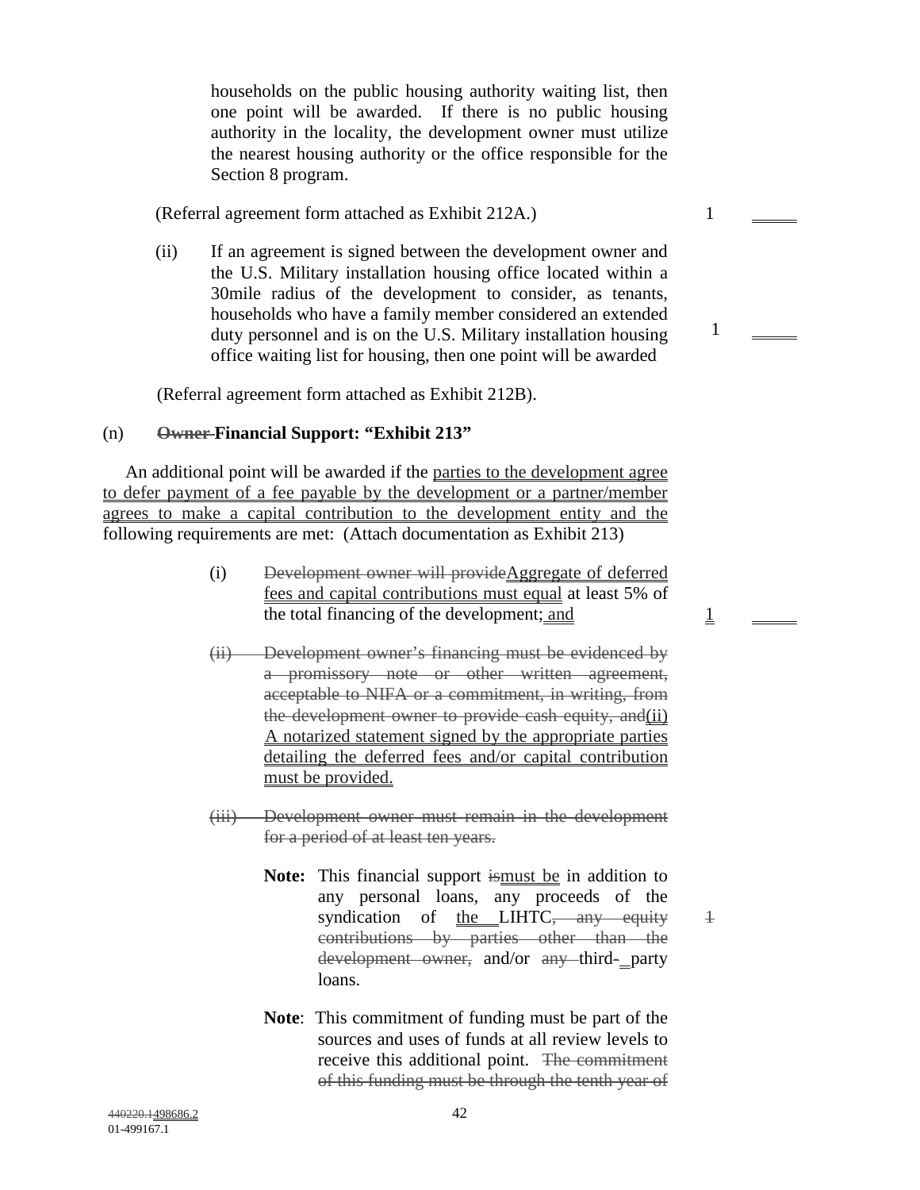households on the public housing authority waiting list, then one point will be awarded. If there is no public housing authority in the locality, the development owner must utilize the nearest housing authority or the office responsible for the Section 8 program.

(Referral agreement form attached as Exhibit 212A.) 1 \_\_\_\_\_

(ii) If an agreement is signed between the development owner and the U.S. Military installation housing office located within a 30mile radius of the development to consider, as tenants, households who have a family member considered an extended duty personnel and is on the U.S. Military installation housing office waiting list for housing, then one point will be awarded 1 \_\_\_\_\_

(Referral agreement form attached as Exhibit 212B).

(n) ~~Owner~~ **Financial Support: "Exhibit 213"**

An additional point will be awarded if the parties to the development agree to defer payment of a fee payable by the development or a partner/member agrees to make a capital contribution to the development entity and the following requirements are met: (Attach documentation as Exhibit 213)

(i) ~~Development owner will provide~~Aggregate of deferred fees and capital contributions must equal at least 5% of the total financing of the development; and 1 \_\_\_\_\_

~~(ii) Development owner's financing must be evidenced by a promissory note or other written agreement, acceptable to NIFA or a commitment, in writing, from the development owner to provide cash equity, and~~(ii) A notarized statement signed by the appropriate parties detailing the deferred fees and/or capital contribution must be provided.

~~(iii) Development owner must remain in the development for a period of at least ten years.~~

**Note:** This financial support ~~is~~must be in addition to any personal loans, any proceeds of the syndication of the LIHTC~~, any equity contributions by parties other than the development owner,~~ and/or ~~any~~ third-party loans. ~~1~~

**Note**: This commitment of funding must be part of the sources and uses of funds at all review levels to receive this additional point. ~~The commitment of this funding must be through the tenth year of~~

~~440220.1~~498686.2
01-499167.1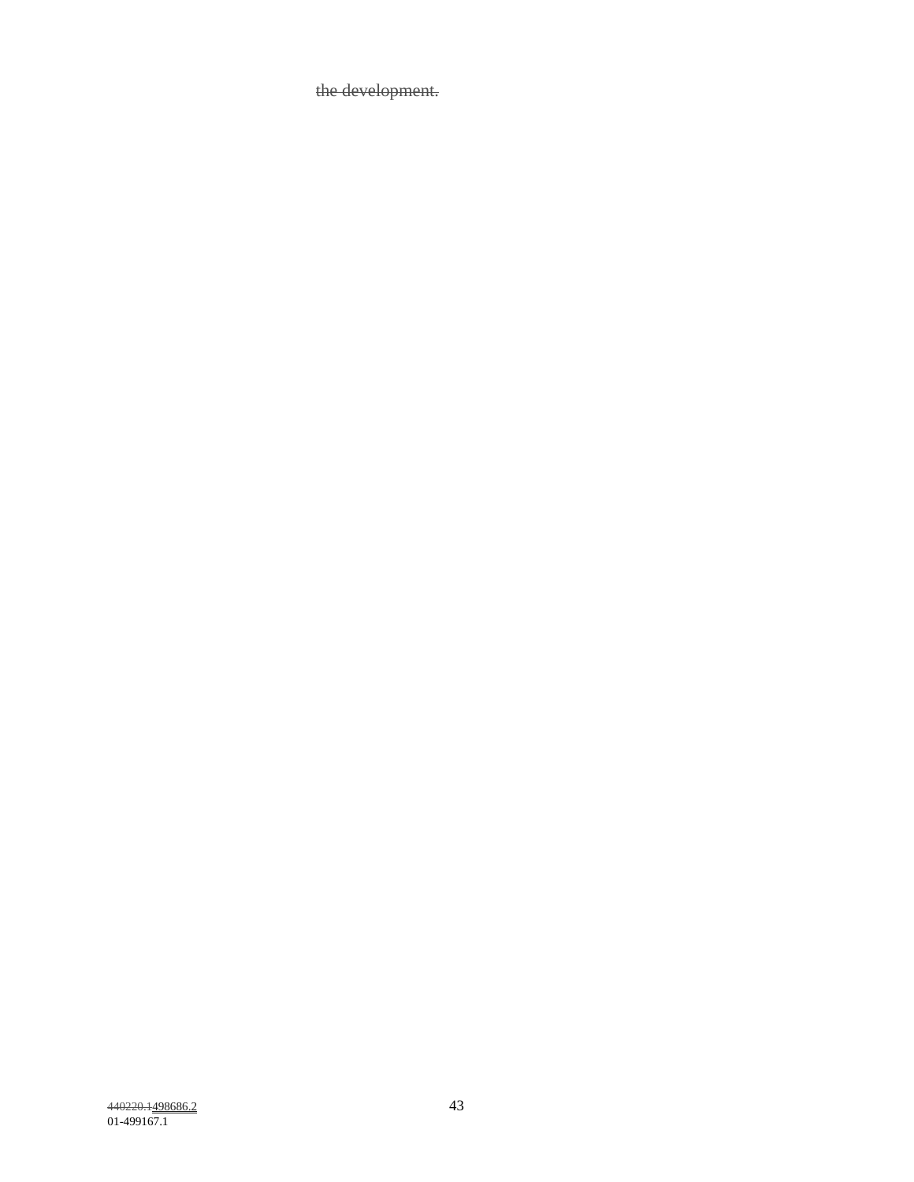~~the development.~~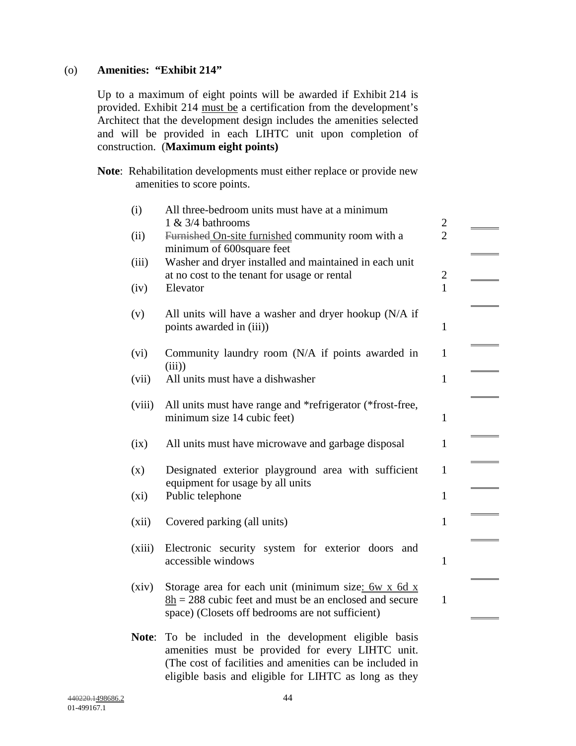(o) **Amenities: "Exhibit 214"**

Up to a maximum of eight points will be awarded if Exhibit 214 is provided. Exhibit 214 must be a certification from the development's Architect that the development design includes the amenities selected and will be provided in each LIHTC unit upon completion of construction. (**Maximum eight points)**

**Note**: Rehabilitation developments must either replace or provide new amenities to score points.

| | | | |
|---|---|---|---|
| (i) | All three-bedroom units must have at a minimum 1 & 3/4 bathrooms | 2 | _____ |
| (ii) | ~~Furnished~~ On-site furnished community room with a minimum of 600square feet | 2 | _____ |
| (iii) | Washer and dryer installed and maintained in each unit at no cost to the tenant for usage or rental | 2 | _____ |
| (iv) | Elevator | 1 | _____ |
| (v) | All units will have a washer and dryer hookup (N/A if points awarded in (iii)) | 1 | _____ |
| (vi) | Community laundry room (N/A if points awarded in (iii)) | 1 | _____ |
| (vii) | All units must have a dishwasher | 1 | _____ |
| (viii) | All units must have range and *refrigerator (*frost-free, minimum size 14 cubic feet) | 1 | _____ |
| (ix) | All units must have microwave and garbage disposal | 1 | _____ |
| (x) | Designated exterior playground area with sufficient equipment for usage by all units | 1 | _____ |
| (xi) | Public telephone | 1 | _____ |
| (xii) | Covered parking (all units) | 1 | _____ |
| (xiii) | Electronic security system for exterior doors and accessible windows | 1 | _____ |
| (xiv) | Storage area for each unit (minimum size: 6w x 6d x 8h = 288 cubic feet and must be an enclosed and secure space) (Closets off bedrooms are not sufficient) | 1 | _____ |

**Note**: To be included in the development eligible basis amenities must be provided for every LIHTC unit. (The cost of facilities and amenities can be included in eligible basis and eligible for LIHTC as long as they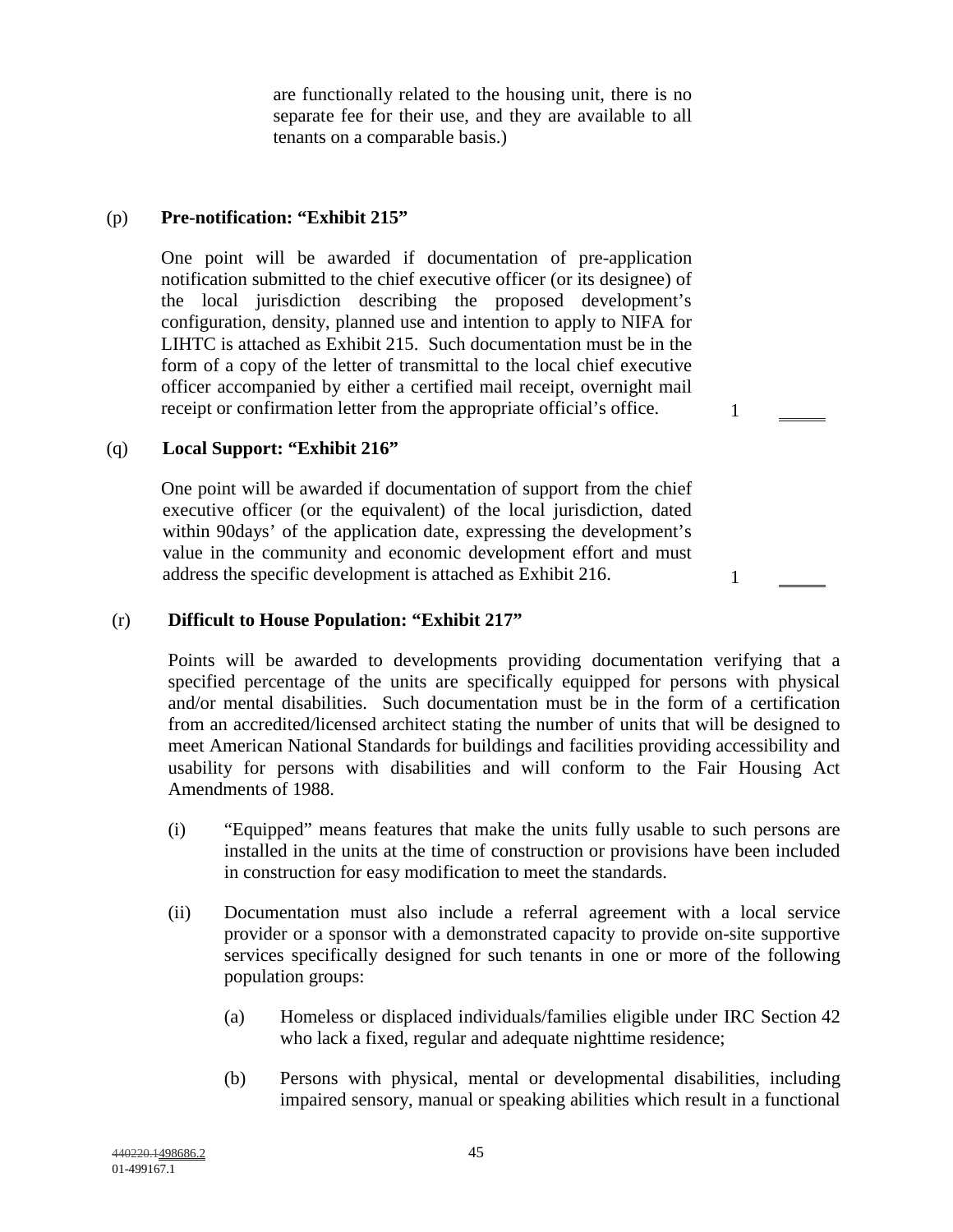are functionally related to the housing unit, there is no separate fee for their use, and they are available to all tenants on a comparable basis.)

(p) **Pre-notification: "Exhibit 215"**

One point will be awarded if documentation of pre-application notification submitted to the chief executive officer (or its designee) of the local jurisdiction describing the proposed development's configuration, density, planned use and intention to apply to NIFA for LIHTC is attached as Exhibit 215. Such documentation must be in the form of a copy of the letter of transmittal to the local chief executive officer accompanied by either a certified mail receipt, overnight mail receipt or confirmation letter from the appropriate official's office. 1 ____

(q) **Local Support: "Exhibit 216"**

One point will be awarded if documentation of support from the chief executive officer (or the equivalent) of the local jurisdiction, dated within 90days' of the application date, expressing the development's value in the community and economic development effort and must address the specific development is attached as Exhibit 216. 1 ____

(r) **Difficult to House Population: "Exhibit 217"**

Points will be awarded to developments providing documentation verifying that a specified percentage of the units are specifically equipped for persons with physical and/or mental disabilities. Such documentation must be in the form of a certification from an accredited/licensed architect stating the number of units that will be designed to meet American National Standards for buildings and facilities providing accessibility and usability for persons with disabilities and will conform to the Fair Housing Act Amendments of 1988.

(i) "Equipped" means features that make the units fully usable to such persons are installed in the units at the time of construction or provisions have been included in construction for easy modification to meet the standards.

(ii) Documentation must also include a referral agreement with a local service provider or a sponsor with a demonstrated capacity to provide on-site supportive services specifically designed for such tenants in one or more of the following population groups:

(a) Homeless or displaced individuals/families eligible under IRC Section 42 who lack a fixed, regular and adequate nighttime residence;

(b) Persons with physical, mental or developmental disabilities, including impaired sensory, manual or speaking abilities which result in a functional

~~440220.1~~498686.2
01-499167.1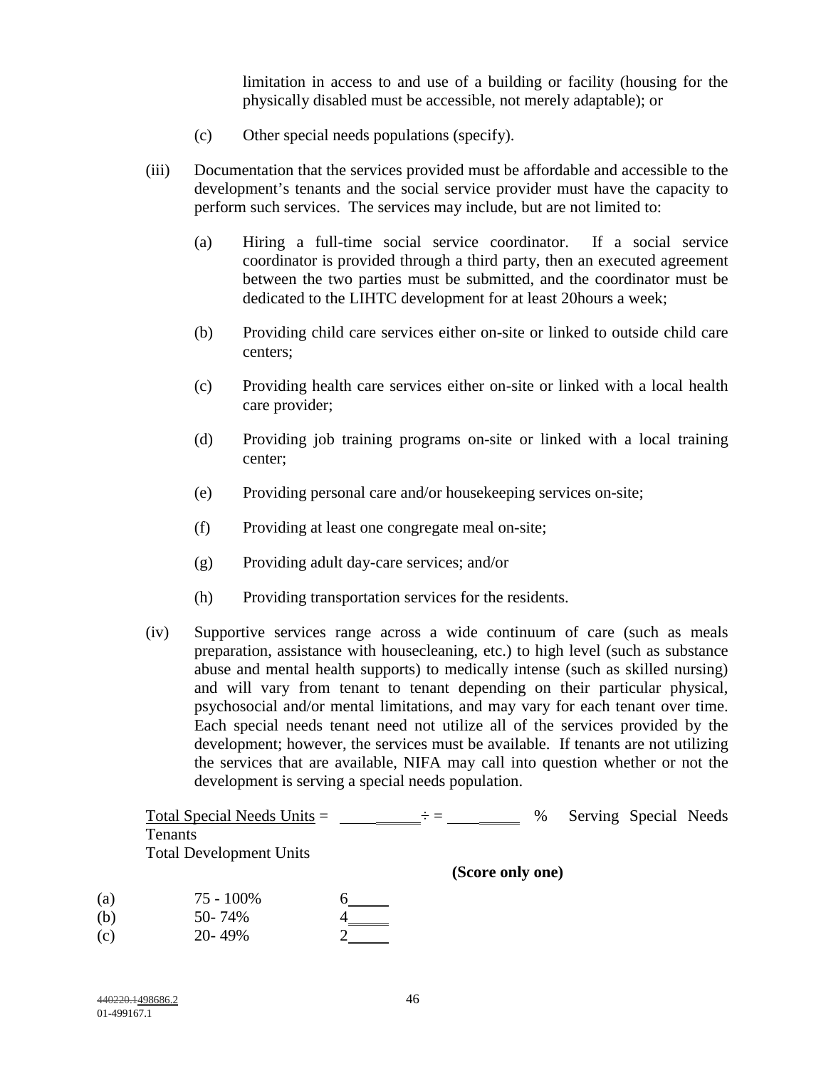limitation in access to and use of a building or facility (housing for the physically disabled must be accessible, not merely adaptable); or

(c) Other special needs populations (specify).

(iii) Documentation that the services provided must be affordable and accessible to the development's tenants and the social service provider must have the capacity to perform such services. The services may include, but are not limited to:

(a) Hiring a full-time social service coordinator. If a social service coordinator is provided through a third party, then an executed agreement between the two parties must be submitted, and the coordinator must be dedicated to the LIHTC development for at least 20hours a week;

(b) Providing child care services either on-site or linked to outside child care centers;

(c) Providing health care services either on-site or linked with a local health care provider;

(d) Providing job training programs on-site or linked with a local training center;

(e) Providing personal care and/or housekeeping services on-site;

(f) Providing at least one congregate meal on-site;

(g) Providing adult day-care services; and/or

(h) Providing transportation services for the residents.

(iv) Supportive services range across a wide continuum of care (such as meals preparation, assistance with housecleaning, etc.) to high level (such as substance abuse and mental health supports) to medically intense (such as skilled nursing) and will vary from tenant to tenant depending on their particular physical, psychosocial and/or mental limitations, and may vary for each tenant over time. Each special needs tenant need not utilize all of the services provided by the development; however, the services must be available. If tenants are not utilizing the services that are available, NIFA may call into question whether or not the development is serving a special needs population.

Total Special Needs Units = ___________ ÷ = __________ % Serving Special Needs Tenants
Total Development Units

**(Score only one)**

| | | |
|---|---|---|
| (a) | 75 - 100% | 6_____ |
| (b) | 50- 74% | 4_____ |
| (c) | 20- 49% | 2_____ |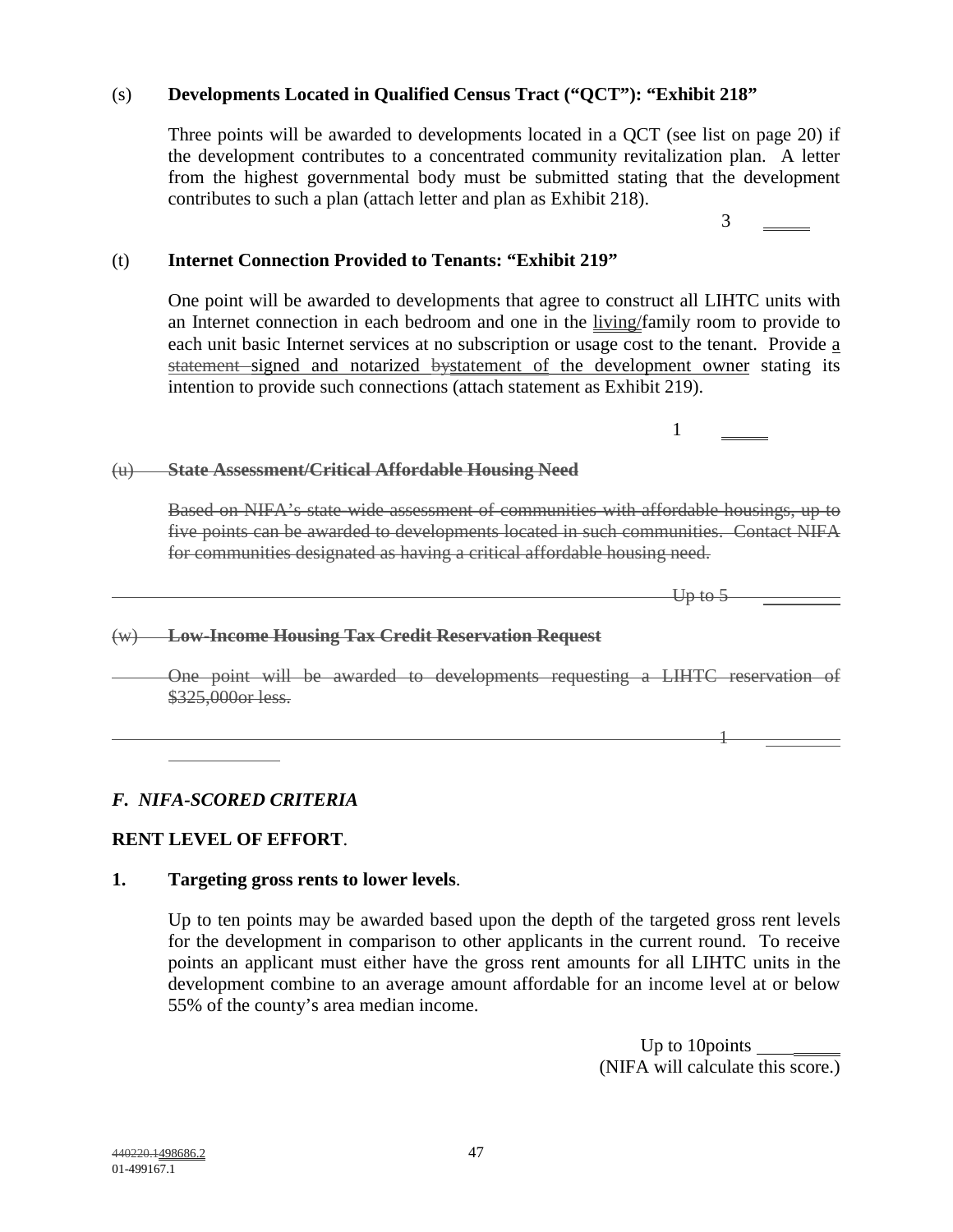(s) **Developments Located in Qualified Census Tract ("QCT"): "Exhibit 218"**

Three points will be awarded to developments located in a QCT (see list on page 20) if the development contributes to a concentrated community revitalization plan. A letter from the highest governmental body must be submitted stating that the development contributes to such a plan (attach letter and plan as Exhibit 218).

3 _____

(t) **Internet Connection Provided to Tenants: "Exhibit 219"**

One point will be awarded to developments that agree to construct all LIHTC units with an Internet connection in each bedroom and one in the living/family room to provide to each unit basic Internet services at no subscription or usage cost to the tenant. Provide a ~~statement~~ signed and notarized ~~by~~statement of the development owner stating its intention to provide such connections (attach statement as Exhibit 219).

1 _____

~~(u) **State Assessment/Critical Affordable Housing Need**~~

~~Based on NIFA's state-wide assessment of communities with affordable housings, up to five points can be awarded to developments located in such communities. Contact NIFA for communities designated as having a critical affordable housing need.~~

~~Up to 5~~ _____

~~(w) **Low-Income Housing Tax Credit Reservation Request**~~

~~One point will be awarded to developments requesting a LIHTC reservation of $325,000or less.~~

~~1~~ _____

### *F. NIFA-SCORED CRITERIA*

**RENT LEVEL OF EFFORT**.

**1. Targeting gross rents to lower levels**.

Up to ten points may be awarded based upon the depth of the targeted gross rent levels for the development in comparison to other applicants in the current round. To receive points an applicant must either have the gross rent amounts for all LIHTC units in the development combine to an average amount affordable for an income level at or below 55% of the county's area median income.

Up to 10points _____
(NIFA will calculate this score.)

~~440220.1~~498686.2
01-499167.1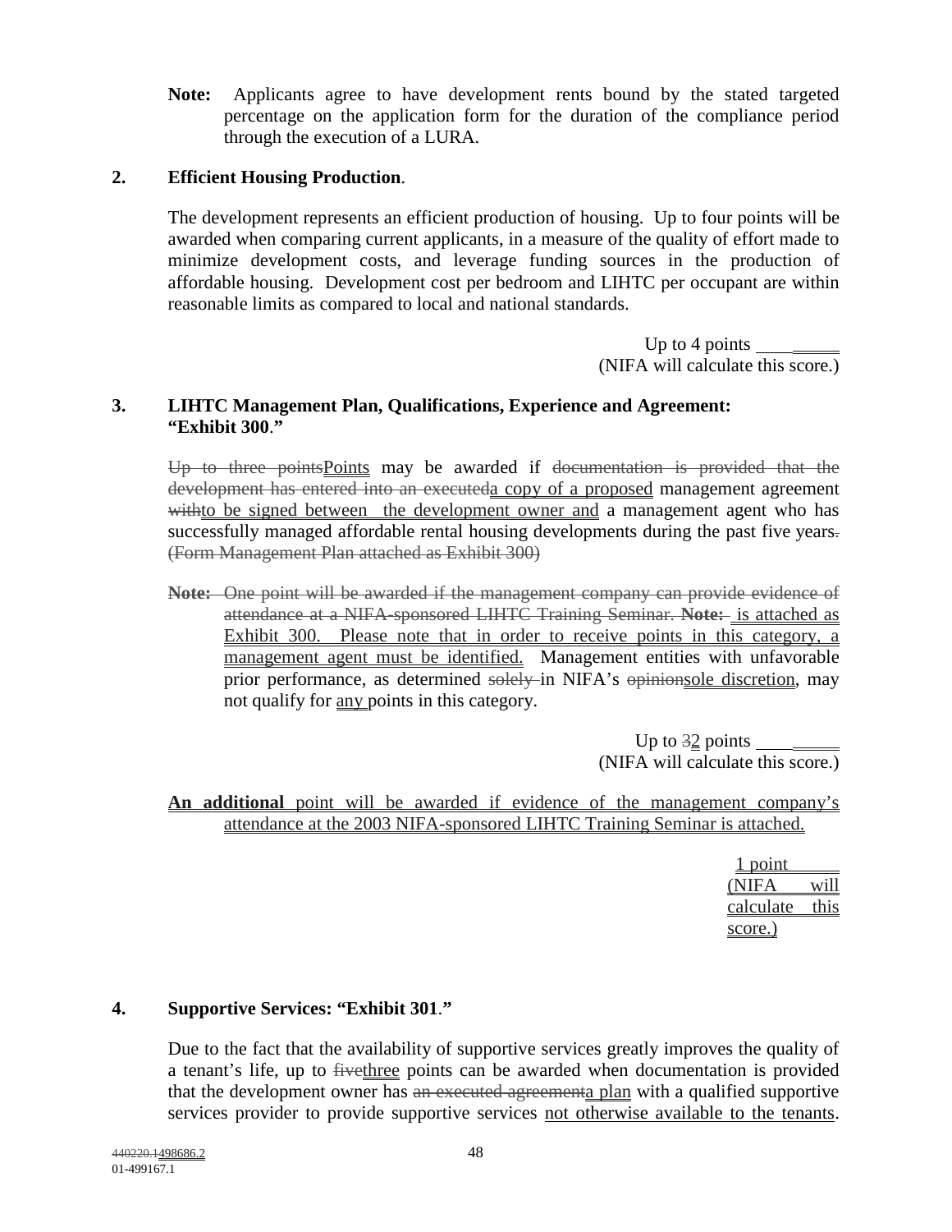**Note:** Applicants agree to have development rents bound by the stated targeted percentage on the application form for the duration of the compliance period through the execution of a LURA.

**2. Efficient Housing Production.**

The development represents an efficient production of housing. Up to four points will be awarded when comparing current applicants, in a measure of the quality of effort made to minimize development costs, and leverage funding sources in the production of affordable housing. Development cost per bedroom and LIHTC per occupant are within reasonable limits as compared to local and national standards.

Up to 4 points ________
(NIFA will calculate this score.)

**3. LIHTC Management Plan, Qualifications, Experience and Agreement: "Exhibit 300."**

~~Up to three points~~Points may be awarded if ~~documentation is provided that the development has entered into an executed~~a copy of a proposed management agreement ~~with~~to be signed between the development owner and a management agent who has successfully managed affordable rental housing developments during the past five years~~. (Form Management Plan attached as Exhibit 300)~~

~~**Note:** One point will be awarded if the management company can provide evidence of attendance at a NIFA-sponsored LIHTC Training Seminar.~~ ~~**Note:**~~ is attached as Exhibit 300. Please note that in order to receive points in this category, a management agent must be identified. Management entities with unfavorable prior performance, as determined ~~solely~~ in NIFA's ~~opinion~~sole discretion, may not qualify for any points in this category.

Up to ~~3~~2 points ________
(NIFA will calculate this score.)

**An additional** point will be awarded if evidence of the management company's attendance at the 2003 NIFA-sponsored LIHTC Training Seminar is attached.

1 point ______
(NIFA will calculate this score.)

**4. Supportive Services: "Exhibit 301."**

Due to the fact that the availability of supportive services greatly improves the quality of a tenant's life, up to ~~five~~three points can be awarded when documentation is provided that the development owner has ~~an executed agreement~~a plan with a qualified supportive services provider to provide supportive services not otherwise available to the tenants.

~~440220.1~~498686.2
01-499167.1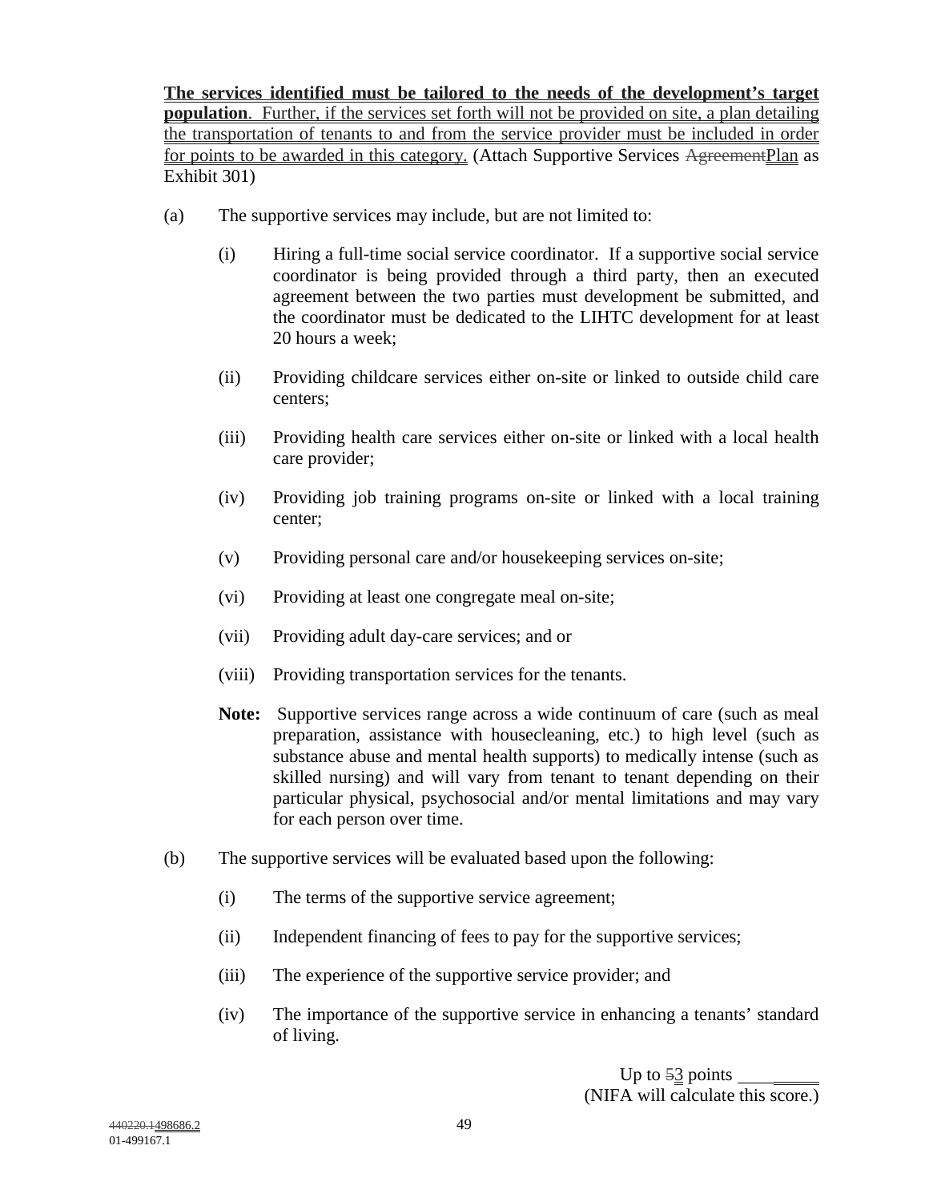**The services identified must be tailored to the needs of the development's target population**. Further, if the services set forth will not be provided on site, a plan detailing the transportation of tenants to and from the service provider must be included in order for points to be awarded in this category. (Attach Supportive Services ~~Agreement~~Plan as Exhibit 301)

(a) The supportive services may include, but are not limited to:

   (i) Hiring a full-time social service coordinator. If a supportive social service coordinator is being provided through a third party, then an executed agreement between the two parties must development be submitted, and the coordinator must be dedicated to the LIHTC development for at least 20 hours a week;

   (ii) Providing childcare services either on-site or linked to outside child care centers;

   (iii) Providing health care services either on-site or linked with a local health care provider;

   (iv) Providing job training programs on-site or linked with a local training center;

   (v) Providing personal care and/or housekeeping services on-site;

   (vi) Providing at least one congregate meal on-site;

   (vii) Providing adult day-care services; and or

   (viii) Providing transportation services for the tenants.

   **Note:** Supportive services range across a wide continuum of care (such as meal preparation, assistance with housecleaning, etc.) to high level (such as substance abuse and mental health supports) to medically intense (such as skilled nursing) and will vary from tenant to tenant depending on their particular physical, psychosocial and/or mental limitations and may vary for each person over time.

(b) The supportive services will be evaluated based upon the following:

   (i) The terms of the supportive service agreement;

   (ii) Independent financing of fees to pay for the supportive services;

   (iii) The experience of the supportive service provider; and

   (iv) The importance of the supportive service in enhancing a tenants' standard of living.

Up to ~~5~~3 points ____________
(NIFA will calculate this score.)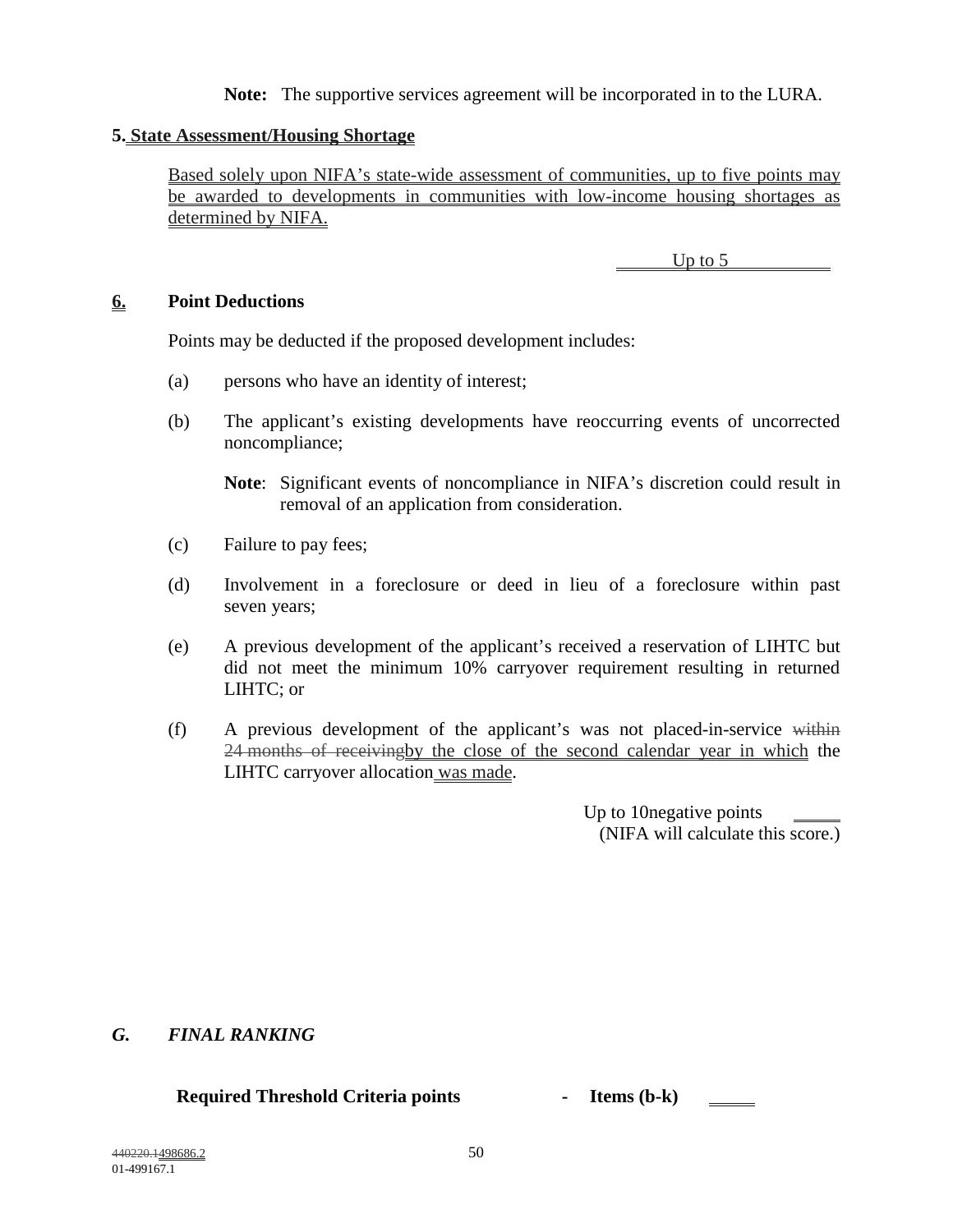**Note:** The supportive services agreement will be incorporated in to the LURA.

**5. State Assessment/Housing Shortage**

Based solely upon NIFA's state-wide assessment of communities, up to five points may be awarded to developments in communities with low-income housing shortages as determined by NIFA.

Up to 5

**6. Point Deductions**

Points may be deducted if the proposed development includes:

(a) persons who have an identity of interest;

(b) The applicant's existing developments have reoccurring events of uncorrected noncompliance;

**Note**: Significant events of noncompliance in NIFA's discretion could result in removal of an application from consideration.

(c) Failure to pay fees;

(d) Involvement in a foreclosure or deed in lieu of a foreclosure within past seven years;

(e) A previous development of the applicant's received a reservation of LIHTC but did not meet the minimum 10% carryover requirement resulting in returned LIHTC; or

(f) A previous development of the applicant's was not placed-in-service ~~within 24 months of receiving~~by the close of the second calendar year in which the LIHTC carryover allocation was made.

Up to 10negative points ______
(NIFA will calculate this score.)

***G. FINAL RANKING***

**Required Threshold Criteria points - Items (b-k)** ______

~~440220.1~~498686.2
01-499167.1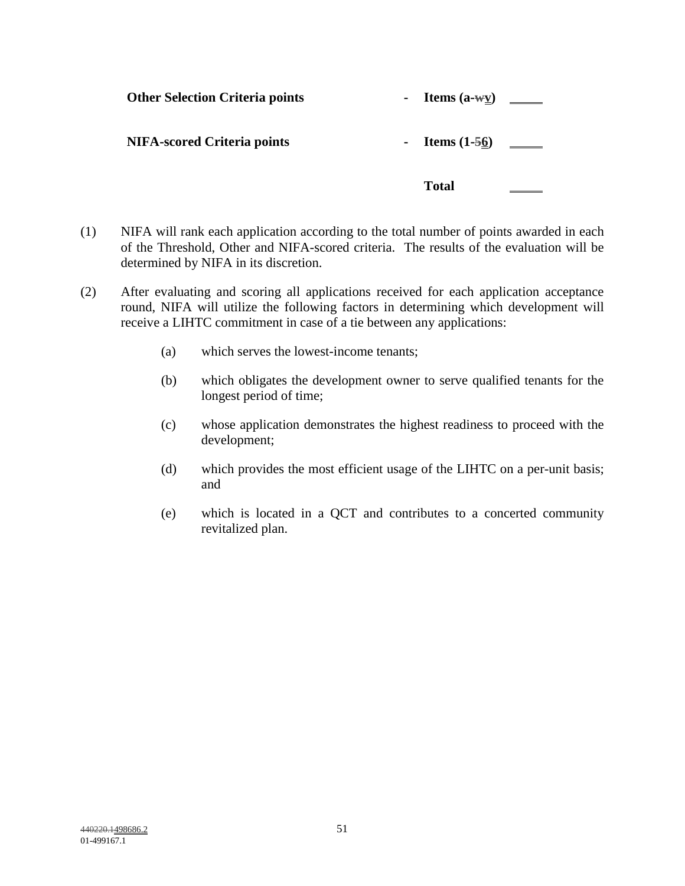| **Other Selection Criteria points** | - | **Items (a-~~w~~v)** | _____ |
|---|---|---|---|
| **NIFA-scored Criteria points** | - | **Items (1-~~5~~6)** | _____ |
| | | **Total** | _____ |

(1) NIFA will rank each application according to the total number of points awarded in each of the Threshold, Other and NIFA-scored criteria. The results of the evaluation will be determined by NIFA in its discretion.

(2) After evaluating and scoring all applications received for each application acceptance round, NIFA will utilize the following factors in determining which development will receive a LIHTC commitment in case of a tie between any applications:

   (a) which serves the lowest-income tenants;

   (b) which obligates the development owner to serve qualified tenants for the longest period of time;

   (c) whose application demonstrates the highest readiness to proceed with the development;

   (d) which provides the most efficient usage of the LIHTC on a per-unit basis; and

   (e) which is located in a QCT and contributes to a concerted community revitalized plan.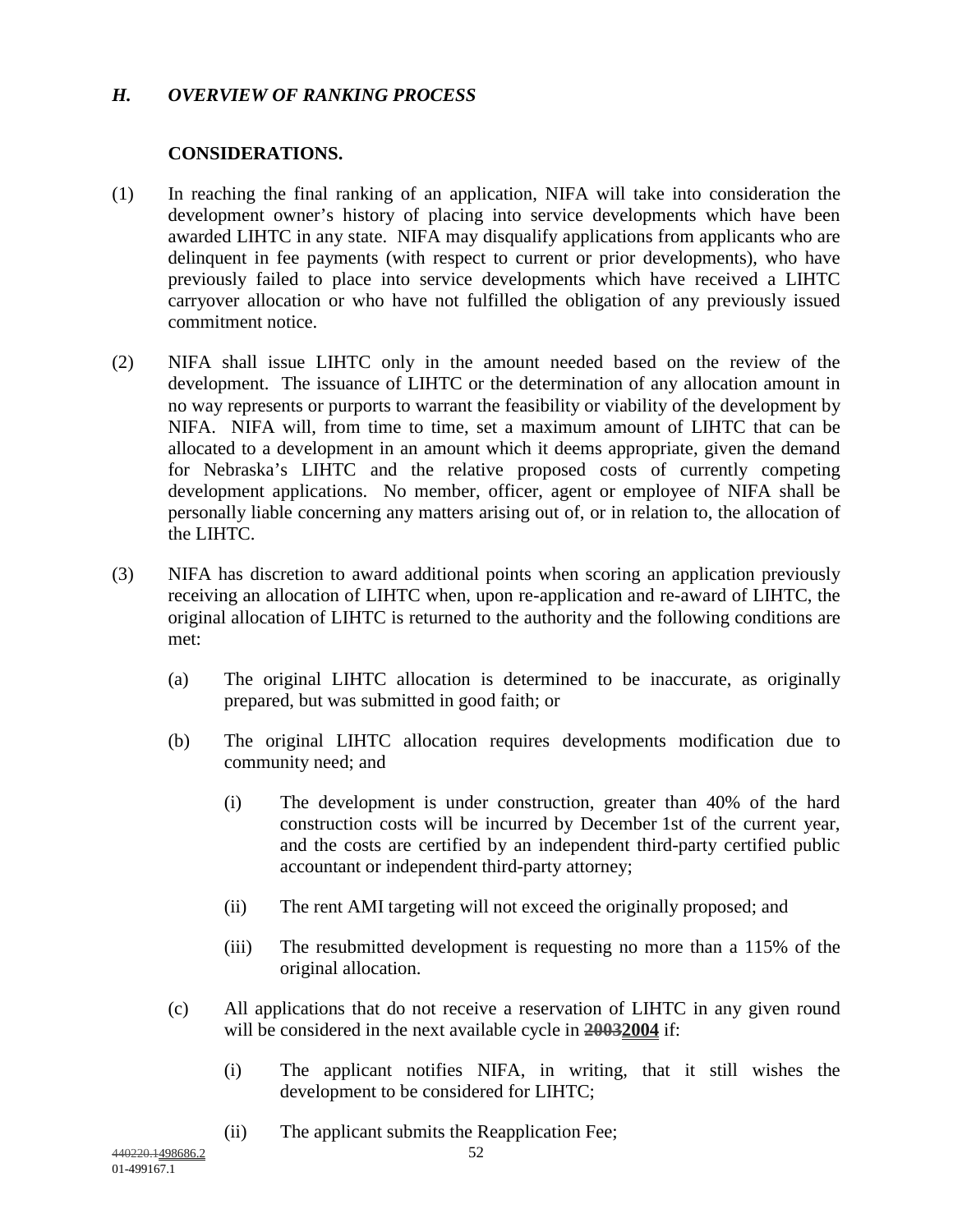## *H. OVERVIEW OF RANKING PROCESS*

**CONSIDERATIONS.**

(1) In reaching the final ranking of an application, NIFA will take into consideration the development owner's history of placing into service developments which have been awarded LIHTC in any state. NIFA may disqualify applications from applicants who are delinquent in fee payments (with respect to current or prior developments), who have previously failed to place into service developments which have received a LIHTC carryover allocation or who have not fulfilled the obligation of any previously issued commitment notice.

(2) NIFA shall issue LIHTC only in the amount needed based on the review of the development. The issuance of LIHTC or the determination of any allocation amount in no way represents or purports to warrant the feasibility or viability of the development by NIFA. NIFA will, from time to time, set a maximum amount of LIHTC that can be allocated to a development in an amount which it deems appropriate, given the demand for Nebraska's LIHTC and the relative proposed costs of currently competing development applications. No member, officer, agent or employee of NIFA shall be personally liable concerning any matters arising out of, or in relation to, the allocation of the LIHTC.

(3) NIFA has discretion to award additional points when scoring an application previously receiving an allocation of LIHTC when, upon re-application and re-award of LIHTC, the original allocation of LIHTC is returned to the authority and the following conditions are met:

   (a) The original LIHTC allocation is determined to be inaccurate, as originally prepared, but was submitted in good faith; or

   (b) The original LIHTC allocation requires developments modification due to community need; and

      (i) The development is under construction, greater than 40% of the hard construction costs will be incurred by December 1st of the current year, and the costs are certified by an independent third-party certified public accountant or independent third-party attorney;

      (ii) The rent AMI targeting will not exceed the originally proposed; and

      (iii) The resubmitted development is requesting no more than a 115% of the original allocation.

   (c) All applications that do not receive a reservation of LIHTC in any given round will be considered in the next available cycle in ~~2003~~**2004** if:

      (i) The applicant notifies NIFA, in writing, that it still wishes the development to be considered for LIHTC;

      (ii) The applicant submits the Reapplication Fee;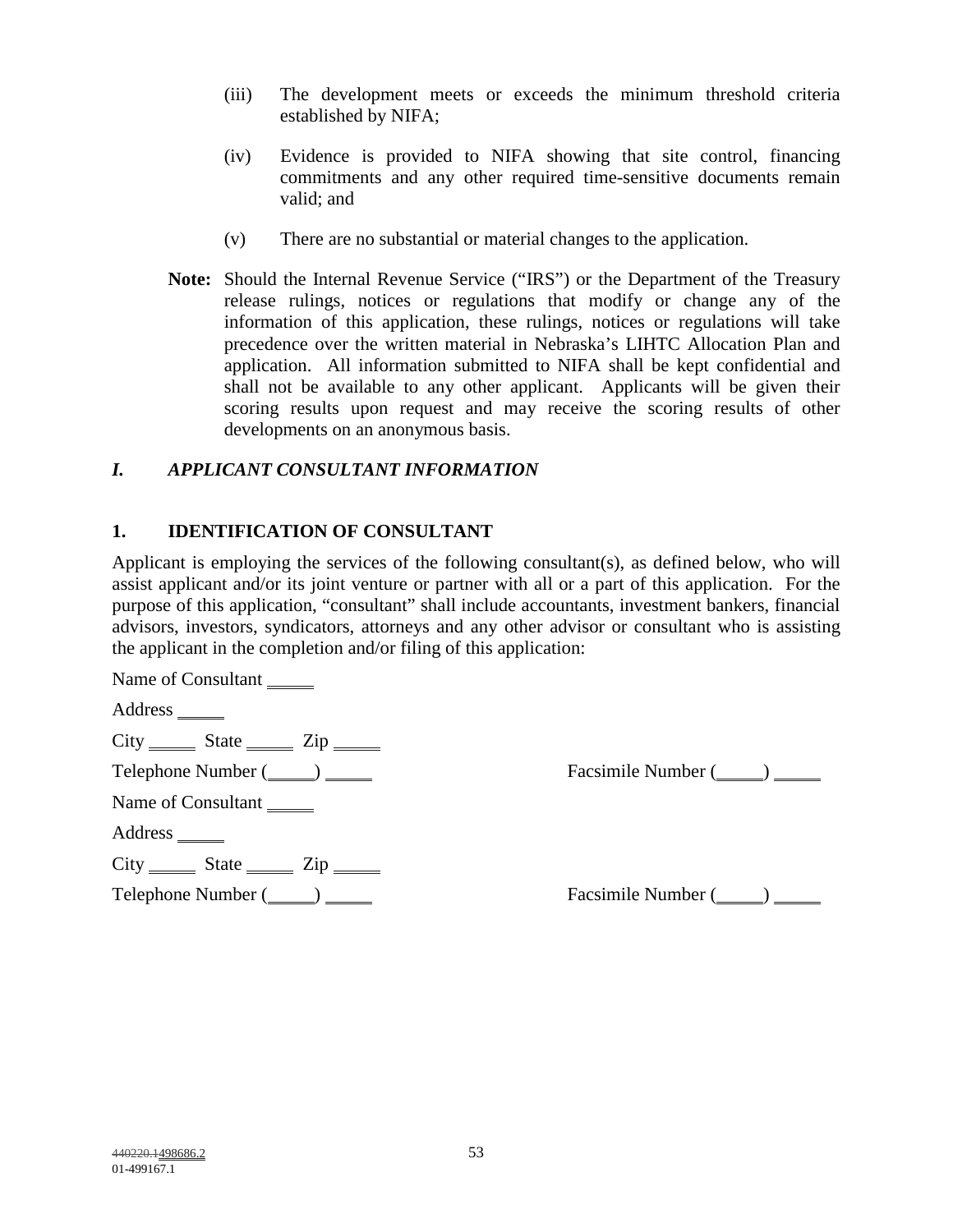(iii) The development meets or exceeds the minimum threshold criteria established by NIFA;

(iv) Evidence is provided to NIFA showing that site control, financing commitments and any other required time-sensitive documents remain valid; and

(v) There are no substantial or material changes to the application.

**Note:** Should the Internal Revenue Service ("IRS") or the Department of the Treasury release rulings, notices or regulations that modify or change any of the information of this application, these rulings, notices or regulations will take precedence over the written material in Nebraska's LIHTC Allocation Plan and application. All information submitted to NIFA shall be kept confidential and shall not be available to any other applicant. Applicants will be given their scoring results upon request and may receive the scoring results of other developments on an anonymous basis.

## *I. APPLICANT CONSULTANT INFORMATION*

### 1. IDENTIFICATION OF CONSULTANT

Applicant is employing the services of the following consultant(s), as defined below, who will assist applicant and/or its joint venture or partner with all or a part of this application. For the purpose of this application, "consultant" shall include accountants, investment bankers, financial advisors, investors, syndicators, attorneys and any other advisor or consultant who is assisting the applicant in the completion and/or filing of this application:

Name of Consultant _____

Address _____

City _____ State _____ Zip _____

Telephone Number (_____) _____ Facsimile Number (_____) _____

Name of Consultant _____

Address _____

City _____ State _____ Zip _____

Telephone Number (_____) _____ Facsimile Number (_____) _____

~~440220.1~~498686.2
01-499167.1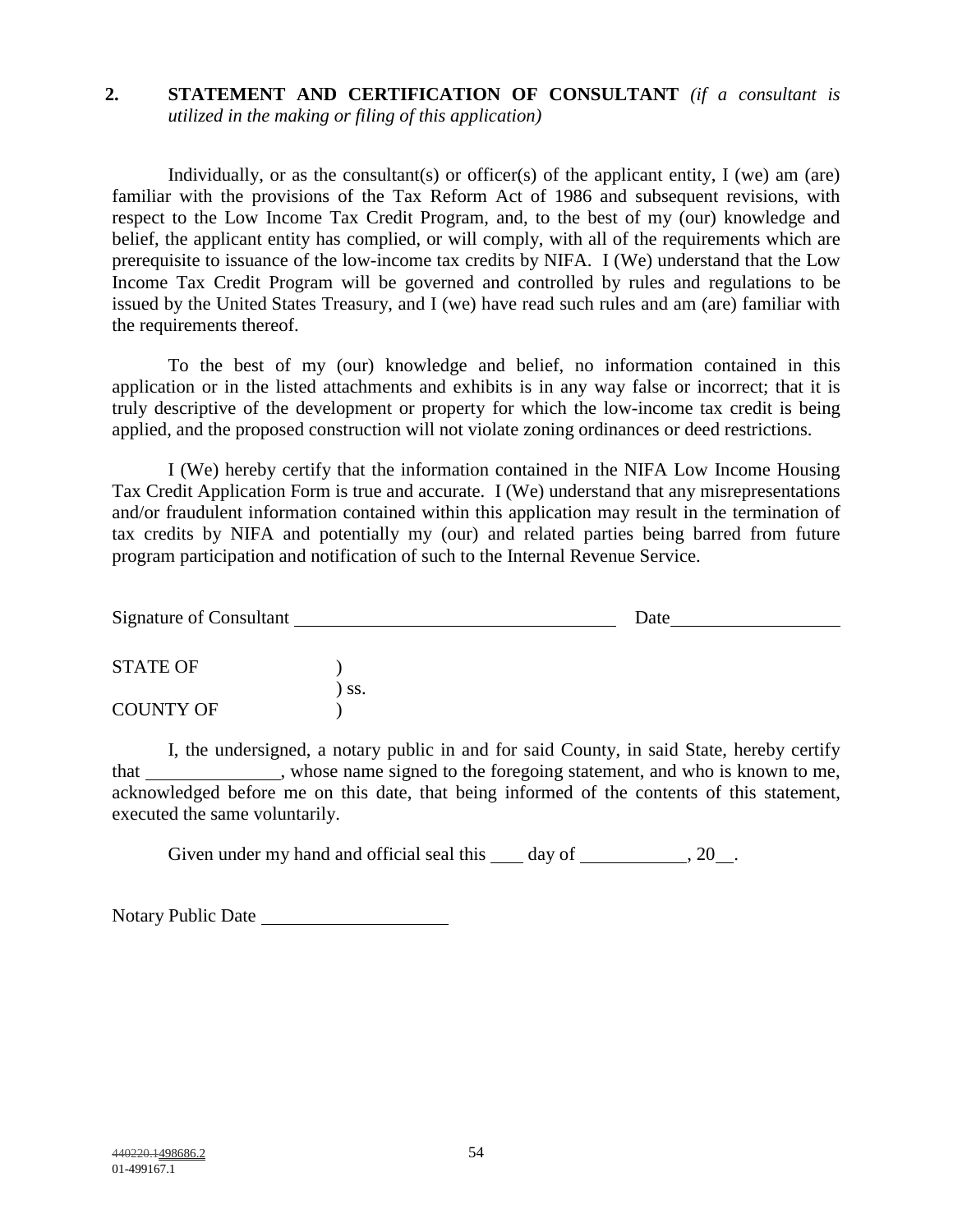## 2. STATEMENT AND CERTIFICATION OF CONSULTANT *(if a consultant is utilized in the making or filing of this application)*

Individually, or as the consultant(s) or officer(s) of the applicant entity, I (we) am (are) familiar with the provisions of the Tax Reform Act of 1986 and subsequent revisions, with respect to the Low Income Tax Credit Program, and, to the best of my (our) knowledge and belief, the applicant entity has complied, or will comply, with all of the requirements which are prerequisite to issuance of the low-income tax credits by NIFA. I (We) understand that the Low Income Tax Credit Program will be governed and controlled by rules and regulations to be issued by the United States Treasury, and I (we) have read such rules and am (are) familiar with the requirements thereof.

To the best of my (our) knowledge and belief, no information contained in this application or in the listed attachments and exhibits is in any way false or incorrect; that it is truly descriptive of the development or property for which the low-income tax credit is being applied, and the proposed construction will not violate zoning ordinances or deed restrictions.

I (We) hereby certify that the information contained in the NIFA Low Income Housing Tax Credit Application Form is true and accurate. I (We) understand that any misrepresentations and/or fraudulent information contained within this application may result in the termination of tax credits by NIFA and potentially my (our) and related parties being barred from future program participation and notification of such to the Internal Revenue Service.

Signature of Consultant ______________________________ Date________________

STATE OF )
) ss.
COUNTY OF )

I, the undersigned, a notary public in and for said County, in said State, hereby certify that ______________, whose name signed to the foregoing statement, and who is known to me, acknowledged before me on this date, that being informed of the contents of this statement, executed the same voluntarily.

Given under my hand and official seal this ___ day of ___________, 20__.

Notary Public Date ____________________

~~440220.1~~498686.2
01-499167.1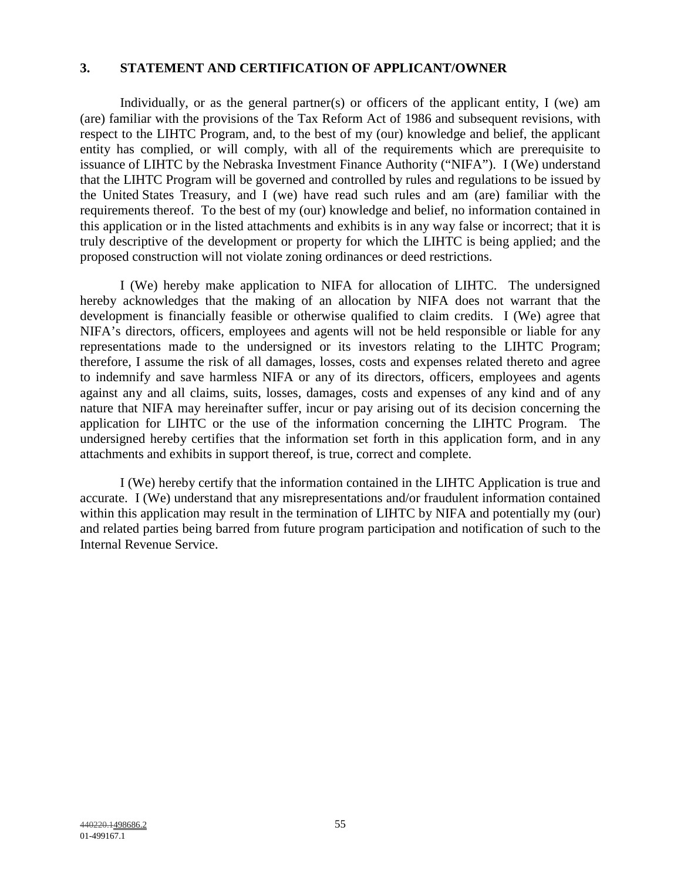## 3. STATEMENT AND CERTIFICATION OF APPLICANT/OWNER

Individually, or as the general partner(s) or officers of the applicant entity, I (we) am (are) familiar with the provisions of the Tax Reform Act of 1986 and subsequent revisions, with respect to the LIHTC Program, and, to the best of my (our) knowledge and belief, the applicant entity has complied, or will comply, with all of the requirements which are prerequisite to issuance of LIHTC by the Nebraska Investment Finance Authority ("NIFA"). I (We) understand that the LIHTC Program will be governed and controlled by rules and regulations to be issued by the United States Treasury, and I (we) have read such rules and am (are) familiar with the requirements thereof. To the best of my (our) knowledge and belief, no information contained in this application or in the listed attachments and exhibits is in any way false or incorrect; that it is truly descriptive of the development or property for which the LIHTC is being applied; and the proposed construction will not violate zoning ordinances or deed restrictions.

I (We) hereby make application to NIFA for allocation of LIHTC. The undersigned hereby acknowledges that the making of an allocation by NIFA does not warrant that the development is financially feasible or otherwise qualified to claim credits. I (We) agree that NIFA's directors, officers, employees and agents will not be held responsible or liable for any representations made to the undersigned or its investors relating to the LIHTC Program; therefore, I assume the risk of all damages, losses, costs and expenses related thereto and agree to indemnify and save harmless NIFA or any of its directors, officers, employees and agents against any and all claims, suits, losses, damages, costs and expenses of any kind and of any nature that NIFA may hereinafter suffer, incur or pay arising out of its decision concerning the application for LIHTC or the use of the information concerning the LIHTC Program. The undersigned hereby certifies that the information set forth in this application form, and in any attachments and exhibits in support thereof, is true, correct and complete.

I (We) hereby certify that the information contained in the LIHTC Application is true and accurate. I (We) understand that any misrepresentations and/or fraudulent information contained within this application may result in the termination of LIHTC by NIFA and potentially my (our) and related parties being barred from future program participation and notification of such to the Internal Revenue Service.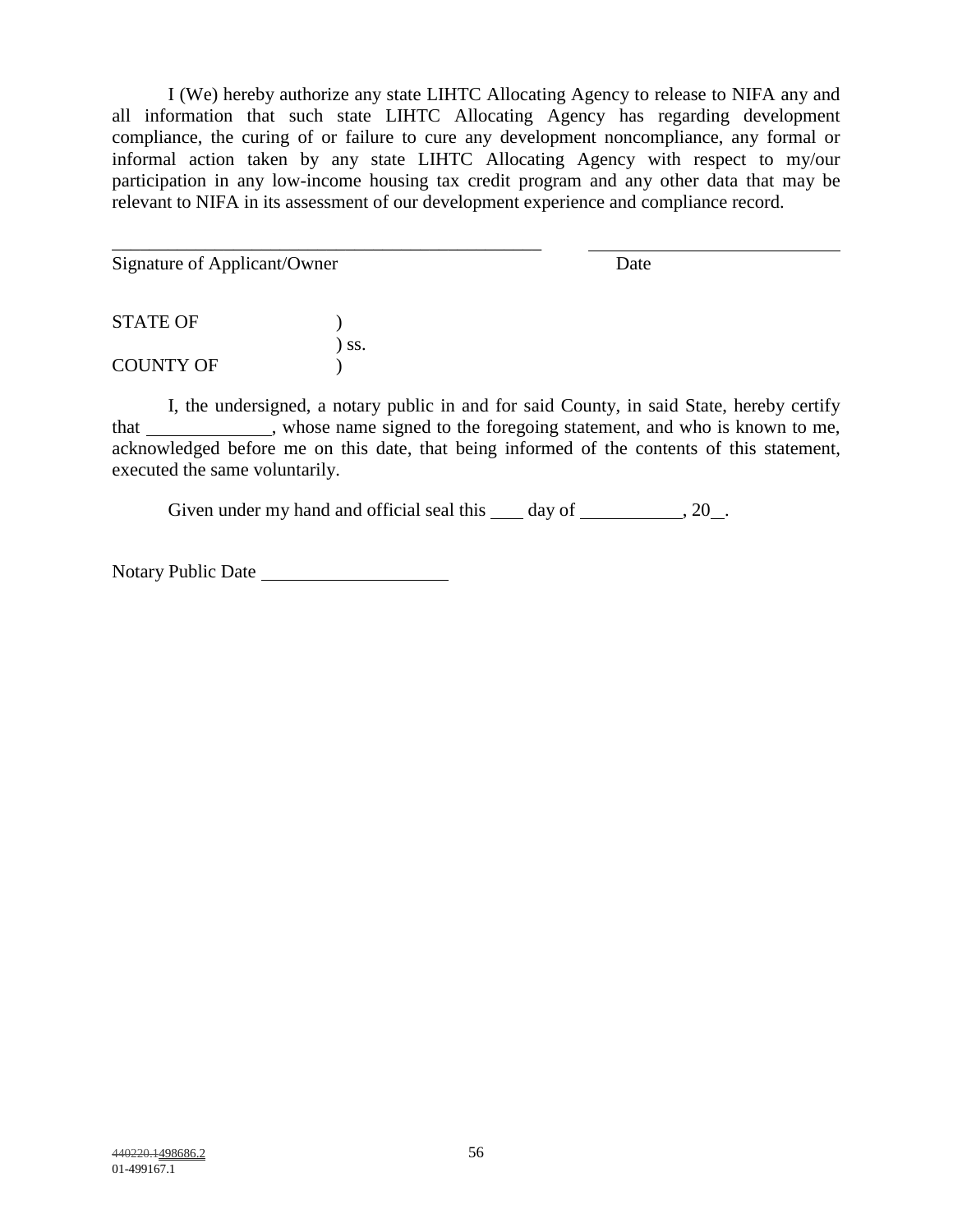I (We) hereby authorize any state LIHTC Allocating Agency to release to NIFA any and all information that such state LIHTC Allocating Agency has regarding development compliance, the curing of or failure to cure any development noncompliance, any formal or informal action taken by any state LIHTC Allocating Agency with respect to my/our participation in any low-income housing tax credit program and any other data that may be relevant to NIFA in its assessment of our development experience and compliance record.

______________________________________________ ___________________________

Signature of Applicant/Owner Date

STATE OF )
) ss.
COUNTY OF )

I, the undersigned, a notary public in and for said County, in said State, hereby certify that _____________, whose name signed to the foregoing statement, and who is known to me, acknowledged before me on this date, that being informed of the contents of this statement, executed the same voluntarily.

Given under my hand and official seal this ___ day of ___________, 20__.

Notary Public Date ____________________

~~440220.1~~498686.2
01-499167.1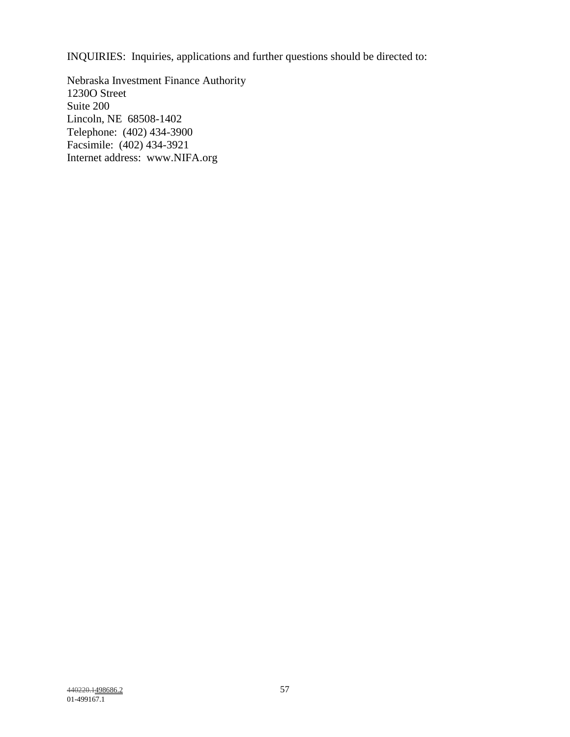INQUIRIES: Inquiries, applications and further questions should be directed to:

Nebraska Investment Finance Authority
1230O Street
Suite 200
Lincoln, NE 68508-1402
Telephone: (402) 434-3900
Facsimile: (402) 434-3921
Internet address: www.NIFA.org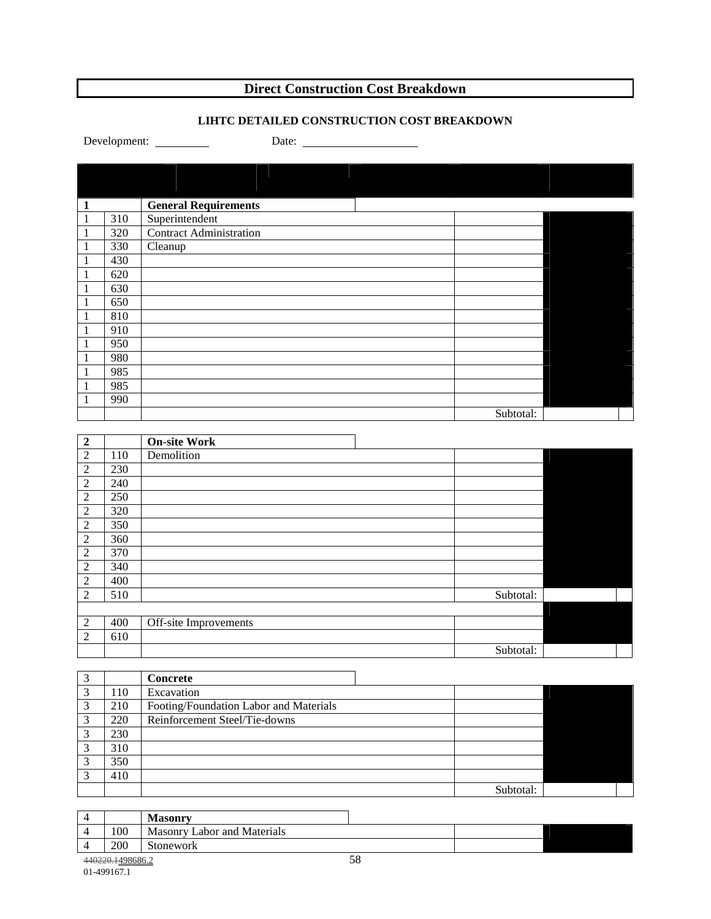## Direct Construction Cost Breakdown

**LIHTC DETAILED CONSTRUCTION COST BREAKDOWN**

Development: \_\_\_\_\_\_\_\_\_\_ Date: \_\_\_\_\_\_\_\_\_\_\_\_\_\_\_\_\_\_\_\_

| | | | | |
|---|---|---|---|---|
| **1** | | **General Requirements** | | |
| 1 | 310 | Superintendent | | |
| 1 | 320 | Contract Administration | | |
| 1 | 330 | Cleanup | | |
| 1 | 430 | | | |
| 1 | 620 | | | |
| 1 | 630 | | | |
| 1 | 650 | | | |
| 1 | 810 | | | |
| 1 | 910 | | | |
| 1 | 950 | | | |
| 1 | 980 | | | |
| 1 | 985 | | | |
| 1 | 985 | | | |
| 1 | 990 | | | |
| | | | Subtotal: | |

| | | | | |
|---|---|---|---|---|
| **2** | | **On-site Work** | | |
| 2 | 110 | Demolition | | |
| 2 | 230 | | | |
| 2 | 240 | | | |
| 2 | 250 | | | |
| 2 | 320 | | | |
| 2 | 350 | | | |
| 2 | 360 | | | |
| 2 | 370 | | | |
| 2 | 340 | | | |
| 2 | 400 | | | |
| 2 | 510 | | Subtotal: | |
| | | | | |
| 2 | 400 | Off-site Improvements | | |
| 2 | 610 | | | |
| | | | Subtotal: | |

| | | | | |
|---|---|---|---|---|
| 3 | | **Concrete** | | |
| 3 | 110 | Excavation | | |
| 3 | 210 | Footing/Foundation Labor and Materials | | |
| 3 | 220 | Reinforcement Steel/Tie-downs | | |
| 3 | 230 | | | |
| 3 | 310 | | | |
| 3 | 350 | | | |
| 3 | 410 | | | |
| | | | Subtotal: | |

| | | | | |
|---|---|---|---|---|
| 4 | | **Masonry** | | |
| 4 | 100 | Masonry Labor and Materials | | |
| 4 | 200 | Stonework | | |

~~440220.1~~498686.2
01-499167.1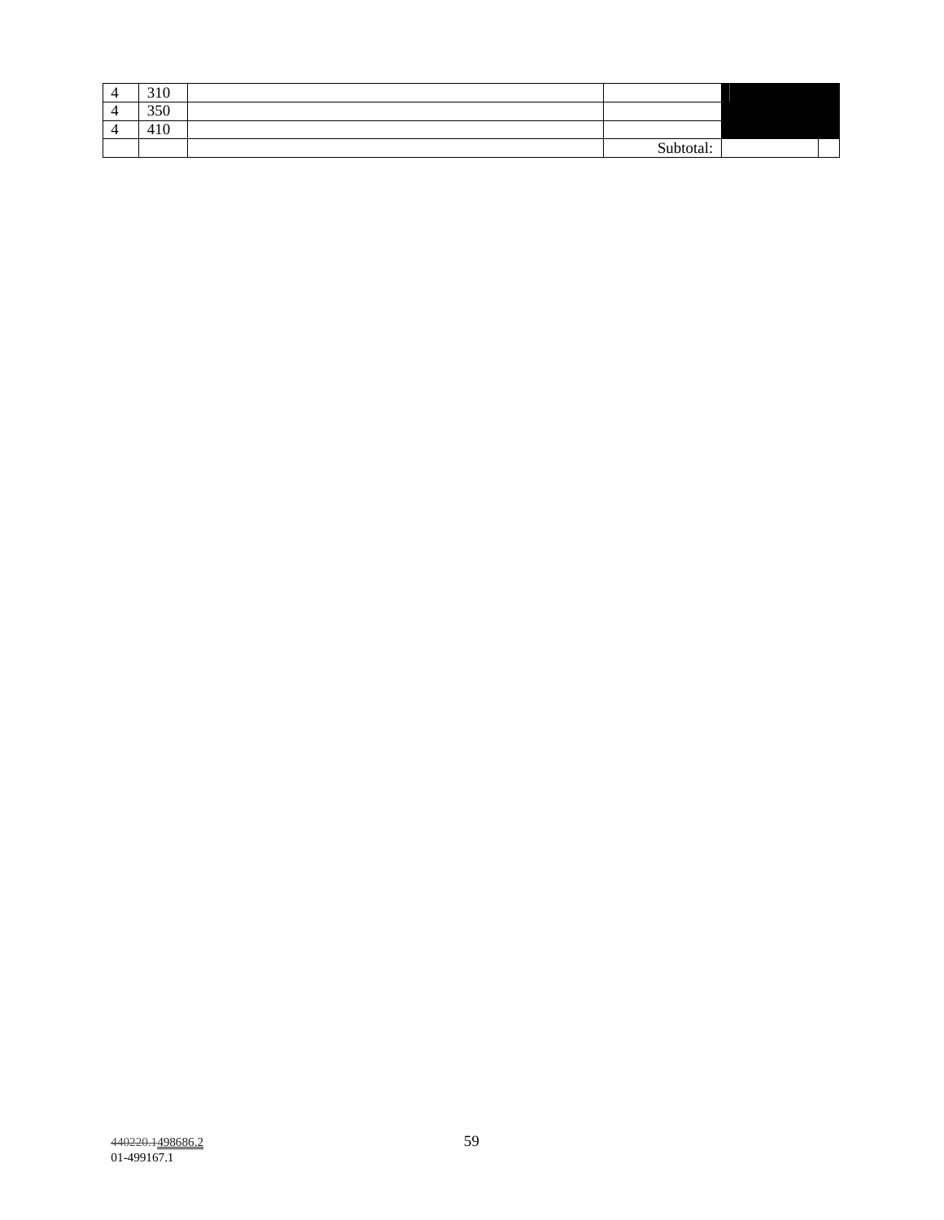| | | | | | |
|---|---|---|---|---|---|
| 4 | 310 | | | | |
| 4 | 350 | | | | |
| 4 | 410 | | | | |
| | | | Subtotal: | | |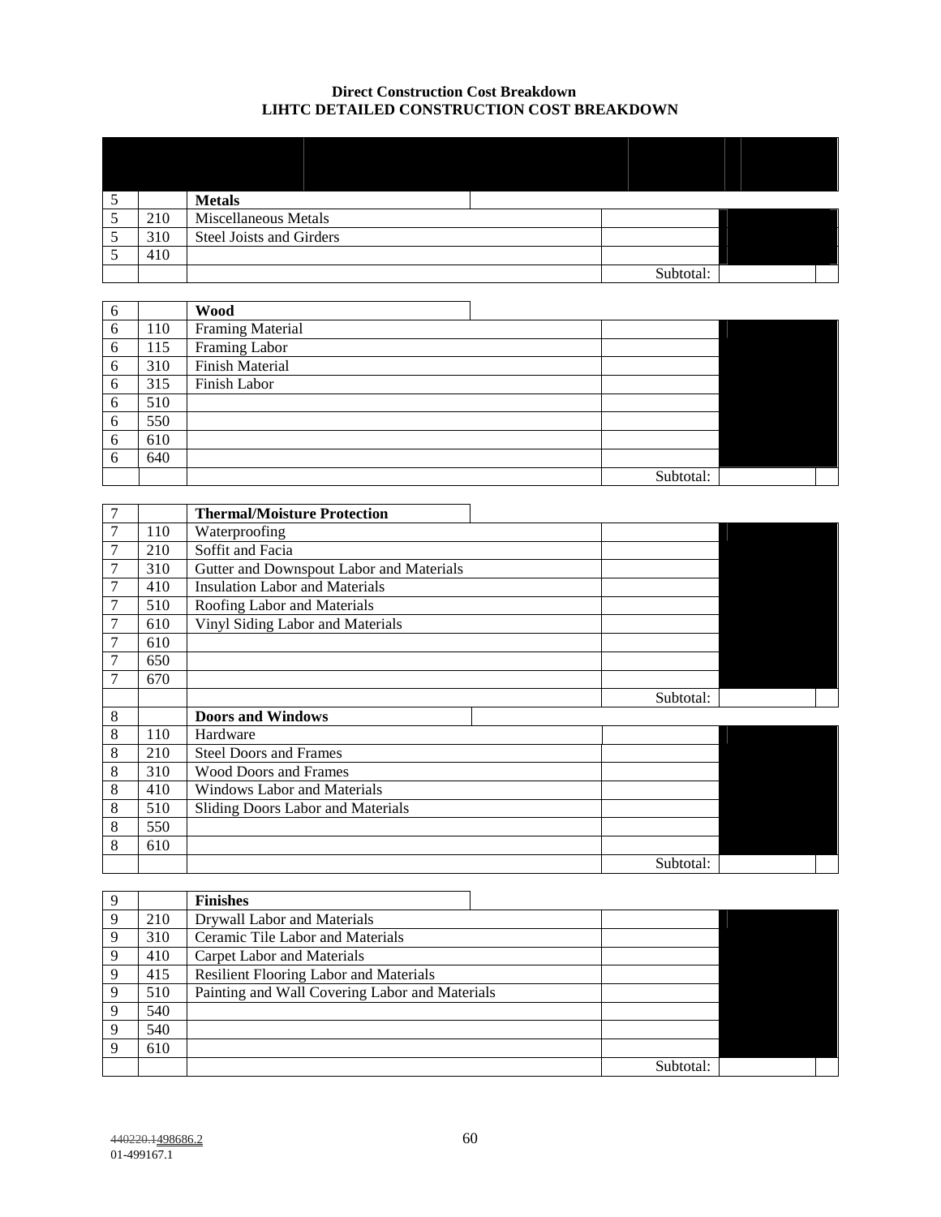**Direct Construction Cost Breakdown**
**LIHTC DETAILED CONSTRUCTION COST BREAKDOWN**

| | | | | | |
|---|---|---|---|---|---|
| 5 | | **Metals** | | | |
| 5 | 210 | Miscellaneous Metals | | | |
| 5 | 310 | Steel Joists and Girders | | | |
| 5 | 410 | | | | |
| | | | Subtotal: | | |

| | | | | | |
|---|---|---|---|---|---|
| 6 | | **Wood** | | | |
| 6 | 110 | Framing Material | | | |
| 6 | 115 | Framing Labor | | | |
| 6 | 310 | Finish Material | | | |
| 6 | 315 | Finish Labor | | | |
| 6 | 510 | | | | |
| 6 | 550 | | | | |
| 6 | 610 | | | | |
| 6 | 640 | | | | |
| | | | Subtotal: | | |

| | | | | | |
|---|---|---|---|---|---|
| 7 | | **Thermal/Moisture Protection** | | | |
| 7 | 110 | Waterproofing | | | |
| 7 | 210 | Soffit and Facia | | | |
| 7 | 310 | Gutter and Downspout Labor and Materials | | | |
| 7 | 410 | Insulation Labor and Materials | | | |
| 7 | 510 | Roofing Labor and Materials | | | |
| 7 | 610 | Vinyl Siding Labor and Materials | | | |
| 7 | 610 | | | | |
| 7 | 650 | | | | |
| 7 | 670 | | | | |
| | | | Subtotal: | | |
| 8 | | **Doors and Windows** | | | |
| 8 | 110 | Hardware | | | |
| 8 | 210 | Steel Doors and Frames | | | |
| 8 | 310 | Wood Doors and Frames | | | |
| 8 | 410 | Windows Labor and Materials | | | |
| 8 | 510 | Sliding Doors Labor and Materials | | | |
| 8 | 550 | | | | |
| 8 | 610 | | | | |
| | | | Subtotal: | | |

| | | | | | |
|---|---|---|---|---|---|
| 9 | | **Finishes** | | | |
| 9 | 210 | Drywall Labor and Materials | | | |
| 9 | 310 | Ceramic Tile Labor and Materials | | | |
| 9 | 410 | Carpet Labor and Materials | | | |
| 9 | 415 | Resilient Flooring Labor and Materials | | | |
| 9 | 510 | Painting and Wall Covering Labor and Materials | | | |
| 9 | 540 | | | | |
| 9 | 540 | | | | |
| 9 | 610 | | | | |
| | | | Subtotal: | | |

~~440220.1~~498686.2
01-499167.1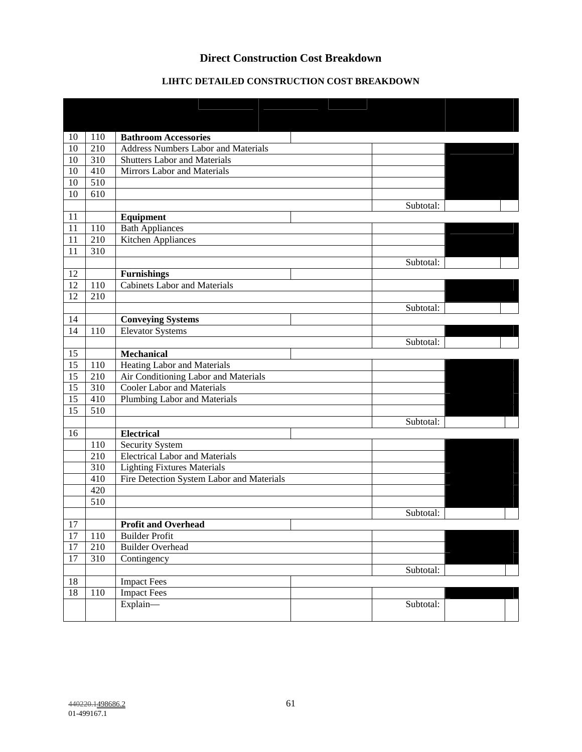# Direct Construction Cost Breakdown

## LIHTC DETAILED CONSTRUCTION COST BREAKDOWN

| | | | | | |
|---|---|---|---|---|---|
| 10 | 110 | **Bathroom Accessories** | | | |
| 10 | 210 | Address Numbers Labor and Materials | | | |
| 10 | 310 | Shutters Labor and Materials | | | |
| 10 | 410 | Mirrors Labor and Materials | | | |
| 10 | 510 | | | | |
| 10 | 610 | | | | |
| | | | | Subtotal: | |
| 11 | | **Equipment** | | | |
| 11 | 110 | Bath Appliances | | | |
| 11 | 210 | Kitchen Appliances | | | |
| 11 | 310 | | | | |
| | | | | Subtotal: | |
| 12 | | **Furnishings** | | | |
| 12 | 110 | Cabinets Labor and Materials | | | |
| 12 | 210 | | | | |
| | | | | Subtotal: | |
| 14 | | **Conveying Systems** | | | |
| 14 | 110 | Elevator Systems | | | |
| | | | | Subtotal: | |
| 15 | | **Mechanical** | | | |
| 15 | 110 | Heating Labor and Materials | | | |
| 15 | 210 | Air Conditioning Labor and Materials | | | |
| 15 | 310 | Cooler Labor and Materials | | | |
| 15 | 410 | Plumbing Labor and Materials | | | |
| 15 | 510 | | | | |
| | | | | Subtotal: | |
| 16 | | **Electrical** | | | |
| | 110 | Security System | | | |
| | 210 | Electrical Labor and Materials | | | |
| | 310 | Lighting Fixtures Materials | | | |
| | 410 | Fire Detection System Labor and Materials | | | |
| | 420 | | | | |
| | 510 | | | | |
| | | | | Subtotal: | |
| 17 | | **Profit and Overhead** | | | |
| 17 | 110 | Builder Profit | | | |
| 17 | 210 | Builder Overhead | | | |
| 17 | 310 | Contingency | | | |
| | | | | Subtotal: | |
| 18 | | Impact Fees | | | |
| 18 | 110 | Impact Fees | | | |
| | | Explain— | | Subtotal: | |

~~440220.1~~498686.2
01-499167.1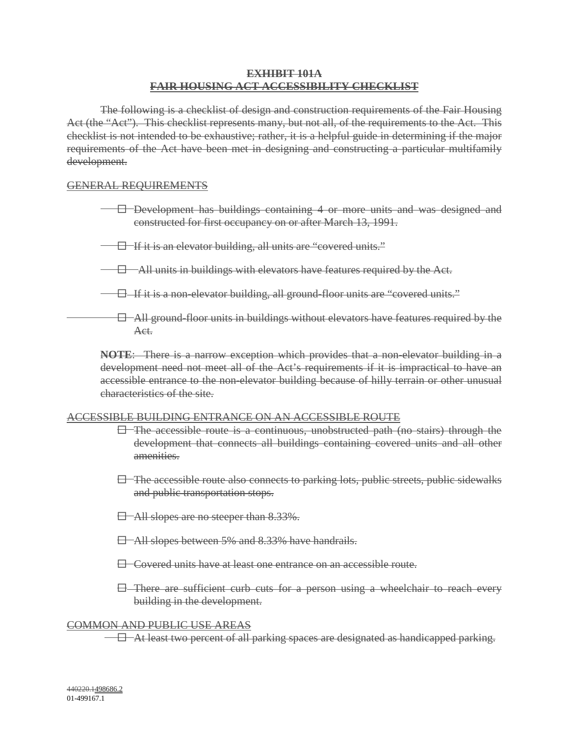# ~~EXHIBIT 101A~~
# ~~FAIR HOUSING ACT ACCESSIBILITY CHECKLIST~~

~~The following is a checklist of design and construction requirements of the Fair Housing Act (the "Act"). This checklist represents many, but not all, of the requirements to the Act. This checklist is not intended to be exhaustive; rather, it is a helpful guide in determining if the major requirements of the Act have been met in designing and constructing a particular multifamily development.~~

## ~~GENERAL REQUIREMENTS~~

- ☐ ~~Development has buildings containing 4 or more units and was designed and constructed for first occupancy on or after March 13, 1991.~~
- ☐ ~~If it is an elevator building, all units are "covered units."~~
- ☐ ~~All units in buildings with elevators have features required by the Act.~~
- ☐ ~~If it is a non-elevator building, all ground-floor units are "covered units."~~
- ☐ ~~All ground-floor units in buildings without elevators have features required by the Act.~~

~~**NOTE**: There is a narrow exception which provides that a non-elevator building in a development need not meet all of the Act's requirements if it is impractical to have an accessible entrance to the non-elevator building because of hilly terrain or other unusual characteristics of the site.~~

## ~~ACCESSIBLE BUILDING ENTRANCE ON AN ACCESSIBLE ROUTE~~

- ☐ ~~The accessible route is a continuous, unobstructed path (no stairs) through the development that connects all buildings containing covered units and all other amenities.~~
- ☐ ~~The accessible route also connects to parking lots, public streets, public sidewalks and public transportation stops.~~
- ☐ ~~All slopes are no steeper than 8.33%.~~
- ☐ ~~All slopes between 5% and 8.33% have handrails.~~
- ☐ ~~Covered units have at least one entrance on an accessible route.~~
- ☐ ~~There are sufficient curb cuts for a person using a wheelchair to reach every building in the development.~~

## ~~COMMON AND PUBLIC USE AREAS~~

- ☐ ~~At least two percent of all parking spaces are designated as handicapped parking.~~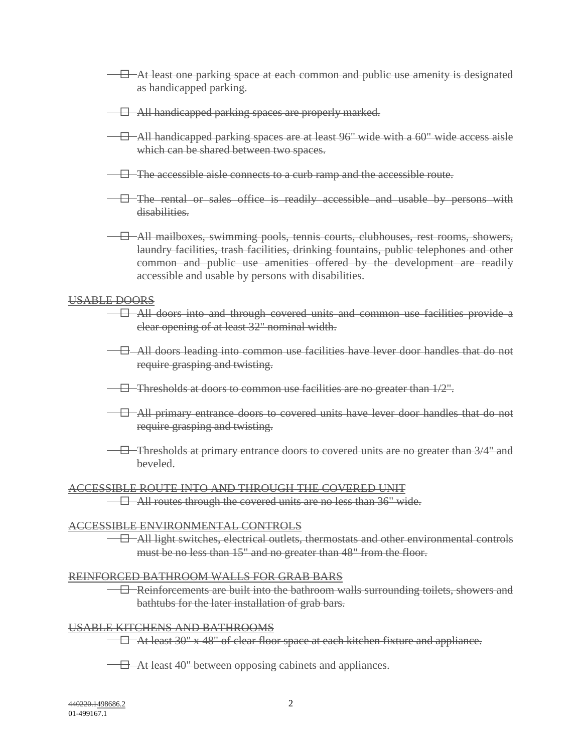- ☐ At least one parking space at each common and public use amenity is designated as handicapped parking.

- ☐ All handicapped parking spaces are properly marked.

- ☐ All handicapped parking spaces are at least 96" wide with a 60" wide access aisle which can be shared between two spaces.

- ☐ The accessible aisle connects to a curb ramp and the accessible route.

- ☐ The rental or sales office is readily accessible and usable by persons with disabilities.

- ☐ All mailboxes, swimming pools, tennis courts, clubhouses, rest rooms, showers, laundry facilities, trash facilities, drinking fountains, public telephones and other common and public use amenities offered by the development are readily accessible and usable by persons with disabilities.

USABLE DOORS

- ☐ All doors into and through covered units and common use facilities provide a clear opening of at least 32" nominal width.

- ☐ All doors leading into common use facilities have lever door handles that do not require grasping and twisting.

- ☐ Thresholds at doors to common use facilities are no greater than 1/2".

- ☐ All primary entrance doors to covered units have lever door handles that do not require grasping and twisting.

- ☐ Thresholds at primary entrance doors to covered units are no greater than 3/4" and beveled.

ACCESSIBLE ROUTE INTO AND THROUGH THE COVERED UNIT

- ☐ All routes through the covered units are no less than 36" wide.

ACCESSIBLE ENVIRONMENTAL CONTROLS

- ☐ All light switches, electrical outlets, thermostats and other environmental controls must be no less than 15" and no greater than 48" from the floor.

REINFORCED BATHROOM WALLS FOR GRAB BARS

- ☐ Reinforcements are built into the bathroom walls surrounding toilets, showers and bathtubs for the later installation of grab bars.

USABLE KITCHENS AND BATHROOMS

- ☐ At least 30" x 48" of clear floor space at each kitchen fixture and appliance.

- ☐ At least 40" between opposing cabinets and appliances.

440220.1498686.2
01-499167.1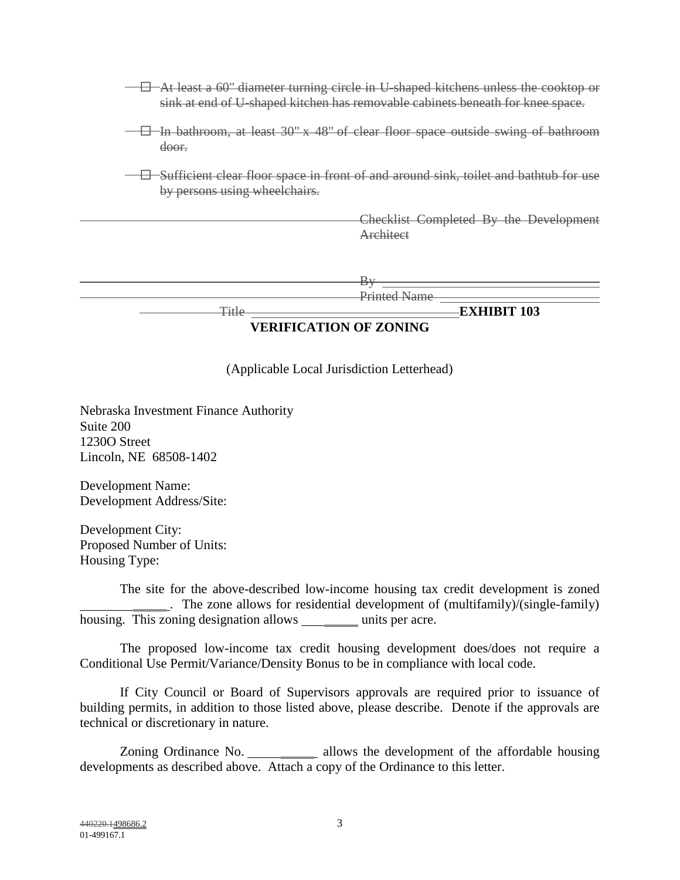- ☐ ~~At least a 60" diameter turning circle in U-shaped kitchens unless the cooktop or sink at end of U-shaped kitchen has removable cabinets beneath for knee space.~~

- ☐ ~~In bathroom, at least 30" x 48" of clear floor space outside swing of bathroom door.~~

- ☐ ~~Sufficient clear floor space in front of and around sink, toilet and bathtub for use by persons using wheelchairs.~~

~~Checklist Completed By the Development Architect~~

~~By~~ ______________________

~~Printed Name~~ ______________________

~~Title~~ ______________________

**EXHIBIT 103**

**VERIFICATION OF ZONING**

(Applicable Local Jurisdiction Letterhead)

Nebraska Investment Finance Authority
Suite 200
1230O Street
Lincoln, NE 68508-1402

Development Name:
Development Address/Site:

Development City:
Proposed Number of Units:
Housing Type:

The site for the above-described low-income housing tax credit development is zoned ______________. The zone allows for residential development of (multifamily)/(single-family) housing. This zoning designation allows ________ units per acre.

The proposed low-income tax credit housing development does/does not require a Conditional Use Permit/Variance/Density Bonus to be in compliance with local code.

If City Council or Board of Supervisors approvals are required prior to issuance of building permits, in addition to those listed above, please describe. Denote if the approvals are technical or discretionary in nature.

Zoning Ordinance No. __________ allows the development of the affordable housing developments as described above. Attach a copy of the Ordinance to this letter.

~~440220.1~~498686.2
01-499167.1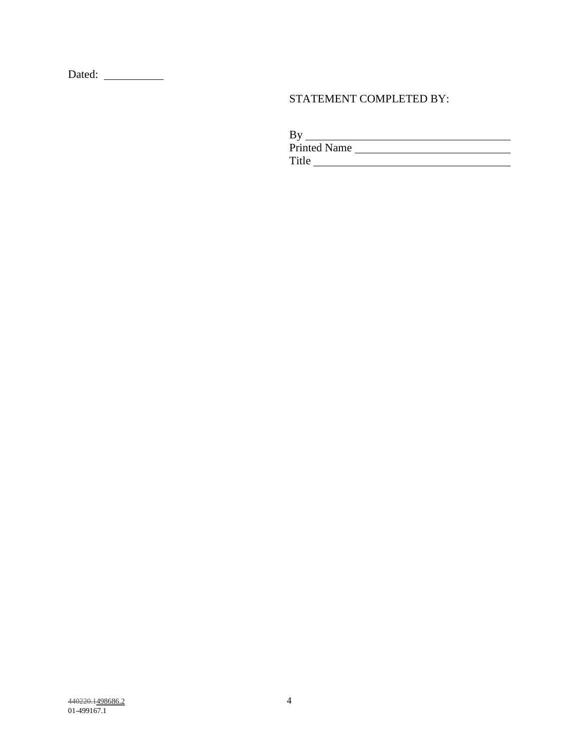Dated: \_\_\_\_\_\_\_\_\_\_\_

STATEMENT COMPLETED BY:

By \_\_\_\_\_\_\_\_\_\_\_\_\_\_\_\_\_\_\_\_\_\_\_\_\_\_\_\_\_\_\_\_\_\_\_\_\_\_
Printed Name \_\_\_\_\_\_\_\_\_\_\_\_\_\_\_\_\_\_\_\_\_\_\_\_\_\_\_\_\_
Title \_\_\_\_\_\_\_\_\_\_\_\_\_\_\_\_\_\_\_\_\_\_\_\_\_\_\_\_\_\_\_\_\_\_\_\_\_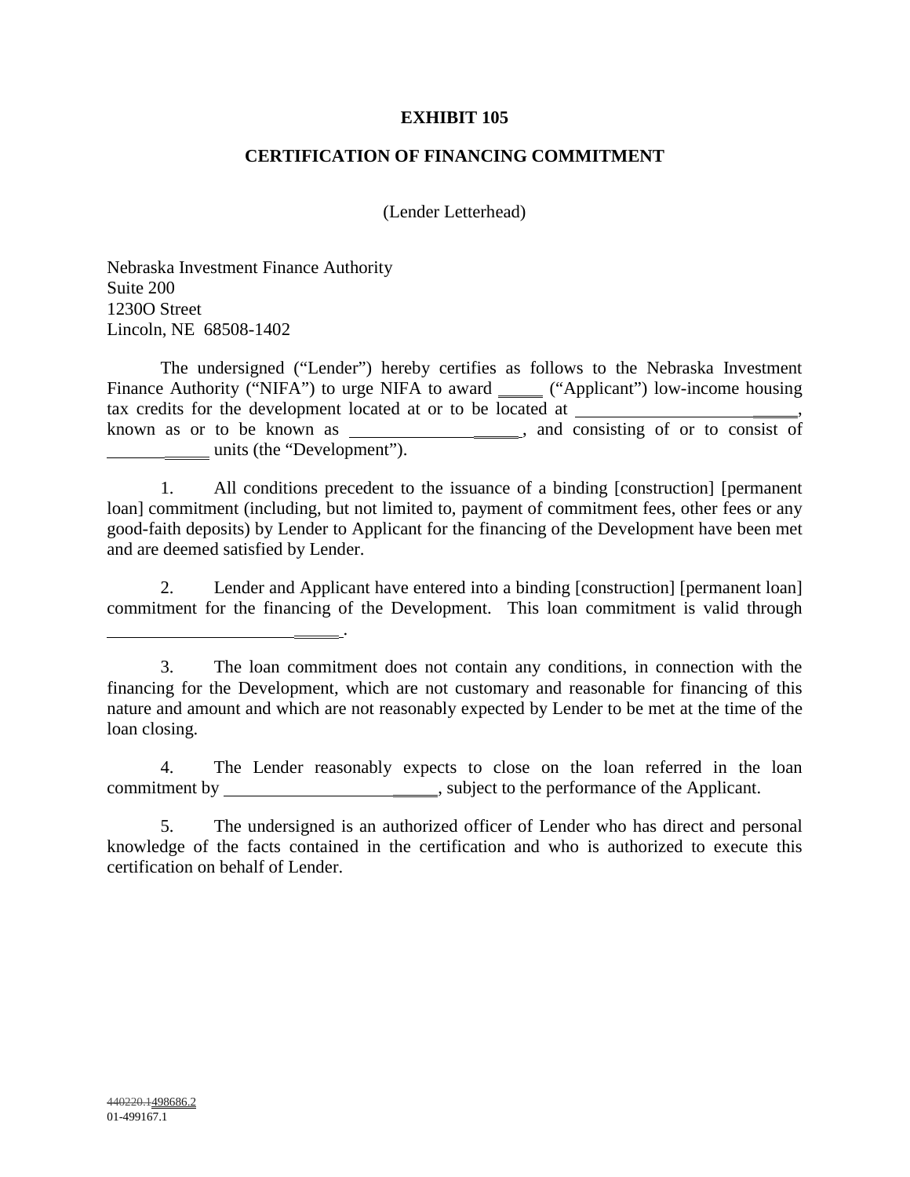**EXHIBIT 105**

**CERTIFICATION OF FINANCING COMMITMENT**

(Lender Letterhead)

Nebraska Investment Finance Authority
Suite 200
1230O Street
Lincoln, NE 68508-1402

The undersigned ("Lender") hereby certifies as follows to the Nebraska Investment Finance Authority ("NIFA") to urge NIFA to award _____ ("Applicant") low-income housing tax credits for the development located at or to be located at _________________________, known as or to be known as ___________________, and consisting of or to consist of ___________ units (the "Development").

1. All conditions precedent to the issuance of a binding [construction] [permanent loan] commitment (including, but not limited to, payment of commitment fees, other fees or any good-faith deposits) by Lender to Applicant for the financing of the Development have been met and are deemed satisfied by Lender.

2. Lender and Applicant have entered into a binding [construction] [permanent loan] commitment for the financing of the Development. This loan commitment is valid through ___________________________.

3. The loan commitment does not contain any conditions, in connection with the financing for the Development, which are not customary and reasonable for financing of this nature and amount and which are not reasonably expected by Lender to be met at the time of the loan closing.

4. The Lender reasonably expects to close on the loan referred in the loan commitment by _________________________, subject to the performance of the Applicant.

5. The undersigned is an authorized officer of Lender who has direct and personal knowledge of the facts contained in the certification and who is authorized to execute this certification on behalf of Lender.

~~440220.1~~498686.2
01-499167.1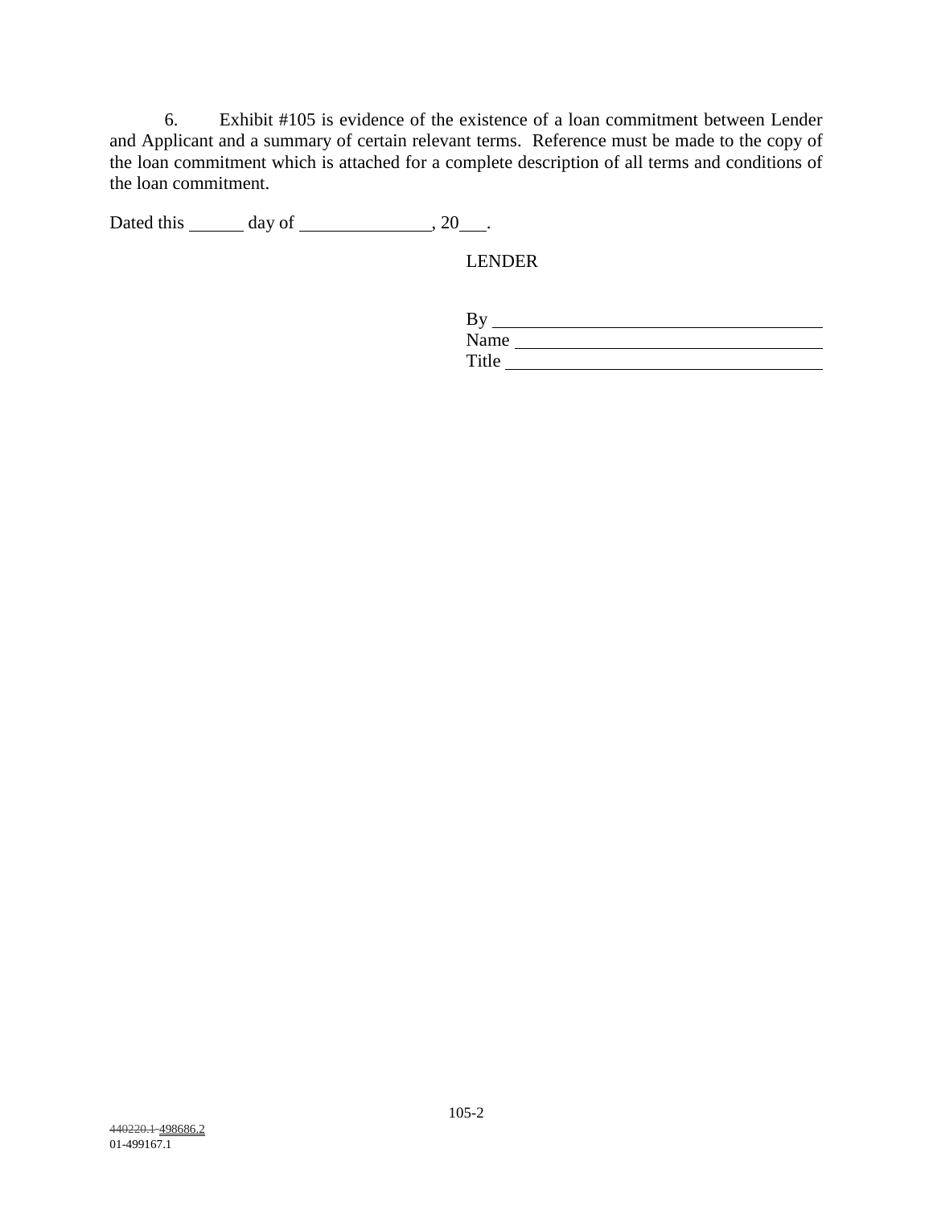6. Exhibit #105 is evidence of the existence of a loan commitment between Lender and Applicant and a summary of certain relevant terms. Reference must be made to the copy of the loan commitment which is attached for a complete description of all terms and conditions of the loan commitment.

Dated this ______ day of _______________, 20___.

LENDER

By ____________________________________
Name __________________________________
Title ___________________________________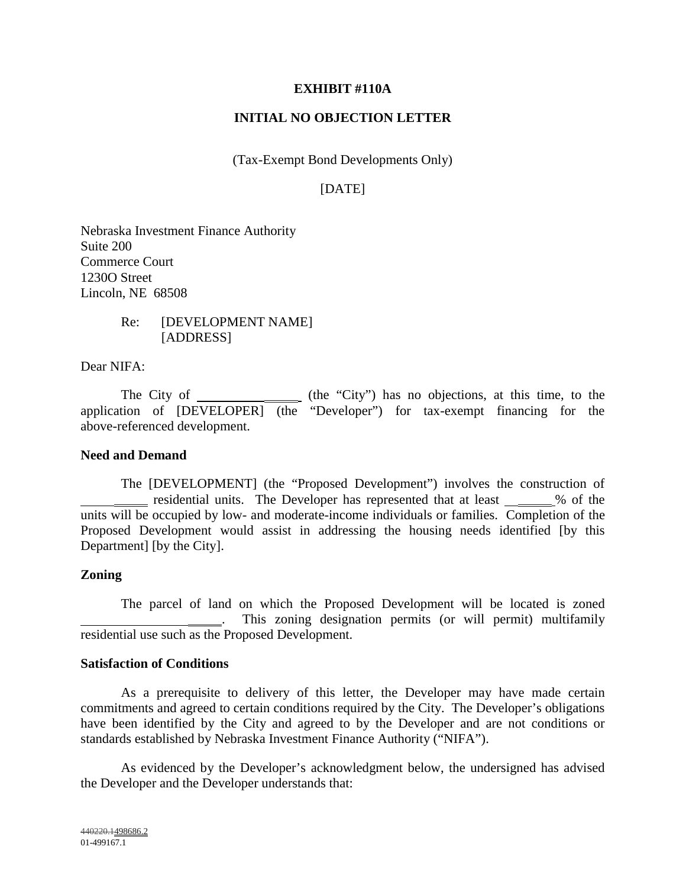**EXHIBIT #110A**

**INITIAL NO OBJECTION LETTER**

(Tax-Exempt Bond Developments Only)

[DATE]

Nebraska Investment Finance Authority
Suite 200
Commerce Court
1230O Street
Lincoln, NE 68508

Re: [DEVELOPMENT NAME]
[ADDRESS]

Dear NIFA:

The City of ________________ (the "City") has no objections, at this time, to the application of [DEVELOPER] (the "Developer") for tax-exempt financing for the above-referenced development.

**Need and Demand**

The [DEVELOPMENT] (the "Proposed Development") involves the construction of __________ residential units. The Developer has represented that at least _______% of the units will be occupied by low- and moderate-income individuals or families. Completion of the Proposed Development would assist in addressing the housing needs identified [by this Department] [by the City].

**Zoning**

The parcel of land on which the Proposed Development will be located is zoned ______________________. This zoning designation permits (or will permit) multifamily residential use such as the Proposed Development.

**Satisfaction of Conditions**

As a prerequisite to delivery of this letter, the Developer may have made certain commitments and agreed to certain conditions required by the City. The Developer's obligations have been identified by the City and agreed to by the Developer and are not conditions or standards established by Nebraska Investment Finance Authority ("NIFA").

As evidenced by the Developer's acknowledgment below, the undersigned has advised the Developer and the Developer understands that:

~~440220.1~~498686.2
01-499167.1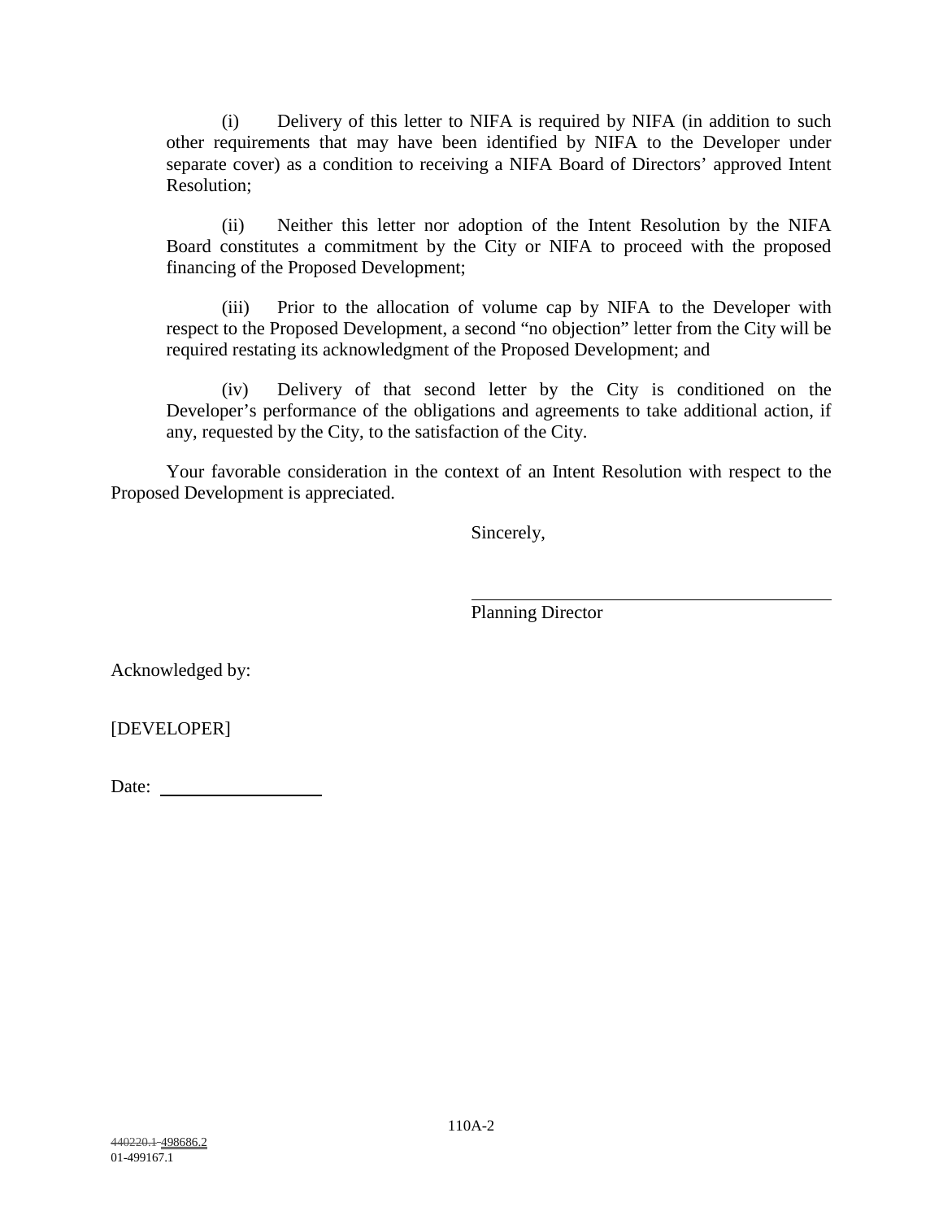(i) Delivery of this letter to NIFA is required by NIFA (in addition to such other requirements that may have been identified by NIFA to the Developer under separate cover) as a condition to receiving a NIFA Board of Directors' approved Intent Resolution;

(ii) Neither this letter nor adoption of the Intent Resolution by the NIFA Board constitutes a commitment by the City or NIFA to proceed with the proposed financing of the Proposed Development;

(iii) Prior to the allocation of volume cap by NIFA to the Developer with respect to the Proposed Development, a second "no objection" letter from the City will be required restating its acknowledgment of the Proposed Development; and

(iv) Delivery of that second letter by the City is conditioned on the Developer's performance of the obligations and agreements to take additional action, if any, requested by the City, to the satisfaction of the City.

Your favorable consideration in the context of an Intent Resolution with respect to the Proposed Development is appreciated.

Sincerely,

\_\_\_\_\_\_\_\_\_\_\_\_\_\_\_\_\_\_\_\_\_\_\_\_\_\_\_\_\_\_\_\_\_\_\_\_\_\_\_\_

Planning Director

Acknowledged by:

[DEVELOPER]

Date: \_\_\_\_\_\_\_\_\_\_\_\_\_\_\_\_\_\_\_\_

~~440220.1~~ 498686.2
01-499167.1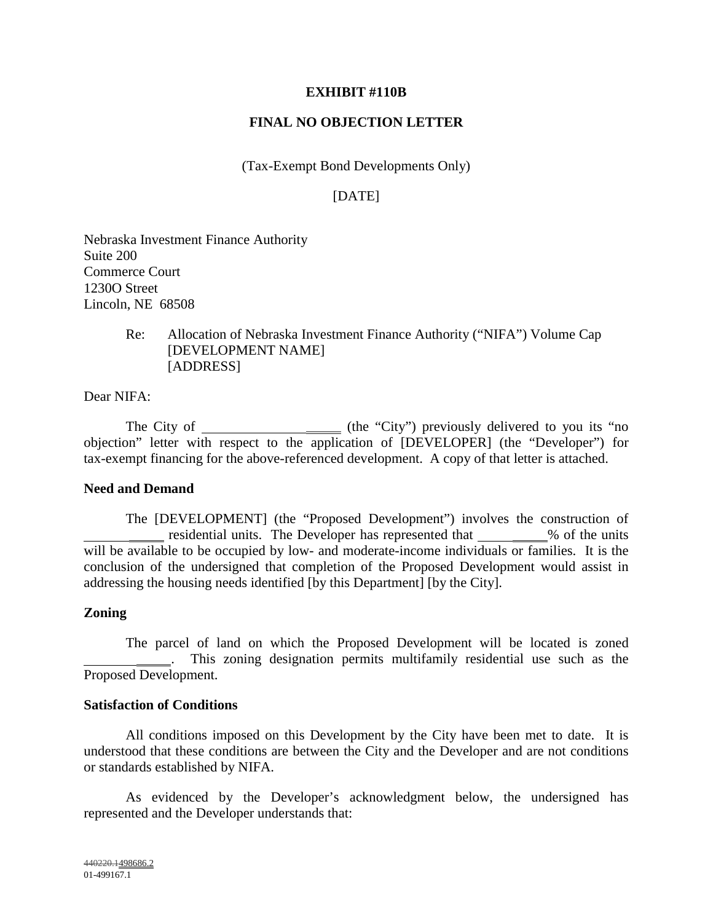**EXHIBIT #110B**

**FINAL NO OBJECTION LETTER**

(Tax-Exempt Bond Developments Only)

[DATE]

Nebraska Investment Finance Authority
Suite 200
Commerce Court
1230O Street
Lincoln, NE 68508

Re: Allocation of Nebraska Investment Finance Authority ("NIFA") Volume Cap
[DEVELOPMENT NAME]
[ADDRESS]

Dear NIFA:

The City of ____________________ (the "City") previously delivered to you its "no objection" letter with respect to the application of [DEVELOPER] (the "Developer") for tax-exempt financing for the above-referenced development. A copy of that letter is attached.

**Need and Demand**

The [DEVELOPMENT] (the "Proposed Development") involves the construction of ___________ residential units. The Developer has represented that __________% of the units will be available to be occupied by low- and moderate-income individuals or families. It is the conclusion of the undersigned that completion of the Proposed Development would assist in addressing the housing needs identified [by this Department] [by the City].

**Zoning**

The parcel of land on which the Proposed Development will be located is zoned ____________. This zoning designation permits multifamily residential use such as the Proposed Development.

**Satisfaction of Conditions**

All conditions imposed on this Development by the City have been met to date. It is understood that these conditions are between the City and the Developer and are not conditions or standards established by NIFA.

As evidenced by the Developer's acknowledgment below, the undersigned has represented and the Developer understands that:

~~440220.1~~498686.2
01-499167.1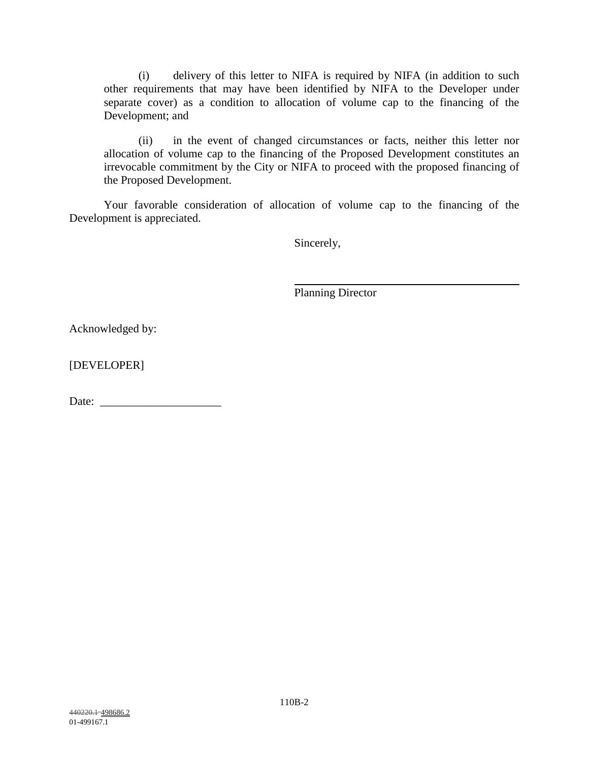(i) delivery of this letter to NIFA is required by NIFA (in addition to such other requirements that may have been identified by NIFA to the Developer under separate cover) as a condition to allocation of volume cap to the financing of the Development; and

(ii) in the event of changed circumstances or facts, neither this letter nor allocation of volume cap to the financing of the Proposed Development constitutes an irrevocable commitment by the City or NIFA to proceed with the proposed financing of the Proposed Development.

Your favorable consideration of allocation of volume cap to the financing of the Development is appreciated.

Sincerely,

\_\_\_\_\_\_\_\_\_\_\_\_\_\_\_\_\_\_\_\_\_\_\_\_\_\_\_\_\_\_\_\_\_\_\_\_\_\_\_\_

Planning Director

Acknowledged by:

[DEVELOPER]

Date: \_\_\_\_\_\_\_\_\_\_\_\_\_\_\_\_\_\_\_\_\_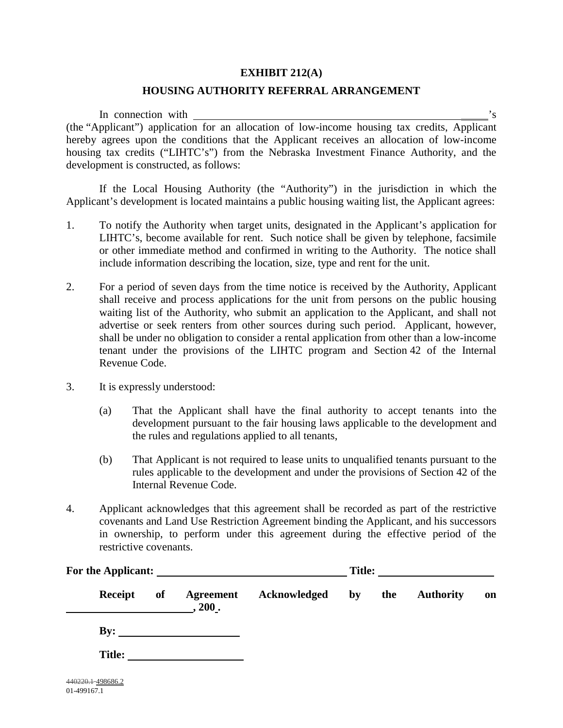# EXHIBIT 212(A)

## HOUSING AUTHORITY REFERRAL ARRANGEMENT

In connection with ______________________________________________________'s (the "Applicant") application for an allocation of low-income housing tax credits, Applicant hereby agrees upon the conditions that the Applicant receives an allocation of low-income housing tax credits ("LIHTC's") from the Nebraska Investment Finance Authority, and the development is constructed, as follows:

If the Local Housing Authority (the "Authority") in the jurisdiction in which the Applicant's development is located maintains a public housing waiting list, the Applicant agrees:

1. To notify the Authority when target units, designated in the Applicant's application for LIHTC's, become available for rent. Such notice shall be given by telephone, facsimile or other immediate method and confirmed in writing to the Authority. The notice shall include information describing the location, size, type and rent for the unit.

2. For a period of seven days from the time notice is received by the Authority, Applicant shall receive and process applications for the unit from persons on the public housing waiting list of the Authority, who submit an application to the Applicant, and shall not advertise or seek renters from other sources during such period. Applicant, however, shall be under no obligation to consider a rental application from other than a low-income tenant under the provisions of the LIHTC program and Section 42 of the Internal Revenue Code.

3. It is expressly understood:

   (a) That the Applicant shall have the final authority to accept tenants into the development pursuant to the fair housing laws applicable to the development and the rules and regulations applied to all tenants,

   (b) That Applicant is not required to lease units to unqualified tenants pursuant to the rules applicable to the development and under the provisions of Section 42 of the Internal Revenue Code.

4. Applicant acknowledges that this agreement shall be recorded as part of the restrictive covenants and Land Use Restriction Agreement binding the Applicant, and his successors in ownership, to perform under this agreement during the effective period of the restrictive covenants.

**For the Applicant:** ______________________________ **Title:** ____________________

**Receipt of Agreement Acknowledged by the Authority on** ____________________**, 200 .**

**By:** ____________________

**Title:** ____________________

~~440220.1~~ 498686.2
01-499167.1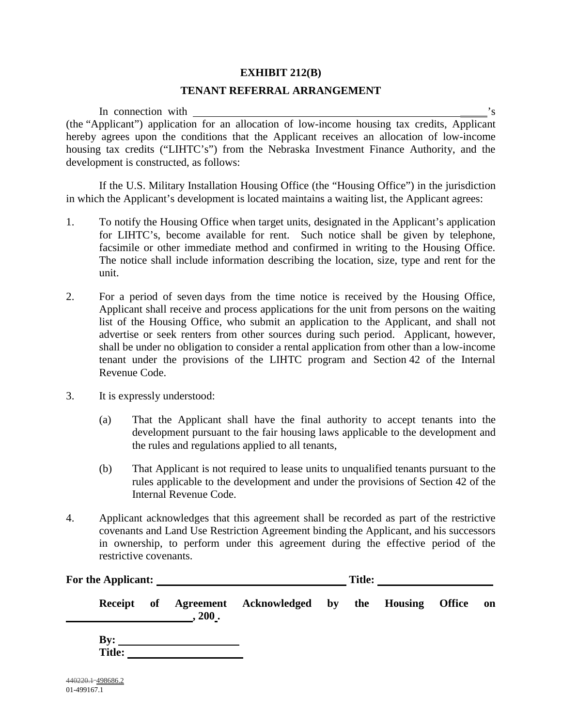# EXHIBIT 212(B)

## TENANT REFERRAL ARRANGEMENT

In connection with ______________________________________________________'s (the "Applicant") application for an allocation of low-income housing tax credits, Applicant hereby agrees upon the conditions that the Applicant receives an allocation of low-income housing tax credits ("LIHTC's") from the Nebraska Investment Finance Authority, and the development is constructed, as follows:

If the U.S. Military Installation Housing Office (the "Housing Office") in the jurisdiction in which the Applicant's development is located maintains a waiting list, the Applicant agrees:

1. To notify the Housing Office when target units, designated in the Applicant's application for LIHTC's, become available for rent. Such notice shall be given by telephone, facsimile or other immediate method and confirmed in writing to the Housing Office. The notice shall include information describing the location, size, type and rent for the unit.

2. For a period of seven days from the time notice is received by the Housing Office, Applicant shall receive and process applications for the unit from persons on the waiting list of the Housing Office, who submit an application to the Applicant, and shall not advertise or seek renters from other sources during such period. Applicant, however, shall be under no obligation to consider a rental application from other than a low-income tenant under the provisions of the LIHTC program and Section 42 of the Internal Revenue Code.

3. It is expressly understood:

   (a) That the Applicant shall have the final authority to accept tenants into the development pursuant to the fair housing laws applicable to the development and the rules and regulations applied to all tenants,

   (b) That Applicant is not required to lease units to unqualified tenants pursuant to the rules applicable to the development and under the provisions of Section 42 of the Internal Revenue Code.

4. Applicant acknowledges that this agreement shall be recorded as part of the restrictive covenants and Land Use Restriction Agreement binding the Applicant, and his successors in ownership, to perform under this agreement during the effective period of the restrictive covenants.

**For the Applicant:** ___________________________________ **Title:** _____________________

**Receipt of Agreement Acknowledged by the Housing Office on ________________________, 200 .**

**By:** ______________________
**Title:** ______________________

~~440220.1~~ 498686.2
01-499167.1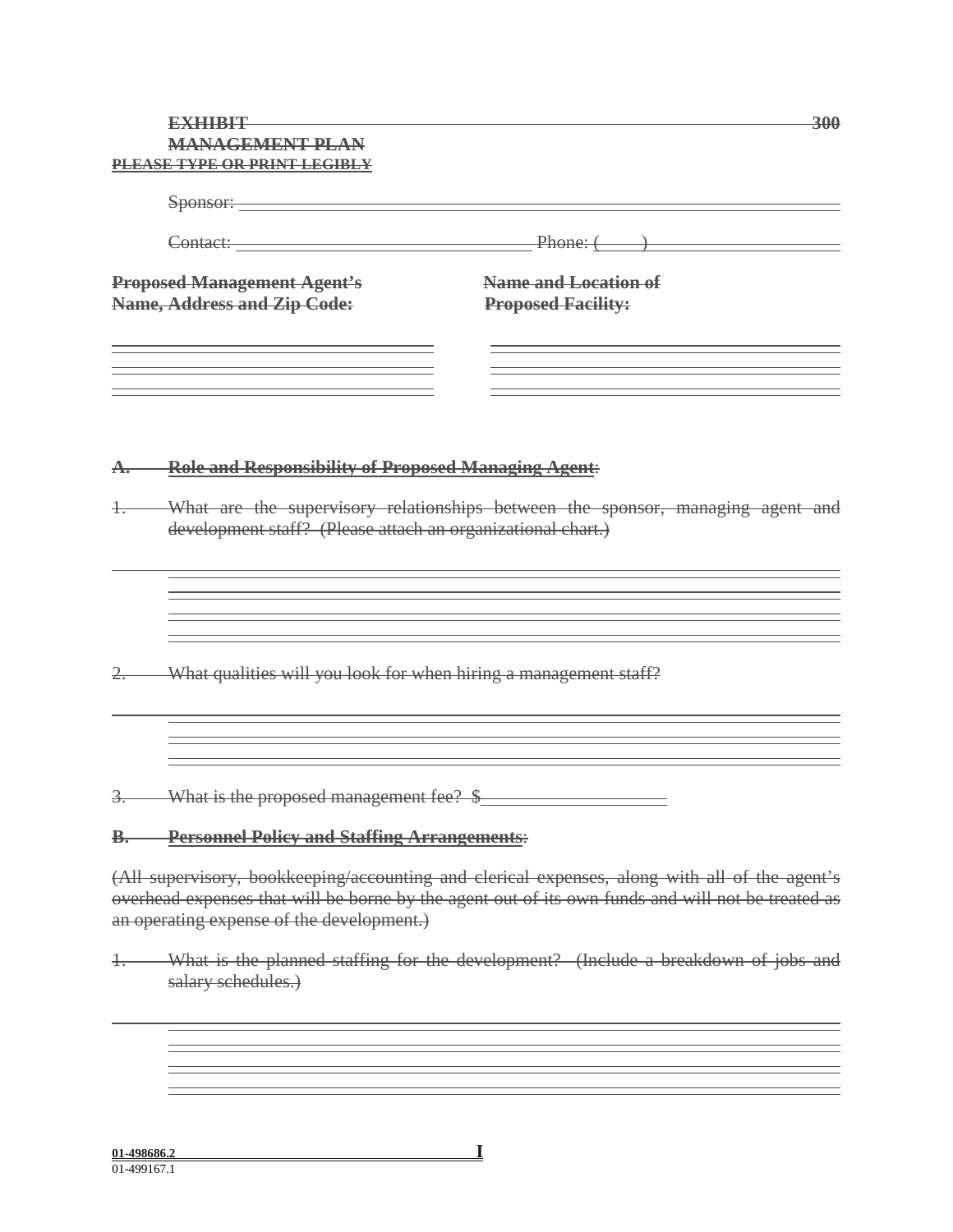**EXHIBIT 300**

**MANAGEMENT PLAN**

**PLEASE TYPE OR PRINT LEGIBLY**

Sponsor: ______________________________________________

Contact: ______________________________ Phone: ( ) ________________

**Proposed Management Agent's Name, Address and Zip Code:**

______________________________
______________________________
______________________________

**Name and Location of Proposed Facility:**

______________________________
______________________________
______________________________

**A. Role and Responsibility of Proposed Managing Agent**:

1. What are the supervisory relationships between the sponsor, managing agent and development staff? (Please attach an organizational chart.)

______________________________________________
______________________________________________
______________________________________________

2. What qualities will you look for when hiring a management staff?

______________________________________________
______________________________________________
______________________________________________

3. What is the proposed management fee? $____________________

**B. Personnel Policy and Staffing Arrangements**:

(All supervisory, bookkeeping/accounting and clerical expenses, along with all of the agent's overhead expenses that will be borne by the agent out of its own funds and will not be treated as an operating expense of the development.)

1. What is the planned staffing for the development? (Include a breakdown of jobs and salary schedules.)

______________________________________________
______________________________________________
______________________________________________

01-498686.2

01-499167.1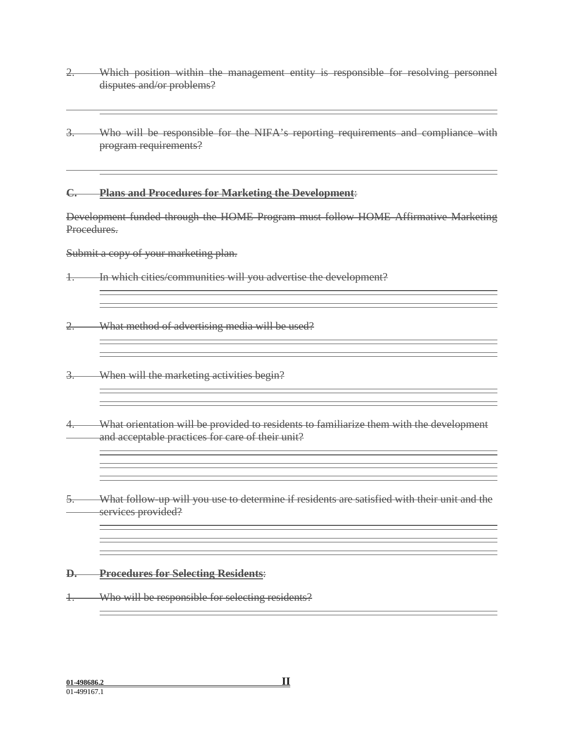2. Which position within the management entity is responsible for resolving personnel disputes and/or problems?

3. Who will be responsible for the NIFA's reporting requirements and compliance with program requirements?

**C. Plans and Procedures for Marketing the Development**:

Development funded through the HOME Program must follow HOME Affirmative Marketing Procedures.

Submit a copy of your marketing plan.

1. In which cities/communities will you advertise the development?

2. What method of advertising media will be used?

3. When will the marketing activities begin?

4. What orientation will be provided to residents to familiarize them with the development and acceptable practices for care of their unit?

5. What follow-up will you use to determine if residents are satisfied with their unit and the services provided?

**D. Procedures for Selecting Residents**:

1. Who will be responsible for selecting residents?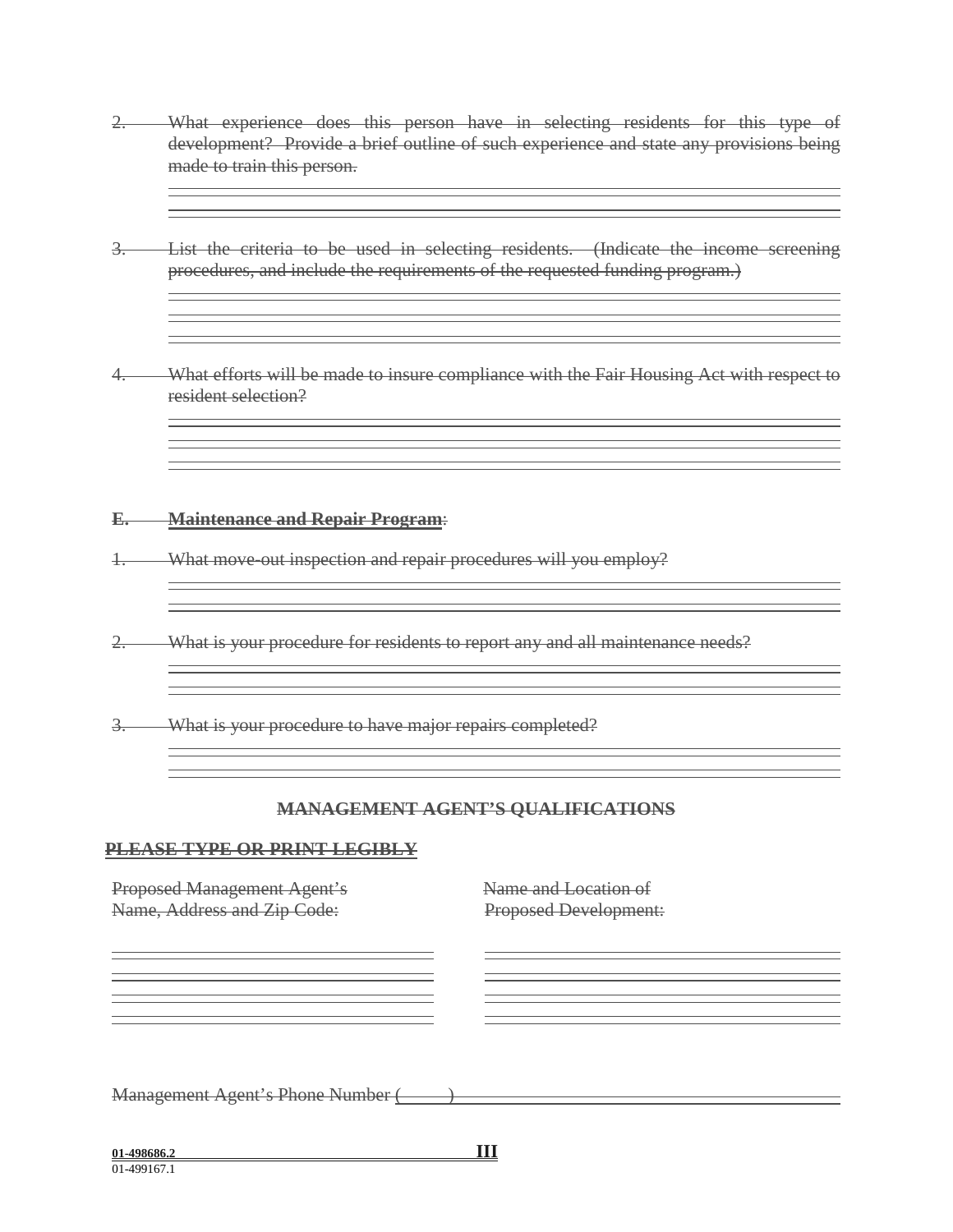~~2. What experience does this person have in selecting residents for this type of development? Provide a brief outline of such experience and state any provisions being made to train this person.~~

~~3. List the criteria to be used in selecting residents. (Indicate the income screening procedures, and include the requirements of the requested funding program.)~~

~~4. What efforts will be made to insure compliance with the Fair Housing Act with respect to resident selection?~~

~~**E. Maintenance and Repair Program**:~~

~~1. What move-out inspection and repair procedures will you employ?~~

~~2. What is your procedure for residents to report any and all maintenance needs?~~

~~3. What is your procedure to have major repairs completed?~~

## ~~MANAGEMENT AGENT'S QUALIFICATIONS~~

~~**PLEASE TYPE OR PRINT LEGIBLY**~~

~~Proposed Management Agent's Name, Address and Zip Code:~~

~~Name and Location of Proposed Development:~~

~~Management Agent's Phone Number ( )~~

~~**01-498686.2**~~ ~~**III**~~
01-499167.1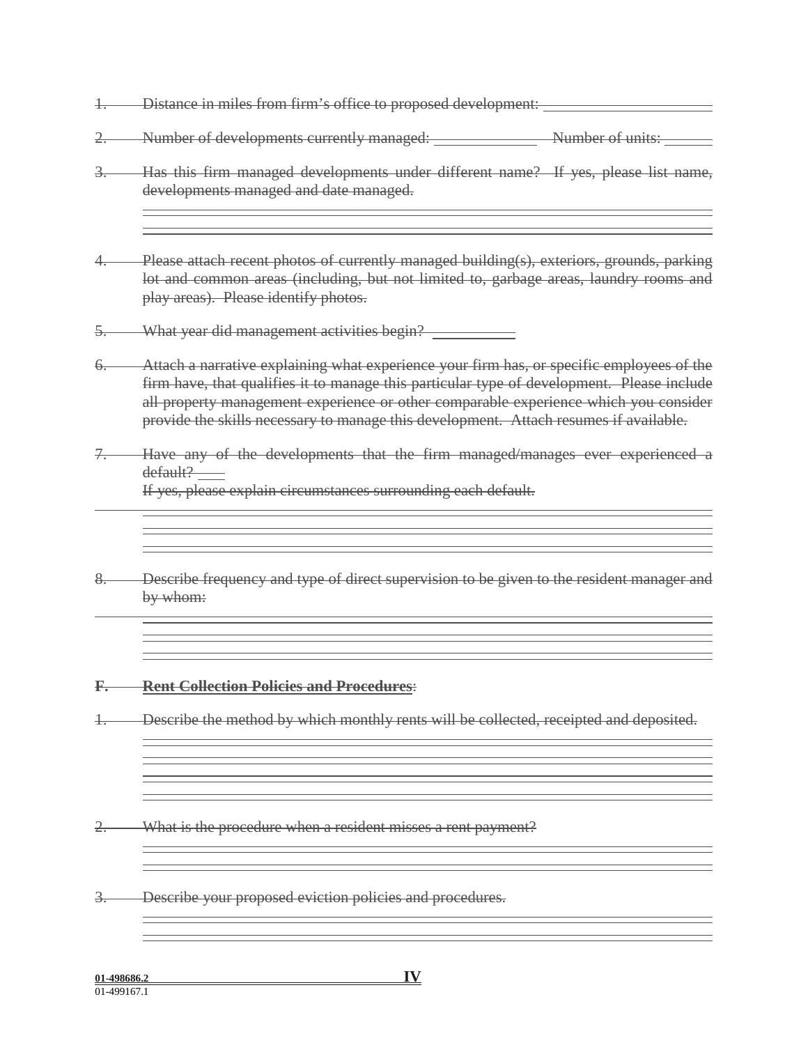~~1. Distance in miles from firm's office to proposed development:~~ \_\_\_\_\_\_\_\_\_\_\_\_\_\_\_\_\_\_\_\_

~~2. Number of developments currently managed:~~ \_\_\_\_\_\_\_\_\_\_\_\_ ~~Number of units:~~ \_\_\_\_\_\_

~~3. Has this firm managed developments under different name? If yes, please list name, developments managed and date managed.~~

\_\_\_\_\_\_\_\_\_\_\_\_\_\_\_\_\_\_\_\_\_\_\_\_\_\_\_\_\_\_\_\_\_\_\_\_\_\_\_\_\_\_\_\_\_\_\_\_\_\_\_\_\_\_\_\_\_\_\_\_\_\_\_\_\_\_\_\_\_\_\_\_\_\_

\_\_\_\_\_\_\_\_\_\_\_\_\_\_\_\_\_\_\_\_\_\_\_\_\_\_\_\_\_\_\_\_\_\_\_\_\_\_\_\_\_\_\_\_\_\_\_\_\_\_\_\_\_\_\_\_\_\_\_\_\_\_\_\_\_\_\_\_\_\_\_\_\_\_

~~4. Please attach recent photos of currently managed building(s), exteriors, grounds, parking lot and common areas (including, but not limited to, garbage areas, laundry rooms and play areas). Please identify photos.~~

~~5. What year did management activities begin?~~ \_\_\_\_\_\_\_\_\_\_

~~6. Attach a narrative explaining what experience your firm has, or specific employees of the firm have, that qualifies it to manage this particular type of development. Please include all property management experience or other comparable experience which you consider provide the skills necessary to manage this development. Attach resumes if available.~~

~~7. Have any of the developments that the firm managed/manages ever experienced a default?~~ \_\_\_
~~If yes, please explain circumstances surrounding each default.~~

\_\_\_\_\_\_\_\_\_\_\_\_\_\_\_\_\_\_\_\_\_\_\_\_\_\_\_\_\_\_\_\_\_\_\_\_\_\_\_\_\_\_\_\_\_\_\_\_\_\_\_\_\_\_\_\_\_\_\_\_\_\_\_\_\_\_\_\_\_\_\_\_\_\_

\_\_\_\_\_\_\_\_\_\_\_\_\_\_\_\_\_\_\_\_\_\_\_\_\_\_\_\_\_\_\_\_\_\_\_\_\_\_\_\_\_\_\_\_\_\_\_\_\_\_\_\_\_\_\_\_\_\_\_\_\_\_\_\_\_\_\_\_\_\_\_\_\_\_

\_\_\_\_\_\_\_\_\_\_\_\_\_\_\_\_\_\_\_\_\_\_\_\_\_\_\_\_\_\_\_\_\_\_\_\_\_\_\_\_\_\_\_\_\_\_\_\_\_\_\_\_\_\_\_\_\_\_\_\_\_\_\_\_\_\_\_\_\_\_\_\_\_\_

~~8. Describe frequency and type of direct supervision to be given to the resident manager and by whom:~~

\_\_\_\_\_\_\_\_\_\_\_\_\_\_\_\_\_\_\_\_\_\_\_\_\_\_\_\_\_\_\_\_\_\_\_\_\_\_\_\_\_\_\_\_\_\_\_\_\_\_\_\_\_\_\_\_\_\_\_\_\_\_\_\_\_\_\_\_\_\_\_\_\_\_

\_\_\_\_\_\_\_\_\_\_\_\_\_\_\_\_\_\_\_\_\_\_\_\_\_\_\_\_\_\_\_\_\_\_\_\_\_\_\_\_\_\_\_\_\_\_\_\_\_\_\_\_\_\_\_\_\_\_\_\_\_\_\_\_\_\_\_\_\_\_\_\_\_\_

\_\_\_\_\_\_\_\_\_\_\_\_\_\_\_\_\_\_\_\_\_\_\_\_\_\_\_\_\_\_\_\_\_\_\_\_\_\_\_\_\_\_\_\_\_\_\_\_\_\_\_\_\_\_\_\_\_\_\_\_\_\_\_\_\_\_\_\_\_\_\_\_\_\_

## ~~F. Rent Collection Policies and Procedures~~:

~~1. Describe the method by which monthly rents will be collected, receipted and deposited.~~

\_\_\_\_\_\_\_\_\_\_\_\_\_\_\_\_\_\_\_\_\_\_\_\_\_\_\_\_\_\_\_\_\_\_\_\_\_\_\_\_\_\_\_\_\_\_\_\_\_\_\_\_\_\_\_\_\_\_\_\_\_\_\_\_\_\_\_\_\_\_\_\_\_\_

\_\_\_\_\_\_\_\_\_\_\_\_\_\_\_\_\_\_\_\_\_\_\_\_\_\_\_\_\_\_\_\_\_\_\_\_\_\_\_\_\_\_\_\_\_\_\_\_\_\_\_\_\_\_\_\_\_\_\_\_\_\_\_\_\_\_\_\_\_\_\_\_\_\_

\_\_\_\_\_\_\_\_\_\_\_\_\_\_\_\_\_\_\_\_\_\_\_\_\_\_\_\_\_\_\_\_\_\_\_\_\_\_\_\_\_\_\_\_\_\_\_\_\_\_\_\_\_\_\_\_\_\_\_\_\_\_\_\_\_\_\_\_\_\_\_\_\_\_

\_\_\_\_\_\_\_\_\_\_\_\_\_\_\_\_\_\_\_\_\_\_\_\_\_\_\_\_\_\_\_\_\_\_\_\_\_\_\_\_\_\_\_\_\_\_\_\_\_\_\_\_\_\_\_\_\_\_\_\_\_\_\_\_\_\_\_\_\_\_\_\_\_\_

~~2. What is the procedure when a resident misses a rent payment?~~

\_\_\_\_\_\_\_\_\_\_\_\_\_\_\_\_\_\_\_\_\_\_\_\_\_\_\_\_\_\_\_\_\_\_\_\_\_\_\_\_\_\_\_\_\_\_\_\_\_\_\_\_\_\_\_\_\_\_\_\_\_\_\_\_\_\_\_\_\_\_\_\_\_\_

\_\_\_\_\_\_\_\_\_\_\_\_\_\_\_\_\_\_\_\_\_\_\_\_\_\_\_\_\_\_\_\_\_\_\_\_\_\_\_\_\_\_\_\_\_\_\_\_\_\_\_\_\_\_\_\_\_\_\_\_\_\_\_\_\_\_\_\_\_\_\_\_\_\_

~~3. Describe your proposed eviction policies and procedures.~~

\_\_\_\_\_\_\_\_\_\_\_\_\_\_\_\_\_\_\_\_\_\_\_\_\_\_\_\_\_\_\_\_\_\_\_\_\_\_\_\_\_\_\_\_\_\_\_\_\_\_\_\_\_\_\_\_\_\_\_\_\_\_\_\_\_\_\_\_\_\_\_\_\_\_

\_\_\_\_\_\_\_\_\_\_\_\_\_\_\_\_\_\_\_\_\_\_\_\_\_\_\_\_\_\_\_\_\_\_\_\_\_\_\_\_\_\_\_\_\_\_\_\_\_\_\_\_\_\_\_\_\_\_\_\_\_\_\_\_\_\_\_\_\_\_\_\_\_\_

**01-498686.2** **IV**
01-499167.1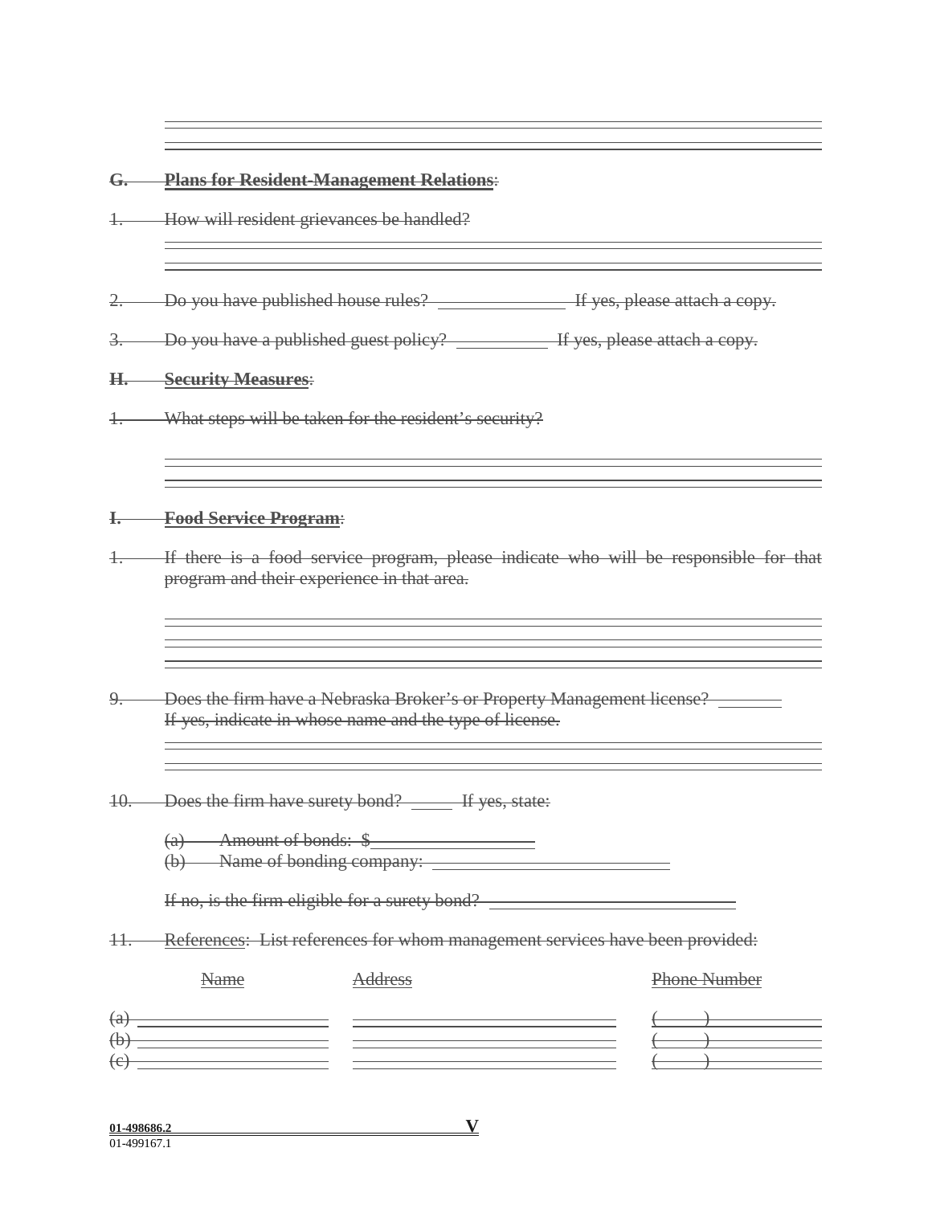**G. Plans for Resident-Management Relations**:

1. How will resident grievances be handled?

______________________________________________

______________________________________________

2. Do you have published house rules? ______________ If yes, please attach a copy.

3. Do you have a published guest policy? __________ If yes, please attach a copy.

**H. Security Measures**:

1. What steps will be taken for the resident's security?

______________________________________________

______________________________________________

**I. Food Service Program**:

1. If there is a food service program, please indicate who will be responsible for that program and their experience in that area.

______________________________________________

______________________________________________

______________________________________________

9. Does the firm have a Nebraska Broker's or Property Management license? _______
   If yes, indicate in whose name and the type of license.

______________________________________________

______________________________________________

10. Does the firm have surety bond? _____ If yes, state:

    (a) Amount of bonds: $__________________

    (b) Name of bonding company: __________________________

    If no, is the firm eligible for a surety bond? __________________________

11. References: List references for whom management services have been provided:

| | Name | Address | Phone Number |
|---|---|---|---|
| (a) | | | (    ) |
| (b) | | | (    ) |
| (c) | | | (    ) |

01-498686.2 V
01-499167.1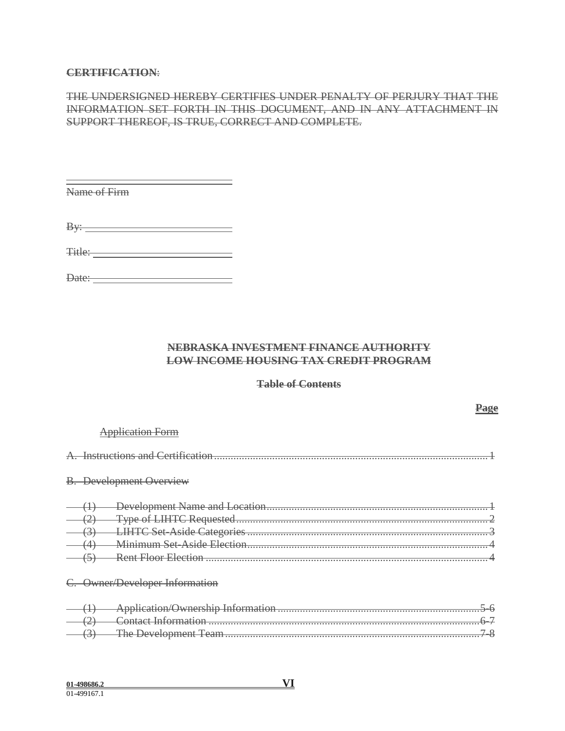~~**CERTIFICATION**:~~

~~THE UNDERSIGNED HEREBY CERTIFIES UNDER PENALTY OF PERJURY THAT THE INFORMATION SET FORTH IN THIS DOCUMENT, AND IN ANY ATTACHMENT IN SUPPORT THEREOF, IS TRUE, CORRECT AND COMPLETE.~~

\_\_\_\_\_\_\_\_\_\_\_\_\_\_\_\_\_\_\_\_\_\_\_\_\_\_\_\_\_\_
~~Name of Firm~~

~~By:~~ \_\_\_\_\_\_\_\_\_\_\_\_\_\_\_\_\_\_\_\_\_\_\_\_\_\_

~~Title:~~ \_\_\_\_\_\_\_\_\_\_\_\_\_\_\_\_\_\_\_\_\_\_\_\_\_

~~Date:~~ \_\_\_\_\_\_\_\_\_\_\_\_\_\_\_\_\_\_\_\_\_\_\_\_\_

## ~~NEBRASKA INVESTMENT FINANCE AUTHORITY~~
## ~~LOW INCOME HOUSING TAX CREDIT PROGRAM~~

### ~~Table of Contents~~

| | ~~Page~~ |
|---|---|
| ~~Application Form~~ | |
| ~~A. Instructions and Certification~~ | ~~1~~ |
| ~~B. Development Overview~~ | |
| ~~(1) Development Name and Location~~ | ~~1~~ |
| ~~(2) Type of LIHTC Requested~~ | ~~2~~ |
| ~~(3) LIHTC Set-Aside Categories~~ | ~~3~~ |
| ~~(4) Minimum Set-Aside Election~~ | ~~4~~ |
| ~~(5) Rent Floor Election~~ | ~~4~~ |
| ~~C. Owner/Developer Information~~ | |
| ~~(1) Application/Ownership Information~~ | ~~5-6~~ |
| ~~(2) Contact Information~~ | ~~6-7~~ |
| ~~(3) The Development Team~~ | ~~7-8~~ |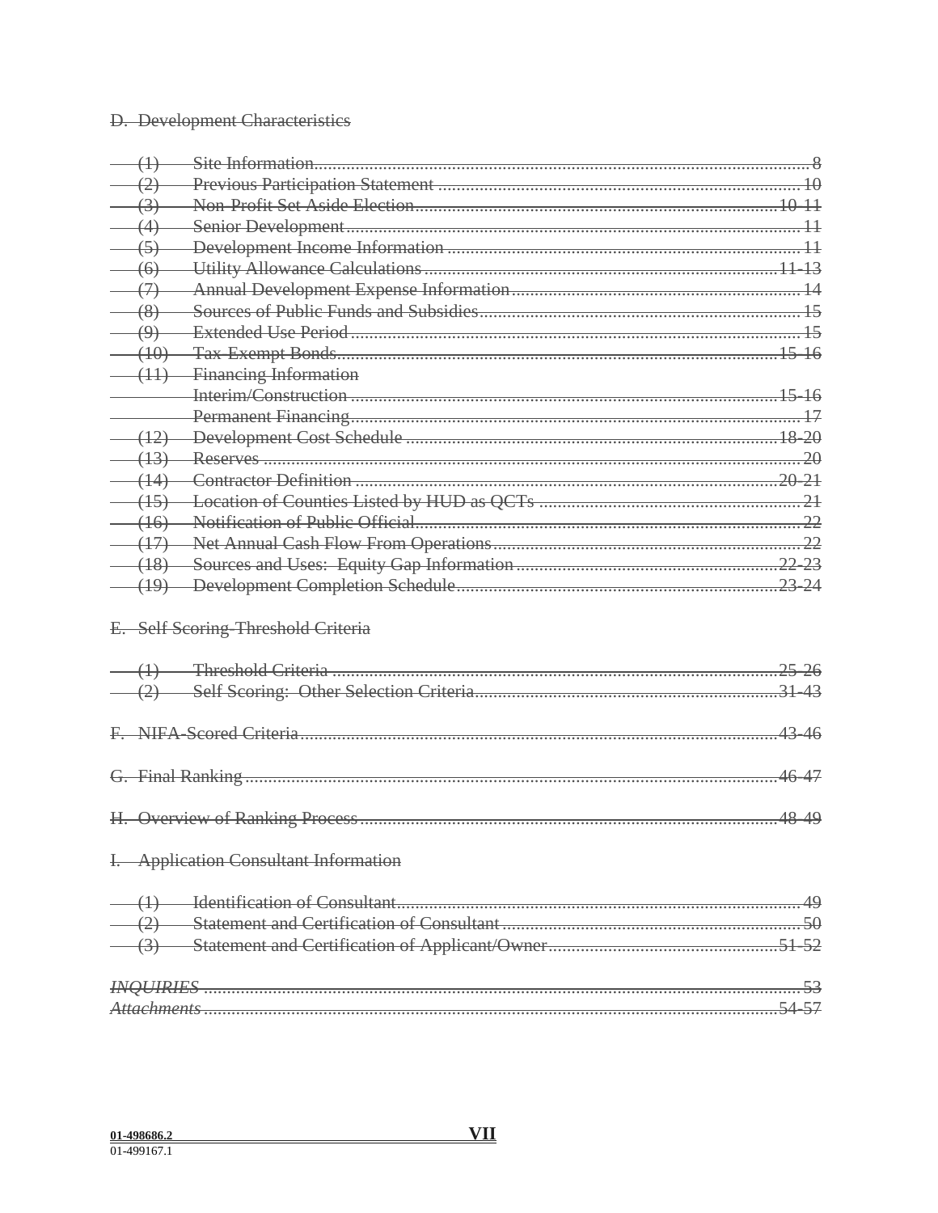~~D. Development Characteristics~~

~~(1) Site Information........................................................................................................8~~
~~(2) Previous Participation Statement ...........................................................................10~~
~~(3) Non-Profit Set Aside Election...............................................................................10-11~~
~~(4) Senior Development...................................................................................................11~~
~~(5) Development Income Information ............................................................................11~~
~~(6) Utility Allowance Calculations ..............................................................................11-13~~
~~(7) Annual Development Expense Information..............................................................14~~
~~(8) Sources of Public Funds and Subsidies.....................................................................15~~
~~(9) Extended Use Period ..................................................................................................15~~
~~(10) Tax-Exempt Bonds................................................................................................15-16~~
~~(11) Financing Information~~
~~Interim/Construction ..............................................................................................15-16~~
~~Permanent Financing....................................................................................................17~~
~~(12) Development Cost Schedule ..................................................................................18-20~~
~~(13) Reserves ....................................................................................................................20~~
~~(14) Contractor Definition ...........................................................................................20-21~~
~~(15) Location of Counties Listed by HUD as QCTs ..........................................................21~~
~~(16) Notification of Public Official....................................................................................22~~
~~(17) Net Annual Cash Flow From Operations...................................................................22~~
~~(18) Sources and Uses: Equity Gap Information ..........................................................22-23~~
~~(19) Development Completion Schedule......................................................................23-24~~

~~E. Self Scoring-Threshold Criteria~~

~~(1) Threshold Criteria ..................................................................................................25-26~~
~~(2) Self Scoring: Other Selection Criteria.................................................................31-43~~

~~F. NIFA-Scored Criteria.........................................................................................................43-46~~

~~G. Final Ranking .....................................................................................................................46-47~~

~~H. Overview of Ranking Process..............................................................................................48-49~~

~~I. Application Consultant Information~~

~~(1) Identification of Consultant.........................................................................................49~~
~~(2) Statement and Certification of Consultant ..................................................................50~~
~~(3) Statement and Certification of Applicant/Owner.................................................51-52~~

~~*INQUIRIES* .............................................................................................................................53~~
~~*Attachments* .......................................................................................................................54-57~~

**01-498686.2**
01-499167.1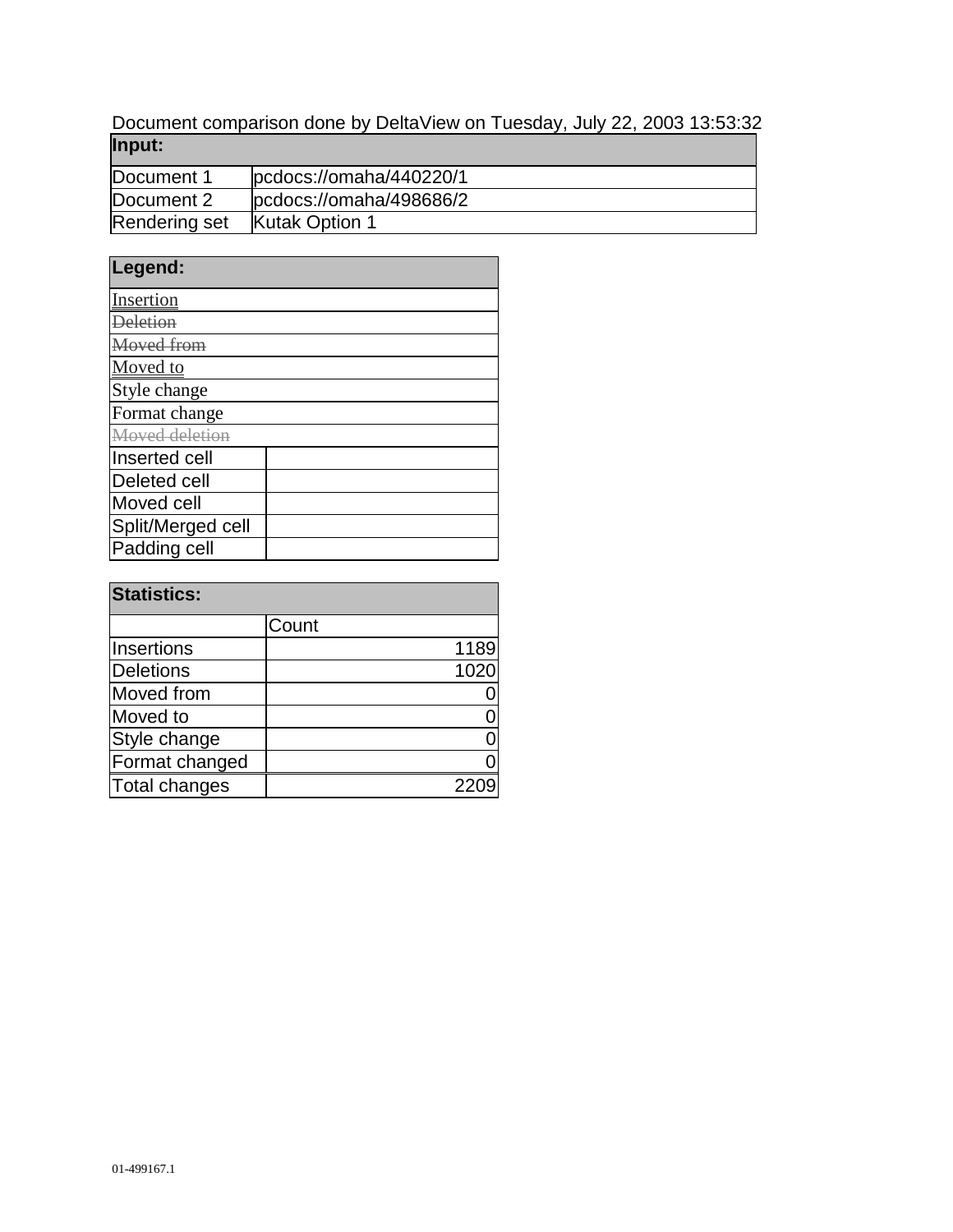Document comparison done by DeltaView on Tuesday, July 22, 2003 13:53:32

| **Input:** | |
| --- | --- |
| Document 1 | pcdocs://omaha/440220/1 |
| Document 2 | pcdocs://omaha/498686/2 |
| Rendering set | Kutak Option 1 |

| **Legend:** | |
| --- | --- |
| Insertion | |
| ~~Deletion~~ | |
| ~~Moved from~~ | |
| Moved to | |
| Style change | |
| Format change | |
| ~~Moved deletion~~ | |
| Inserted cell | |
| Deleted cell | |
| Moved cell | |
| Split/Merged cell | |
| Padding cell | |

| **Statistics:** | |
| --- | --- |
| | Count |
| Insertions | 1189 |
| Deletions | 1020 |
| Moved from | 0 |
| Moved to | 0 |
| Style change | 0 |
| Format changed | 0 |
| Total changes | 2209 |

01-499167.1